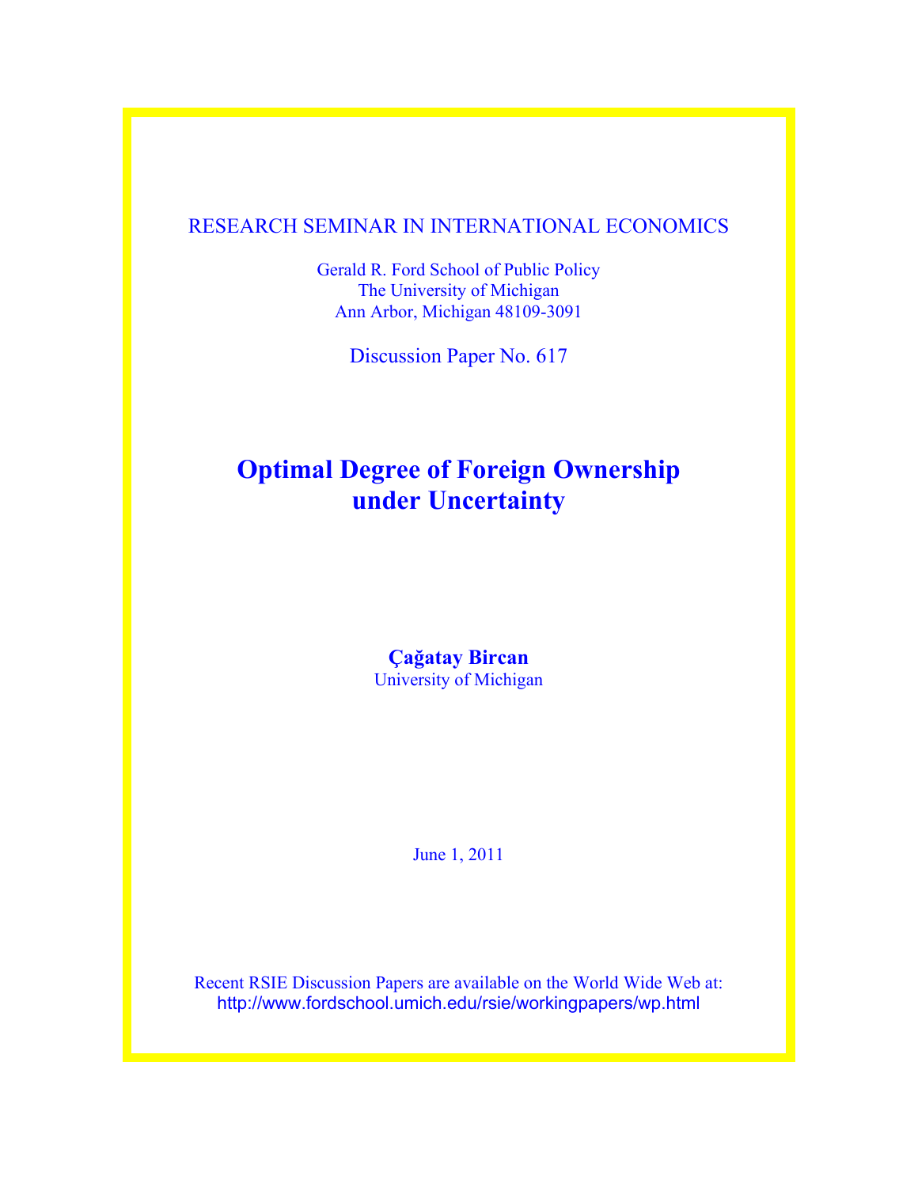RESEARCH SEMINAR IN INTERNATIONAL ECONOMICS

Gerald R. Ford School of Public Policy
The University of Michigan
Ann Arbor, Michigan 48109-3091

Discussion Paper No. 617

# Optimal Degree of Foreign Ownership under Uncertainty

**Çağatay Bircan**
University of Michigan

June 1, 2011

Recent RSIE Discussion Papers are available on the World Wide Web at:
http://www.fordschool.umich.edu/rsie/workingpapers/wp.html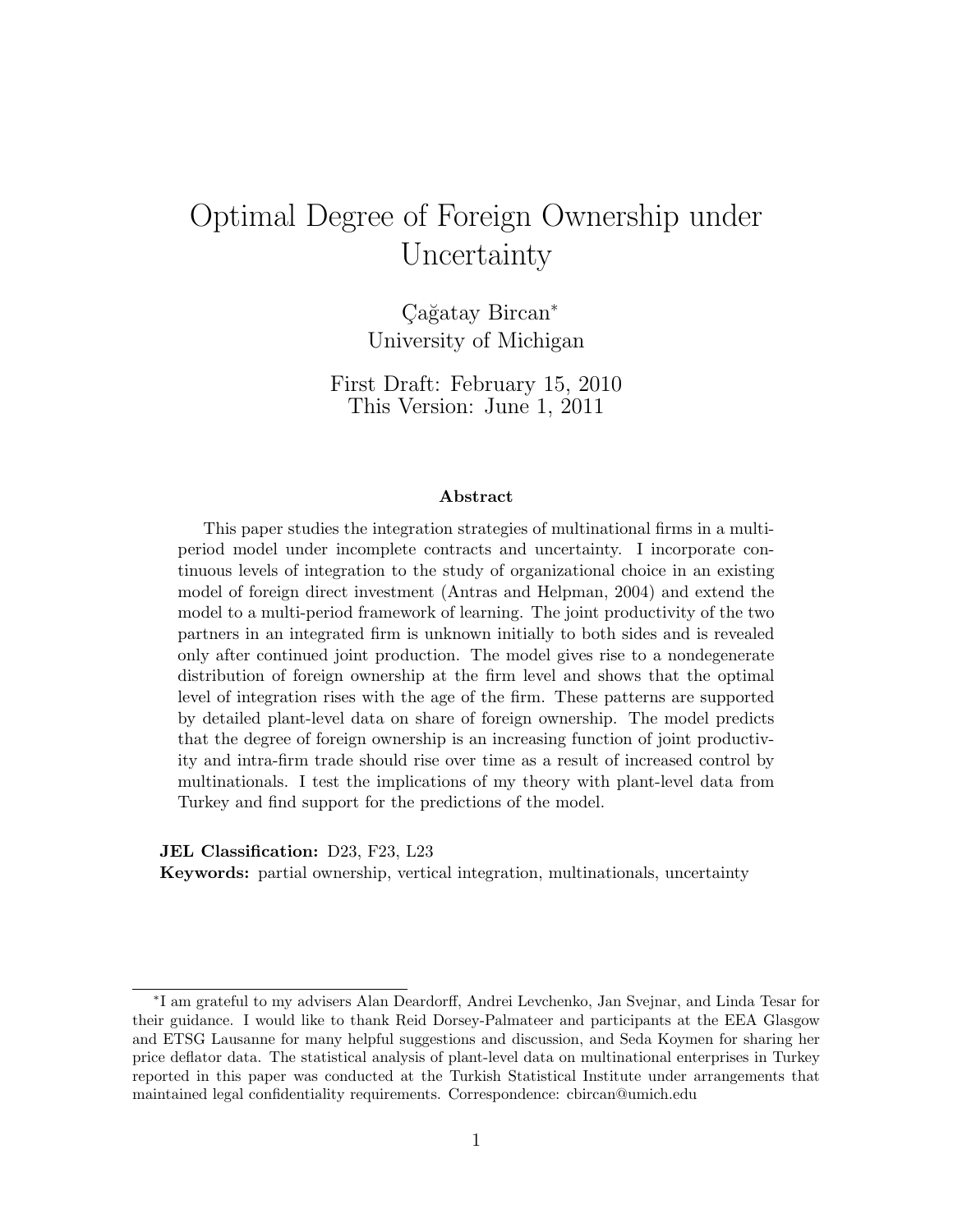# Optimal Degree of Foreign Ownership under Uncertainty

Çağatay Bircan*
University of Michigan

First Draft: February 15, 2010
This Version: June 1, 2011

### Abstract

This paper studies the integration strategies of multinational firms in a multi-period model under incomplete contracts and uncertainty. I incorporate continuous levels of integration to the study of organizational choice in an existing model of foreign direct investment (Antras and Helpman, 2004) and extend the model to a multi-period framework of learning. The joint productivity of the two partners in an integrated firm is unknown initially to both sides and is revealed only after continued joint production. The model gives rise to a nondegenerate distribution of foreign ownership at the firm level and shows that the optimal level of integration rises with the age of the firm. These patterns are supported by detailed plant-level data on share of foreign ownership. The model predicts that the degree of foreign ownership is an increasing function of joint productivity and intra-firm trade should rise over time as a result of increased control by multinationals. I test the implications of my theory with plant-level data from Turkey and find support for the predictions of the model.

**JEL Classification:** D23, F23, L23

**Keywords:** partial ownership, vertical integration, multinationals, uncertainty

---

*I am grateful to my advisers Alan Deardorff, Andrei Levchenko, Jan Svejnar, and Linda Tesar for their guidance. I would like to thank Reid Dorsey-Palmateer and participants at the EEA Glasgow and ETSG Lausanne for many helpful suggestions and discussion, and Seda Koymen for sharing her price deflator data. The statistical analysis of plant-level data on multinational enterprises in Turkey reported in this paper was conducted at the Turkish Statistical Institute under arrangements that maintained legal confidentiality requirements. Correspondence: cbircan@umich.edu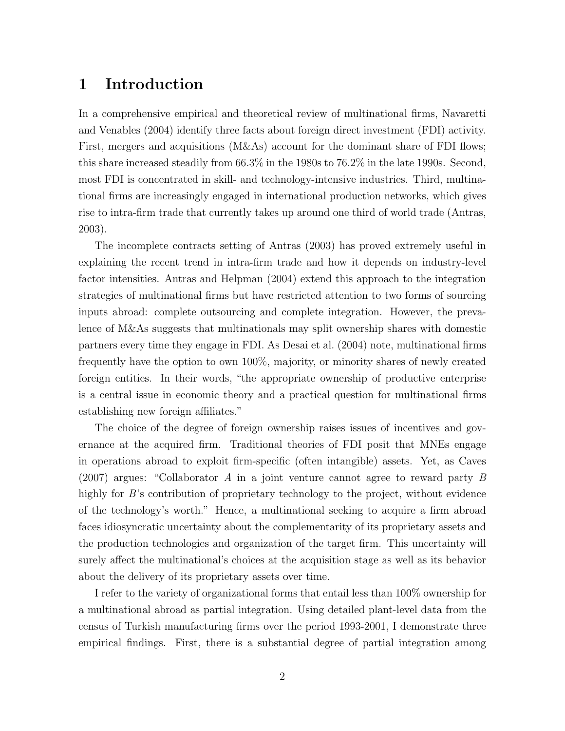# 1 Introduction

In a comprehensive empirical and theoretical review of multinational firms, Navaretti and Venables (2004) identify three facts about foreign direct investment (FDI) activity. First, mergers and acquisitions (M&As) account for the dominant share of FDI flows; this share increased steadily from 66.3% in the 1980s to 76.2% in the late 1990s. Second, most FDI is concentrated in skill- and technology-intensive industries. Third, multinational firms are increasingly engaged in international production networks, which gives rise to intra-firm trade that currently takes up around one third of world trade (Antras, 2003).

The incomplete contracts setting of Antras (2003) has proved extremely useful in explaining the recent trend in intra-firm trade and how it depends on industry-level factor intensities. Antras and Helpman (2004) extend this approach to the integration strategies of multinational firms but have restricted attention to two forms of sourcing inputs abroad: complete outsourcing and complete integration. However, the prevalence of M&As suggests that multinationals may split ownership shares with domestic partners every time they engage in FDI. As Desai et al. (2004) note, multinational firms frequently have the option to own 100%, majority, or minority shares of newly created foreign entities. In their words, "the appropriate ownership of productive enterprise is a central issue in economic theory and a practical question for multinational firms establishing new foreign affiliates."

The choice of the degree of foreign ownership raises issues of incentives and governance at the acquired firm. Traditional theories of FDI posit that MNEs engage in operations abroad to exploit firm-specific (often intangible) assets. Yet, as Caves (2007) argues: "Collaborator *A* in a joint venture cannot agree to reward party *B* highly for *B*'s contribution of proprietary technology to the project, without evidence of the technology's worth." Hence, a multinational seeking to acquire a firm abroad faces idiosyncratic uncertainty about the complementarity of its proprietary assets and the production technologies and organization of the target firm. This uncertainty will surely affect the multinational's choices at the acquisition stage as well as its behavior about the delivery of its proprietary assets over time.

I refer to the variety of organizational forms that entail less than 100% ownership for a multinational abroad as partial integration. Using detailed plant-level data from the census of Turkish manufacturing firms over the period 1993-2001, I demonstrate three empirical findings. First, there is a substantial degree of partial integration among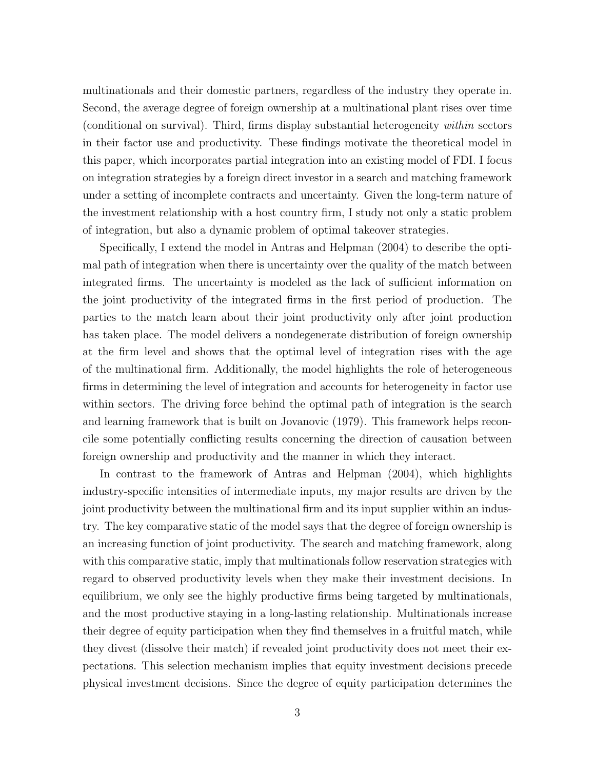multinationals and their domestic partners, regardless of the industry they operate in. Second, the average degree of foreign ownership at a multinational plant rises over time (conditional on survival). Third, firms display substantial heterogeneity *within* sectors in their factor use and productivity. These findings motivate the theoretical model in this paper, which incorporates partial integration into an existing model of FDI. I focus on integration strategies by a foreign direct investor in a search and matching framework under a setting of incomplete contracts and uncertainty. Given the long-term nature of the investment relationship with a host country firm, I study not only a static problem of integration, but also a dynamic problem of optimal takeover strategies.

Specifically, I extend the model in Antras and Helpman (2004) to describe the optimal path of integration when there is uncertainty over the quality of the match between integrated firms. The uncertainty is modeled as the lack of sufficient information on the joint productivity of the integrated firms in the first period of production. The parties to the match learn about their joint productivity only after joint production has taken place. The model delivers a nondegenerate distribution of foreign ownership at the firm level and shows that the optimal level of integration rises with the age of the multinational firm. Additionally, the model highlights the role of heterogeneous firms in determining the level of integration and accounts for heterogeneity in factor use within sectors. The driving force behind the optimal path of integration is the search and learning framework that is built on Jovanovic (1979). This framework helps reconcile some potentially conflicting results concerning the direction of causation between foreign ownership and productivity and the manner in which they interact.

In contrast to the framework of Antras and Helpman (2004), which highlights industry-specific intensities of intermediate inputs, my major results are driven by the joint productivity between the multinational firm and its input supplier within an industry. The key comparative static of the model says that the degree of foreign ownership is an increasing function of joint productivity. The search and matching framework, along with this comparative static, imply that multinationals follow reservation strategies with regard to observed productivity levels when they make their investment decisions. In equilibrium, we only see the highly productive firms being targeted by multinationals, and the most productive staying in a long-lasting relationship. Multinationals increase their degree of equity participation when they find themselves in a fruitful match, while they divest (dissolve their match) if revealed joint productivity does not meet their expectations. This selection mechanism implies that equity investment decisions precede physical investment decisions. Since the degree of equity participation determines the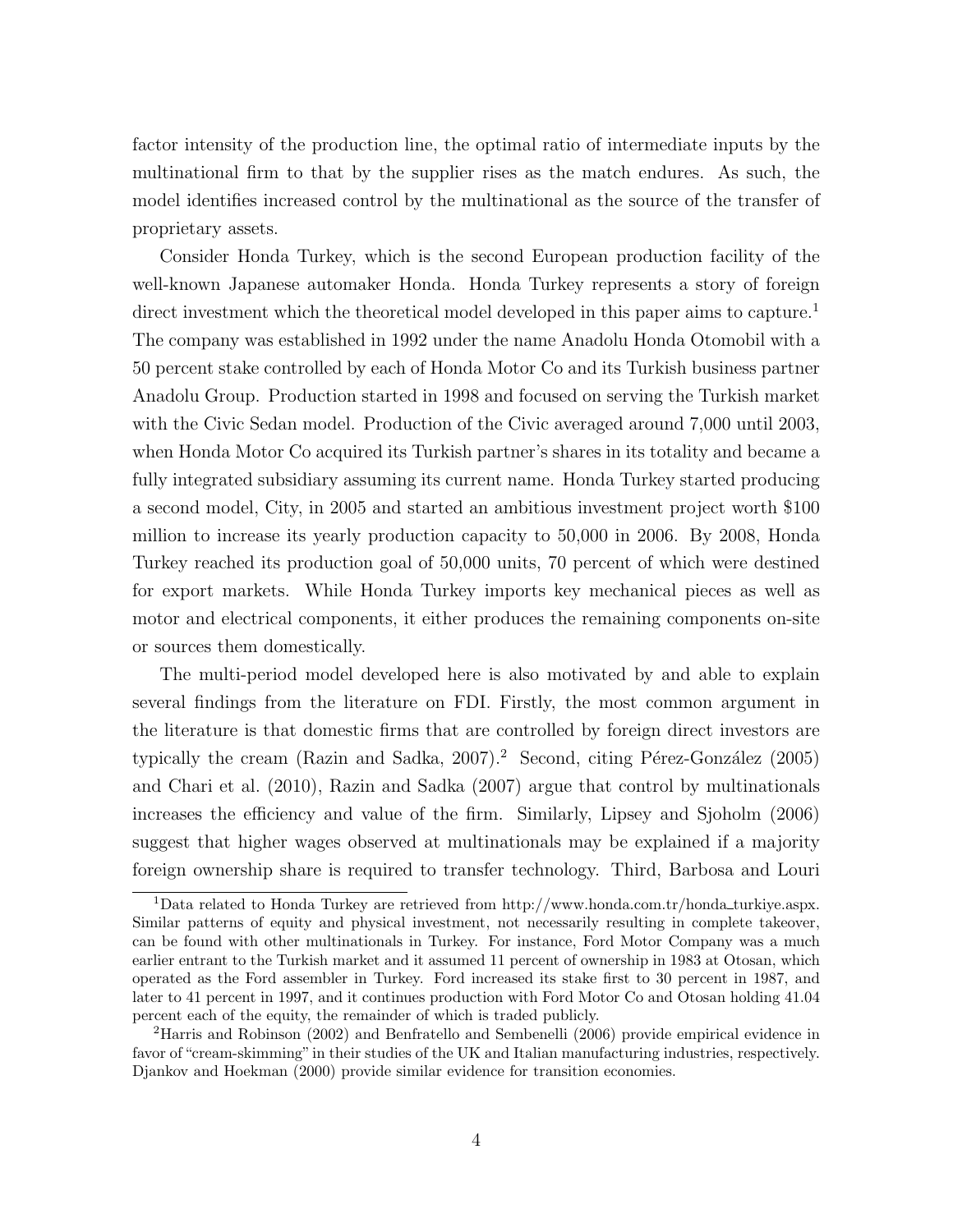factor intensity of the production line, the optimal ratio of intermediate inputs by the multinational firm to that by the supplier rises as the match endures. As such, the model identifies increased control by the multinational as the source of the transfer of proprietary assets.

Consider Honda Turkey, which is the second European production facility of the well-known Japanese automaker Honda. Honda Turkey represents a story of foreign direct investment which the theoretical model developed in this paper aims to capture.[1] The company was established in 1992 under the name Anadolu Honda Otomobil with a 50 percent stake controlled by each of Honda Motor Co and its Turkish business partner Anadolu Group. Production started in 1998 and focused on serving the Turkish market with the Civic Sedan model. Production of the Civic averaged around 7,000 until 2003, when Honda Motor Co acquired its Turkish partner's shares in its totality and became a fully integrated subsidiary assuming its current name. Honda Turkey started producing a second model, City, in 2005 and started an ambitious investment project worth $100 million to increase its yearly production capacity to 50,000 in 2006. By 2008, Honda Turkey reached its production goal of 50,000 units, 70 percent of which were destined for export markets. While Honda Turkey imports key mechanical pieces as well as motor and electrical components, it either produces the remaining components on-site or sources them domestically.

The multi-period model developed here is also motivated by and able to explain several findings from the literature on FDI. Firstly, the most common argument in the literature is that domestic firms that are controlled by foreign direct investors are typically the cream (Razin and Sadka, 2007).[2] Second, citing Pérez-González (2005) and Chari et al. (2010), Razin and Sadka (2007) argue that control by multinationals increases the efficiency and value of the firm. Similarly, Lipsey and Sjoholm (2006) suggest that higher wages observed at multinationals may be explained if a majority foreign ownership share is required to transfer technology. Third, Barbosa and Louri

[1] Data related to Honda Turkey are retrieved from http://www.honda.com.tr/honda_turkiye.aspx. Similar patterns of equity and physical investment, not necessarily resulting in complete takeover, can be found with other multinationals in Turkey. For instance, Ford Motor Company was a much earlier entrant to the Turkish market and it assumed 11 percent of ownership in 1983 at Otosan, which operated as the Ford assembler in Turkey. Ford increased its stake first to 30 percent in 1987, and later to 41 percent in 1997, and it continues production with Ford Motor Co and Otosan holding 41.04 percent each of the equity, the remainder of which is traded publicly.

[2] Harris and Robinson (2002) and Benfratello and Sembenelli (2006) provide empirical evidence in favor of "cream-skimming" in their studies of the UK and Italian manufacturing industries, respectively. Djankov and Hoekman (2000) provide similar evidence for transition economies.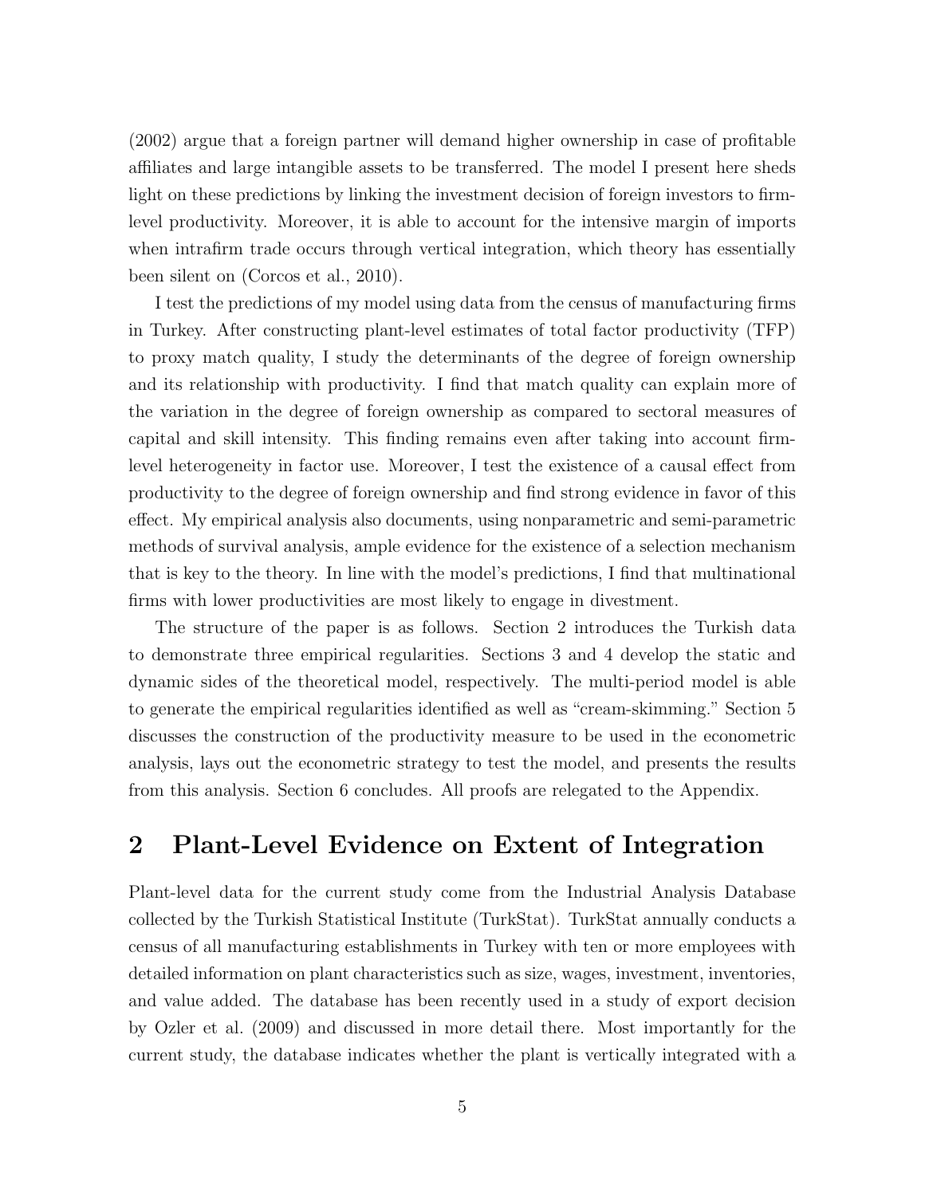(2002) argue that a foreign partner will demand higher ownership in case of profitable affiliates and large intangible assets to be transferred. The model I present here sheds light on these predictions by linking the investment decision of foreign investors to firm-level productivity. Moreover, it is able to account for the intensive margin of imports when intrafirm trade occurs through vertical integration, which theory has essentially been silent on (Corcos et al., 2010).

I test the predictions of my model using data from the census of manufacturing firms in Turkey. After constructing plant-level estimates of total factor productivity (TFP) to proxy match quality, I study the determinants of the degree of foreign ownership and its relationship with productivity. I find that match quality can explain more of the variation in the degree of foreign ownership as compared to sectoral measures of capital and skill intensity. This finding remains even after taking into account firm-level heterogeneity in factor use. Moreover, I test the existence of a causal effect from productivity to the degree of foreign ownership and find strong evidence in favor of this effect. My empirical analysis also documents, using nonparametric and semi-parametric methods of survival analysis, ample evidence for the existence of a selection mechanism that is key to the theory. In line with the model's predictions, I find that multinational firms with lower productivities are most likely to engage in divestment.

The structure of the paper is as follows. Section 2 introduces the Turkish data to demonstrate three empirical regularities. Sections 3 and 4 develop the static and dynamic sides of the theoretical model, respectively. The multi-period model is able to generate the empirical regularities identified as well as "cream-skimming." Section 5 discusses the construction of the productivity measure to be used in the econometric analysis, lays out the econometric strategy to test the model, and presents the results from this analysis. Section 6 concludes. All proofs are relegated to the Appendix.

# 2 Plant-Level Evidence on Extent of Integration

Plant-level data for the current study come from the Industrial Analysis Database collected by the Turkish Statistical Institute (TurkStat). TurkStat annually conducts a census of all manufacturing establishments in Turkey with ten or more employees with detailed information on plant characteristics such as size, wages, investment, inventories, and value added. The database has been recently used in a study of export decision by Ozler et al. (2009) and discussed in more detail there. Most importantly for the current study, the database indicates whether the plant is vertically integrated with a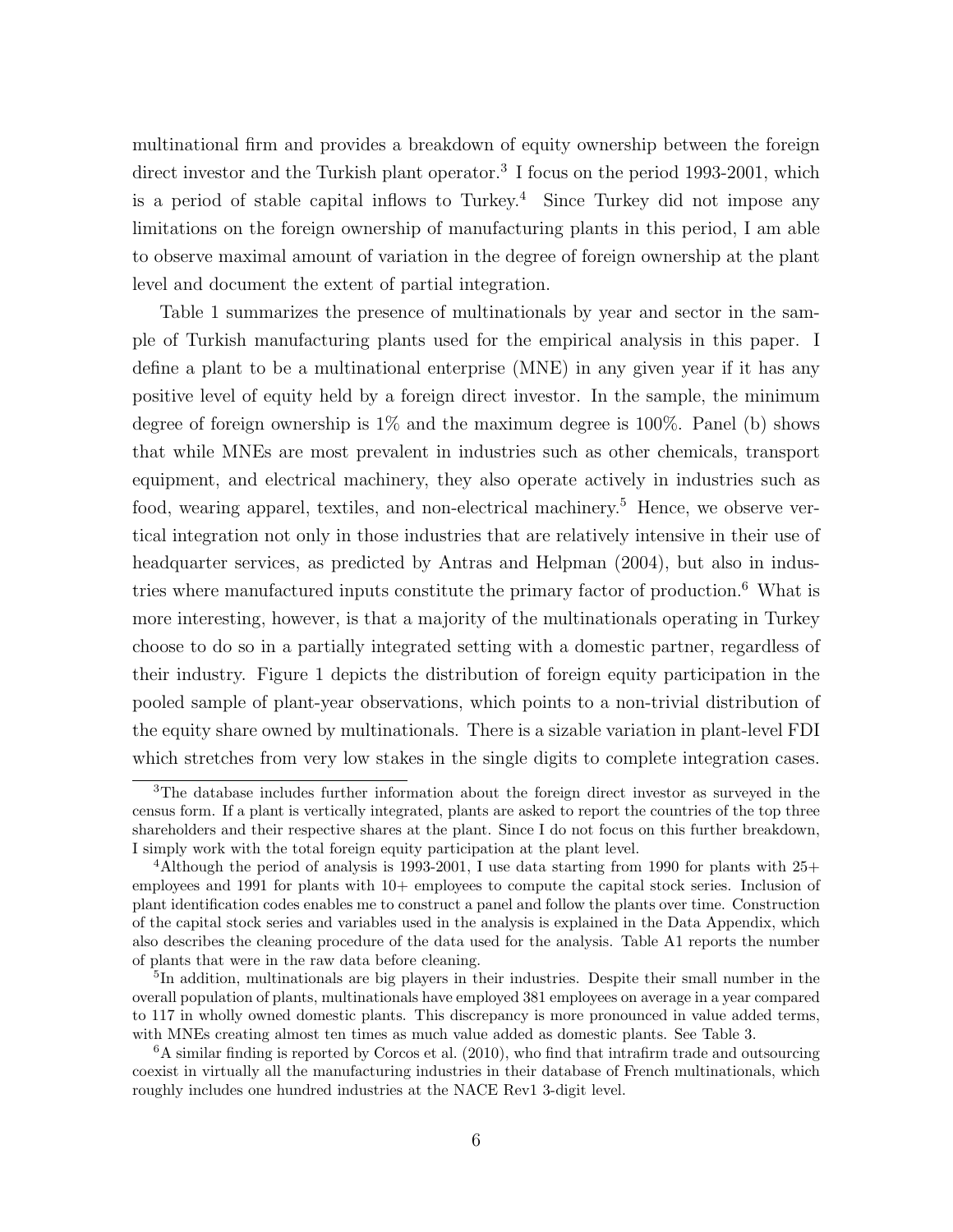multinational firm and provides a breakdown of equity ownership between the foreign direct investor and the Turkish plant operator.[3] I focus on the period 1993-2001, which is a period of stable capital inflows to Turkey.[4] Since Turkey did not impose any limitations on the foreign ownership of manufacturing plants in this period, I am able to observe maximal amount of variation in the degree of foreign ownership at the plant level and document the extent of partial integration.

Table 1 summarizes the presence of multinationals by year and sector in the sample of Turkish manufacturing plants used for the empirical analysis in this paper. I define a plant to be a multinational enterprise (MNE) in any given year if it has any positive level of equity held by a foreign direct investor. In the sample, the minimum degree of foreign ownership is 1% and the maximum degree is 100%. Panel (b) shows that while MNEs are most prevalent in industries such as other chemicals, transport equipment, and electrical machinery, they also operate actively in industries such as food, wearing apparel, textiles, and non-electrical machinery.[5] Hence, we observe vertical integration not only in those industries that are relatively intensive in their use of headquarter services, as predicted by Antras and Helpman (2004), but also in industries where manufactured inputs constitute the primary factor of production.[6] What is more interesting, however, is that a majority of the multinationals operating in Turkey choose to do so in a partially integrated setting with a domestic partner, regardless of their industry. Figure 1 depicts the distribution of foreign equity participation in the pooled sample of plant-year observations, which points to a non-trivial distribution of the equity share owned by multinationals. There is a sizable variation in plant-level FDI which stretches from very low stakes in the single digits to complete integration cases.

---

[3] The database includes further information about the foreign direct investor as surveyed in the census form. If a plant is vertically integrated, plants are asked to report the countries of the top three shareholders and their respective shares at the plant. Since I do not focus on this further breakdown, I simply work with the total foreign equity participation at the plant level.

[4] Although the period of analysis is 1993-2001, I use data starting from 1990 for plants with 25+ employees and 1991 for plants with 10+ employees to compute the capital stock series. Inclusion of plant identification codes enables me to construct a panel and follow the plants over time. Construction of the capital stock series and variables used in the analysis is explained in the Data Appendix, which also describes the cleaning procedure of the data used for the analysis. Table A1 reports the number of plants that were in the raw data before cleaning.

[5] In addition, multinationals are big players in their industries. Despite their small number in the overall population of plants, multinationals have employed 381 employees on average in a year compared to 117 in wholly owned domestic plants. This discrepancy is more pronounced in value added terms, with MNEs creating almost ten times as much value added as domestic plants. See Table 3.

[6] A similar finding is reported by Corcos et al. (2010), who find that intrafirm trade and outsourcing coexist in virtually all the manufacturing industries in their database of French multinationals, which roughly includes one hundred industries at the NACE Rev1 3-digit level.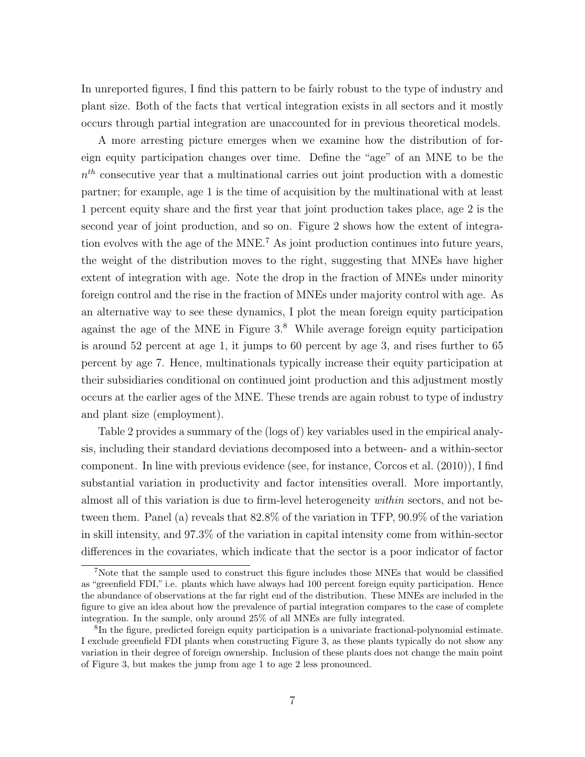In unreported figures, I find this pattern to be fairly robust to the type of industry and plant size. Both of the facts that vertical integration exists in all sectors and it mostly occurs through partial integration are unaccounted for in previous theoretical models.

A more arresting picture emerges when we examine how the distribution of foreign equity participation changes over time. Define the "age" of an MNE to be the $n^{th}$ consecutive year that a multinational carries out joint production with a domestic partner; for example, age 1 is the time of acquisition by the multinational with at least 1 percent equity share and the first year that joint production takes place, age 2 is the second year of joint production, and so on. Figure 2 shows how the extent of integration evolves with the age of the MNE.[7] As joint production continues into future years, the weight of the distribution moves to the right, suggesting that MNEs have higher extent of integration with age. Note the drop in the fraction of MNEs under minority foreign control and the rise in the fraction of MNEs under majority control with age. As an alternative way to see these dynamics, I plot the mean foreign equity participation against the age of the MNE in Figure 3.[8] While average foreign equity participation is around 52 percent at age 1, it jumps to 60 percent by age 3, and rises further to 65 percent by age 7. Hence, multinationals typically increase their equity participation at their subsidiaries conditional on continued joint production and this adjustment mostly occurs at the earlier ages of the MNE. These trends are again robust to type of industry and plant size (employment).

Table 2 provides a summary of the (logs of) key variables used in the empirical analysis, including their standard deviations decomposed into a between- and a within-sector component. In line with previous evidence (see, for instance, Corcos et al. (2010)), I find substantial variation in productivity and factor intensities overall. More importantly, almost all of this variation is due to firm-level heterogeneity *within* sectors, and not between them. Panel (a) reveals that 82.8% of the variation in TFP, 90.9% of the variation in skill intensity, and 97.3% of the variation in capital intensity come from within-sector differences in the covariates, which indicate that the sector is a poor indicator of factor

[7] Note that the sample used to construct this figure includes those MNEs that would be classified as "greenfield FDI," i.e. plants which have always had 100 percent foreign equity participation. Hence the abundance of observations at the far right end of the distribution. These MNEs are included in the figure to give an idea about how the prevalence of partial integration compares to the case of complete integration. In the sample, only around 25% of all MNEs are fully integrated.

[8] In the figure, predicted foreign equity participation is a univariate fractional-polynomial estimate. I exclude greenfield FDI plants when constructing Figure 3, as these plants typically do not show any variation in their degree of foreign ownership. Inclusion of these plants does not change the main point of Figure 3, but makes the jump from age 1 to age 2 less pronounced.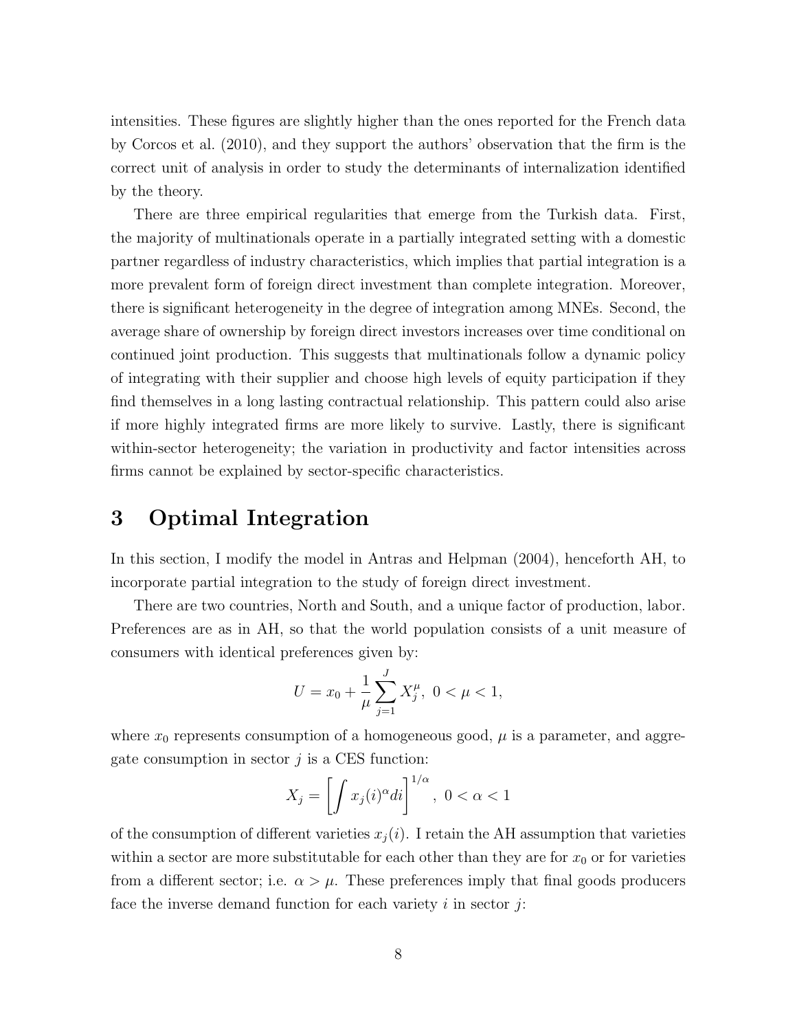intensities. These figures are slightly higher than the ones reported for the French data by Corcos et al. (2010), and they support the authors' observation that the firm is the correct unit of analysis in order to study the determinants of internalization identified by the theory.

There are three empirical regularities that emerge from the Turkish data. First, the majority of multinationals operate in a partially integrated setting with a domestic partner regardless of industry characteristics, which implies that partial integration is a more prevalent form of foreign direct investment than complete integration. Moreover, there is significant heterogeneity in the degree of integration among MNEs. Second, the average share of ownership by foreign direct investors increases over time conditional on continued joint production. This suggests that multinationals follow a dynamic policy of integrating with their supplier and choose high levels of equity participation if they find themselves in a long lasting contractual relationship. This pattern could also arise if more highly integrated firms are more likely to survive. Lastly, there is significant within-sector heterogeneity; the variation in productivity and factor intensities across firms cannot be explained by sector-specific characteristics.

# 3 Optimal Integration

In this section, I modify the model in Antras and Helpman (2004), henceforth AH, to incorporate partial integration to the study of foreign direct investment.

There are two countries, North and South, and a unique factor of production, labor. Preferences are as in AH, so that the world population consists of a unit measure of consumers with identical preferences given by:

$$U = x_0 + \frac{1}{\mu}\sum_{j=1}^{J} X_j^{\mu},\ 0 < \mu < 1,$$

where $x_0$ represents consumption of a homogeneous good, $\mu$ is a parameter, and aggregate consumption in sector $j$ is a CES function:

$$X_j = \left[\int x_j(i)^{\alpha} di\right]^{1/\alpha},\ 0 < \alpha < 1$$

of the consumption of different varieties $x_j(i)$. I retain the AH assumption that varieties within a sector are more substitutable for each other than they are for $x_0$ or for varieties from a different sector; i.e. $\alpha > \mu$. These preferences imply that final goods producers face the inverse demand function for each variety $i$ in sector $j$: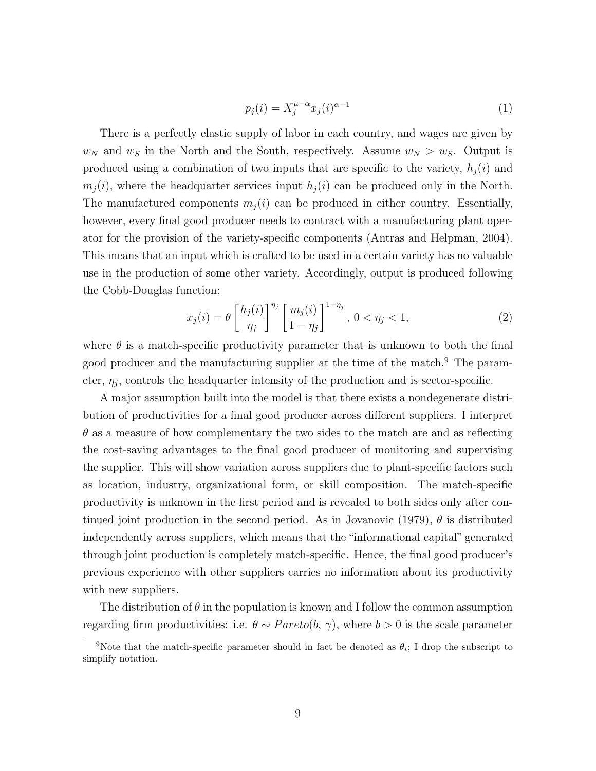$$p_j(i) = X_j^{\mu-\alpha} x_j(i)^{\alpha-1} \tag{1}$$

There is a perfectly elastic supply of labor in each country, and wages are given by $w_N$ and $w_S$ in the North and the South, respectively. Assume $w_N > w_S$. Output is produced using a combination of two inputs that are specific to the variety, $h_j(i)$ and $m_j(i)$, where the headquarter services input $h_j(i)$ can be produced only in the North. The manufactured components $m_j(i)$ can be produced in either country. Essentially, however, every final good producer needs to contract with a manufacturing plant operator for the provision of the variety-specific components (Antras and Helpman, 2004). This means that an input which is crafted to be used in a certain variety has no valuable use in the production of some other variety. Accordingly, output is produced following the Cobb-Douglas function:

$$x_j(i) = \theta \left[\frac{h_j(i)}{\eta_j}\right]^{\eta_j} \left[\frac{m_j(i)}{1-\eta_j}\right]^{1-\eta_j}, \; 0 < \eta_j < 1, \tag{2}$$

where $\theta$ is a match-specific productivity parameter that is unknown to both the final good producer and the manufacturing supplier at the time of the match.[9] The parameter, $\eta_j$, controls the headquarter intensity of the production and is sector-specific.

A major assumption built into the model is that there exists a nondegenerate distribution of productivities for a final good producer across different suppliers. I interpret $\theta$ as a measure of how complementary the two sides to the match are and as reflecting the cost-saving advantages to the final good producer of monitoring and supervising the supplier. This will show variation across suppliers due to plant-specific factors such as location, industry, organizational form, or skill composition. The match-specific productivity is unknown in the first period and is revealed to both sides only after continued joint production in the second period. As in Jovanovic (1979), $\theta$ is distributed independently across suppliers, which means that the "informational capital" generated through joint production is completely match-specific. Hence, the final good producer's previous experience with other suppliers carries no information about its productivity with new suppliers.

The distribution of $\theta$ in the population is known and I follow the common assumption regarding firm productivities: i.e. $\theta \sim Pareto(b, \gamma)$, where $b > 0$ is the scale parameter

[9] Note that the match-specific parameter should in fact be denoted as $\theta_i$; I drop the subscript to simplify notation.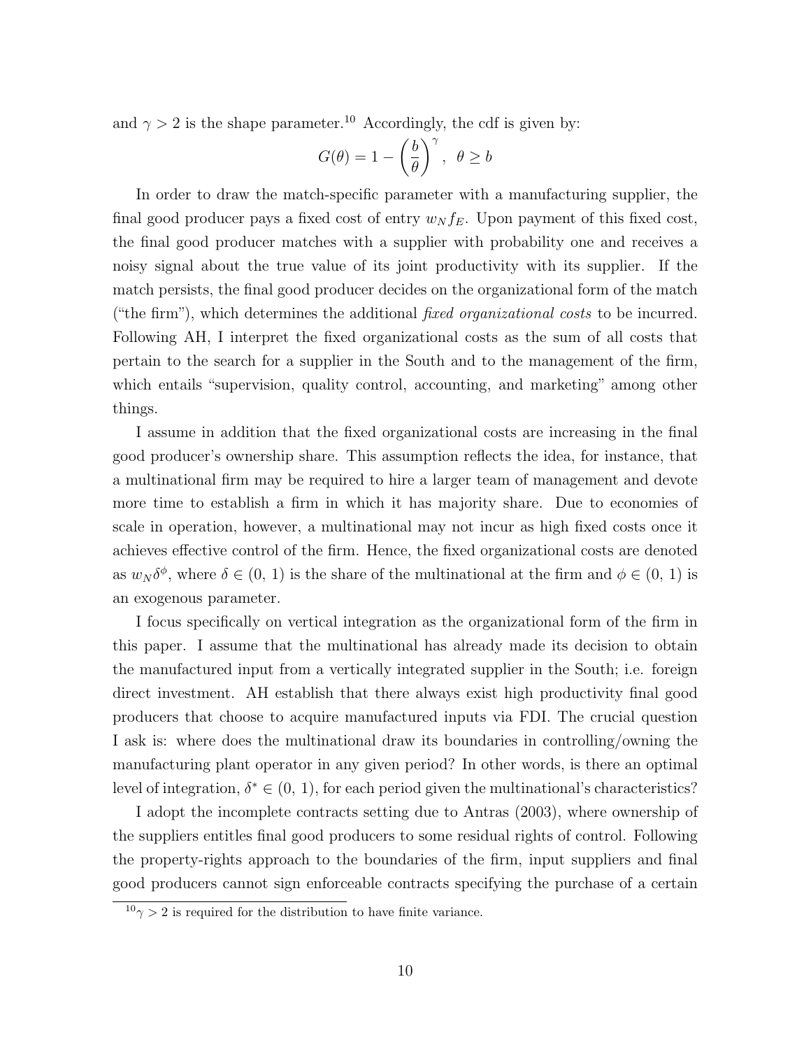and $\gamma > 2$ is the shape parameter.[10] Accordingly, the cdf is given by:

$$G(\theta) = 1 - \left(\frac{b}{\theta}\right)^{\gamma}, \ \ \theta \geq b$$

In order to draw the match-specific parameter with a manufacturing supplier, the final good producer pays a fixed cost of entry $w_N f_E$. Upon payment of this fixed cost, the final good producer matches with a supplier with probability one and receives a noisy signal about the true value of its joint productivity with its supplier. If the match persists, the final good producer decides on the organizational form of the match ("the firm"), which determines the additional *fixed organizational costs* to be incurred. Following AH, I interpret the fixed organizational costs as the sum of all costs that pertain to the search for a supplier in the South and to the management of the firm, which entails "supervision, quality control, accounting, and marketing" among other things.

I assume in addition that the fixed organizational costs are increasing in the final good producer's ownership share. This assumption reflects the idea, for instance, that a multinational firm may be required to hire a larger team of management and devote more time to establish a firm in which it has majority share. Due to economies of scale in operation, however, a multinational may not incur as high fixed costs once it achieves effective control of the firm. Hence, the fixed organizational costs are denoted as $w_N \delta^{\phi}$, where $\delta \in (0, 1)$ is the share of the multinational at the firm and $\phi \in (0, 1)$ is an exogenous parameter.

I focus specifically on vertical integration as the organizational form of the firm in this paper. I assume that the multinational has already made its decision to obtain the manufactured input from a vertically integrated supplier in the South; i.e. foreign direct investment. AH establish that there always exist high productivity final good producers that choose to acquire manufactured inputs via FDI. The crucial question I ask is: where does the multinational draw its boundaries in controlling/owning the manufacturing plant operator in any given period? In other words, is there an optimal level of integration, $\delta^* \in (0, 1)$, for each period given the multinational's characteristics?

I adopt the incomplete contracts setting due to Antras (2003), where ownership of the suppliers entitles final good producers to some residual rights of control. Following the property-rights approach to the boundaries of the firm, input suppliers and final good producers cannot sign enforceable contracts specifying the purchase of a certain

[10] $\gamma > 2$ is required for the distribution to have finite variance.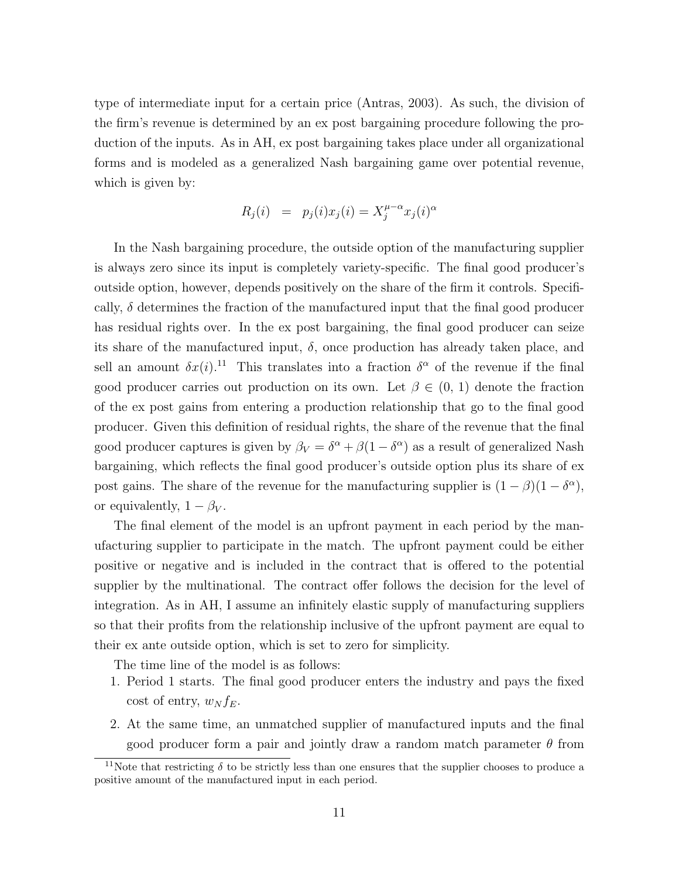type of intermediate input for a certain price (Antras, 2003). As such, the division of the firm's revenue is determined by an ex post bargaining procedure following the production of the inputs. As in AH, ex post bargaining takes place under all organizational forms and is modeled as a generalized Nash bargaining game over potential revenue, which is given by:

$$R_j(i) \;\; = \;\; p_j(i)x_j(i) = X_j^{\mu-\alpha} x_j(i)^{\alpha}$$

In the Nash bargaining procedure, the outside option of the manufacturing supplier is always zero since its input is completely variety-specific. The final good producer's outside option, however, depends positively on the share of the firm it controls. Specifically, $\delta$ determines the fraction of the manufactured input that the final good producer has residual rights over. In the ex post bargaining, the final good producer can seize its share of the manufactured input, $\delta$, once production has already taken place, and sell an amount $\delta x(i)$.[11] This translates into a fraction $\delta^{\alpha}$ of the revenue if the final good producer carries out production on its own. Let $\beta \in (0, 1)$ denote the fraction of the ex post gains from entering a production relationship that go to the final good producer. Given this definition of residual rights, the share of the revenue that the final good producer captures is given by $\beta_V = \delta^{\alpha} + \beta(1 - \delta^{\alpha})$ as a result of generalized Nash bargaining, which reflects the final good producer's outside option plus its share of ex post gains. The share of the revenue for the manufacturing supplier is $(1 - \beta)(1 - \delta^{\alpha})$, or equivalently, $1 - \beta_V$.

The final element of the model is an upfront payment in each period by the manufacturing supplier to participate in the match. The upfront payment could be either positive or negative and is included in the contract that is offered to the potential supplier by the multinational. The contract offer follows the decision for the level of integration. As in AH, I assume an infinitely elastic supply of manufacturing suppliers so that their profits from the relationship inclusive of the upfront payment are equal to their ex ante outside option, which is set to zero for simplicity.

The time line of the model is as follows:

1. Period 1 starts. The final good producer enters the industry and pays the fixed cost of entry, $w_N f_E$.
2. At the same time, an unmatched supplier of manufactured inputs and the final good producer form a pair and jointly draw a random match parameter $\theta$ from

[11]Note that restricting $\delta$ to be strictly less than one ensures that the supplier chooses to produce a positive amount of the manufactured input in each period.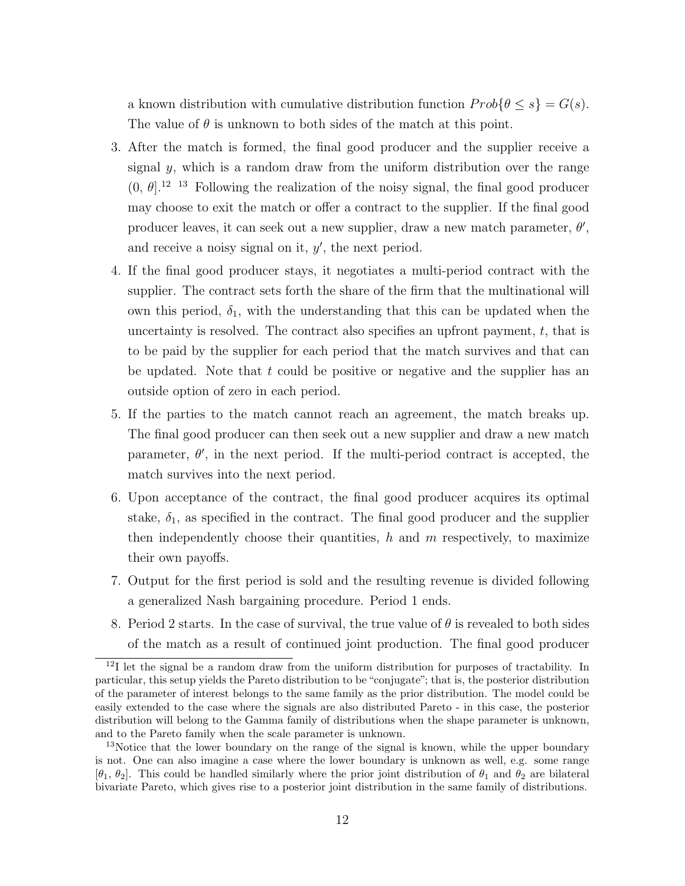a known distribution with cumulative distribution function $Prob\{\theta \leq s\} = G(s)$. The value of $\theta$ is unknown to both sides of the match at this point.

3. After the match is formed, the final good producer and the supplier receive a signal $y$, which is a random draw from the uniform distribution over the range $(0, \theta]$.[12] [13] Following the realization of the noisy signal, the final good producer may choose to exit the match or offer a contract to the supplier. If the final good producer leaves, it can seek out a new supplier, draw a new match parameter, $\theta'$, and receive a noisy signal on it, $y'$, the next period.

4. If the final good producer stays, it negotiates a multi-period contract with the supplier. The contract sets forth the share of the firm that the multinational will own this period, $\delta_1$, with the understanding that this can be updated when the uncertainty is resolved. The contract also specifies an upfront payment, $t$, that is to be paid by the supplier for each period that the match survives and that can be updated. Note that $t$ could be positive or negative and the supplier has an outside option of zero in each period.

5. If the parties to the match cannot reach an agreement, the match breaks up. The final good producer can then seek out a new supplier and draw a new match parameter, $\theta'$, in the next period. If the multi-period contract is accepted, the match survives into the next period.

6. Upon acceptance of the contract, the final good producer acquires its optimal stake, $\delta_1$, as specified in the contract. The final good producer and the supplier then independently choose their quantities, $h$ and $m$ respectively, to maximize their own payoffs.

7. Output for the first period is sold and the resulting revenue is divided following a generalized Nash bargaining procedure. Period 1 ends.

8. Period 2 starts. In the case of survival, the true value of $\theta$ is revealed to both sides of the match as a result of continued joint production. The final good producer

---

[12] I let the signal be a random draw from the uniform distribution for purposes of tractability. In particular, this setup yields the Pareto distribution to be "conjugate"; that is, the posterior distribution of the parameter of interest belongs to the same family as the prior distribution. The model could be easily extended to the case where the signals are also distributed Pareto - in this case, the posterior distribution will belong to the Gamma family of distributions when the shape parameter is unknown, and to the Pareto family when the scale parameter is unknown.

[13] Notice that the lower boundary on the range of the signal is known, while the upper boundary is not. One can also imagine a case where the lower boundary is unknown as well, e.g. some range $[\theta_1, \theta_2]$. This could be handled similarly where the prior joint distribution of $\theta_1$ and $\theta_2$ are bilateral bivariate Pareto, which gives rise to a posterior joint distribution in the same family of distributions.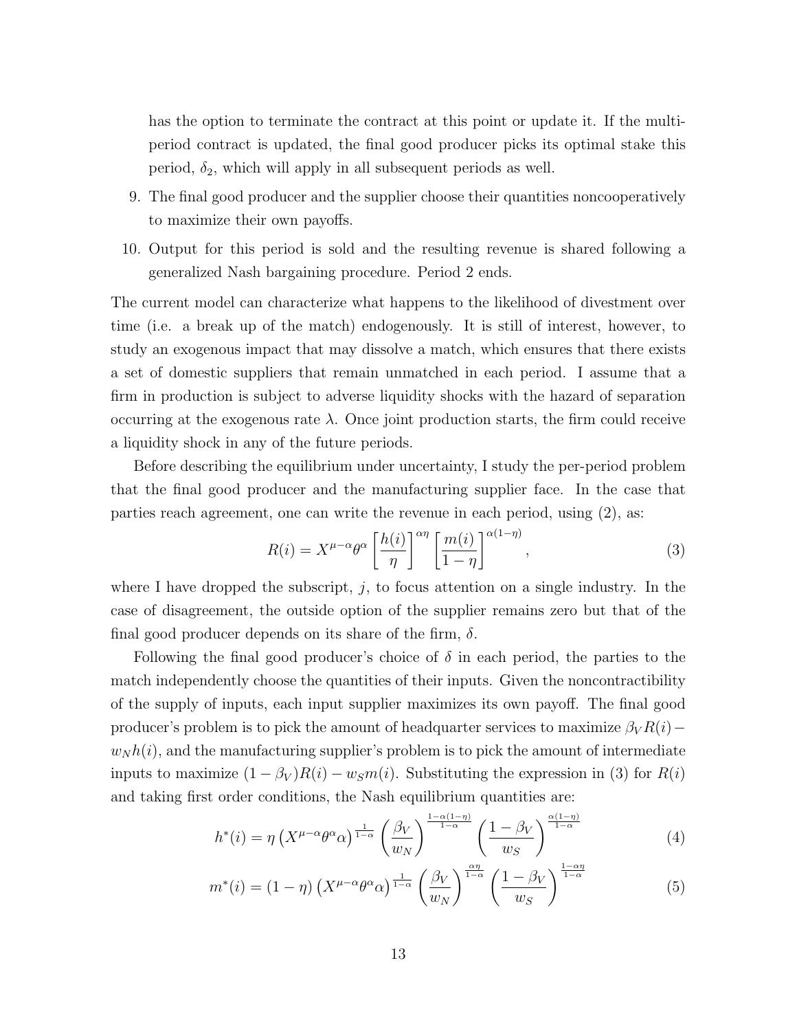has the option to terminate the contract at this point or update it. If the multi-period contract is updated, the final good producer picks its optimal stake this period, $\delta_2$, which will apply in all subsequent periods as well.

9. The final good producer and the supplier choose their quantities noncooperatively to maximize their own payoffs.
10. Output for this period is sold and the resulting revenue is shared following a generalized Nash bargaining procedure. Period 2 ends.

The current model can characterize what happens to the likelihood of divestment over time (i.e. a break up of the match) endogenously. It is still of interest, however, to study an exogenous impact that may dissolve a match, which ensures that there exists a set of domestic suppliers that remain unmatched in each period. I assume that a firm in production is subject to adverse liquidity shocks with the hazard of separation occurring at the exogenous rate $\lambda$. Once joint production starts, the firm could receive a liquidity shock in any of the future periods.

Before describing the equilibrium under uncertainty, I study the per-period problem that the final good producer and the manufacturing supplier face. In the case that parties reach agreement, one can write the revenue in each period, using (2), as:

$$R(i) = X^{\mu-\alpha}\theta^{\alpha}\left[\frac{h(i)}{\eta}\right]^{\alpha\eta}\left[\frac{m(i)}{1-\eta}\right]^{\alpha(1-\eta)}, \tag{3}$$

where I have dropped the subscript, $j$, to focus attention on a single industry. In the case of disagreement, the outside option of the supplier remains zero but that of the final good producer depends on its share of the firm, $\delta$.

Following the final good producer's choice of $\delta$ in each period, the parties to the match independently choose the quantities of their inputs. Given the noncontractibility of the supply of inputs, each input supplier maximizes its own payoff. The final good producer's problem is to pick the amount of headquarter services to maximize $\beta_V R(i) - w_N h(i)$, and the manufacturing supplier's problem is to pick the amount of intermediate inputs to maximize $(1-\beta_V)R(i) - w_S m(i)$. Substituting the expression in (3) for $R(i)$ and taking first order conditions, the Nash equilibrium quantities are:

$$h^*(i) = \eta\left(X^{\mu-\alpha}\theta^{\alpha}\alpha\right)^{\frac{1}{1-\alpha}}\left(\frac{\beta_V}{w_N}\right)^{\frac{1-\alpha(1-\eta)}{1-\alpha}}\left(\frac{1-\beta_V}{w_S}\right)^{\frac{\alpha(1-\eta)}{1-\alpha}} \tag{4}$$

$$m^*(i) = (1-\eta)\left(X^{\mu-\alpha}\theta^{\alpha}\alpha\right)^{\frac{1}{1-\alpha}}\left(\frac{\beta_V}{w_N}\right)^{\frac{\alpha\eta}{1-\alpha}}\left(\frac{1-\beta_V}{w_S}\right)^{\frac{1-\alpha\eta}{1-\alpha}} \tag{5}$$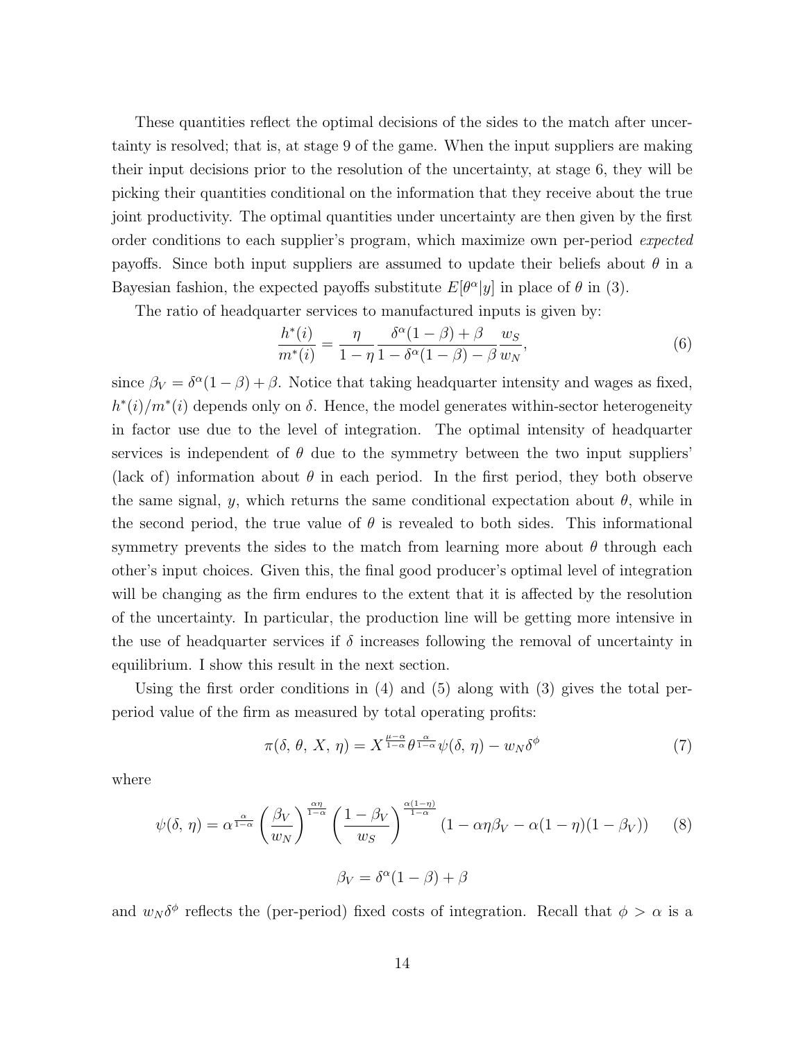These quantities reflect the optimal decisions of the sides to the match after uncertainty is resolved; that is, at stage 9 of the game. When the input suppliers are making their input decisions prior to the resolution of the uncertainty, at stage 6, they will be picking their quantities conditional on the information that they receive about the true joint productivity. The optimal quantities under uncertainty are then given by the first order conditions to each supplier's program, which maximize own per-period *expected* payoffs. Since both input suppliers are assumed to update their beliefs about $\theta$ in a Bayesian fashion, the expected payoffs substitute $E[\theta^{\alpha}|y]$ in place of $\theta$ in (3).

The ratio of headquarter services to manufactured inputs is given by:

$$\frac{h^*(i)}{m^*(i)} = \frac{\eta}{1-\eta}\frac{\delta^{\alpha}(1-\beta)+\beta}{1-\delta^{\alpha}(1-\beta)-\beta}\frac{w_S}{w_N}, \tag{6}$$

since $\beta_V = \delta^{\alpha}(1-\beta)+\beta$. Notice that taking headquarter intensity and wages as fixed, $h^*(i)/m^*(i)$ depends only on $\delta$. Hence, the model generates within-sector heterogeneity in factor use due to the level of integration. The optimal intensity of headquarter services is independent of $\theta$ due to the symmetry between the two input suppliers' (lack of) information about $\theta$ in each period. In the first period, they both observe the same signal, $y$, which returns the same conditional expectation about $\theta$, while in the second period, the true value of $\theta$ is revealed to both sides. This informational symmetry prevents the sides to the match from learning more about $\theta$ through each other's input choices. Given this, the final good producer's optimal level of integration will be changing as the firm endures to the extent that it is affected by the resolution of the uncertainty. In particular, the production line will be getting more intensive in the use of headquarter services if $\delta$ increases following the removal of uncertainty in equilibrium. I show this result in the next section.

Using the first order conditions in (4) and (5) along with (3) gives the total per-period value of the firm as measured by total operating profits:

$$\pi(\delta,\, \theta,\, X,\, \eta) = X^{\frac{\mu-\alpha}{1-\alpha}}\theta^{\frac{\alpha}{1-\alpha}}\psi(\delta,\, \eta) - w_N\delta^{\phi} \tag{7}$$

where

$$\psi(\delta,\, \eta) = \alpha^{\frac{\alpha}{1-\alpha}}\left(\frac{\beta_V}{w_N}\right)^{\frac{\alpha\eta}{1-\alpha}}\left(\frac{1-\beta_V}{w_S}\right)^{\frac{\alpha(1-\eta)}{1-\alpha}}\left(1-\alpha\eta\beta_V-\alpha(1-\eta)(1-\beta_V)\right) \tag{8}$$

$$\beta_V = \delta^{\alpha}(1-\beta)+\beta$$

and $w_N\delta^{\phi}$ reflects the (per-period) fixed costs of integration. Recall that $\phi > \alpha$ is a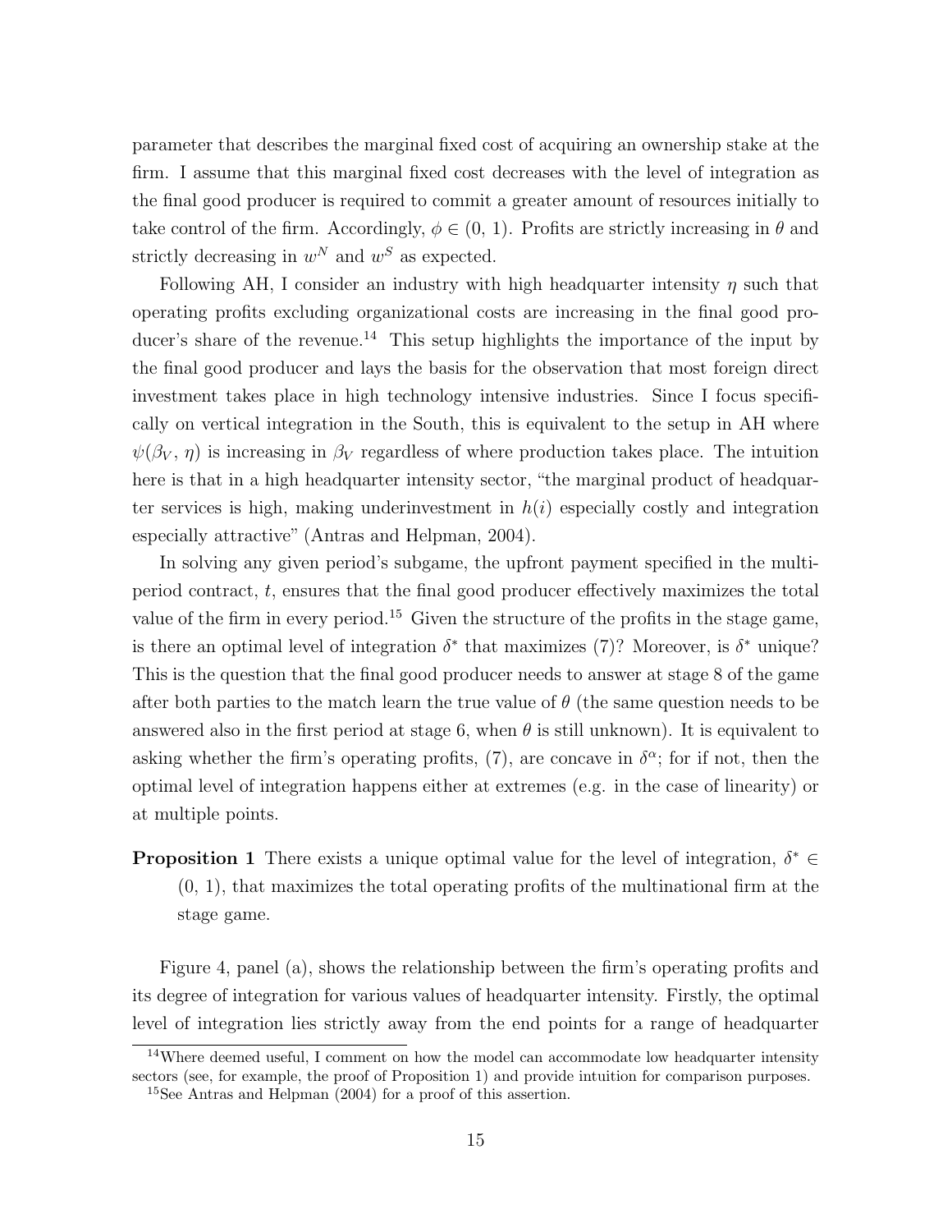parameter that describes the marginal fixed cost of acquiring an ownership stake at the firm. I assume that this marginal fixed cost decreases with the level of integration as the final good producer is required to commit a greater amount of resources initially to take control of the firm. Accordingly, $\phi \in (0, 1)$. Profits are strictly increasing in $\theta$ and strictly decreasing in $w^N$ and $w^S$ as expected.

Following AH, I consider an industry with high headquarter intensity $\eta$ such that operating profits excluding organizational costs are increasing in the final good producer's share of the revenue.[14] This setup highlights the importance of the input by the final good producer and lays the basis for the observation that most foreign direct investment takes place in high technology intensive industries. Since I focus specifically on vertical integration in the South, this is equivalent to the setup in AH where $\psi(\beta_V, \eta)$ is increasing in $\beta_V$ regardless of where production takes place. The intuition here is that in a high headquarter intensity sector, "the marginal product of headquarter services is high, making underinvestment in $h(i)$ especially costly and integration especially attractive" (Antras and Helpman, 2004).

In solving any given period's subgame, the upfront payment specified in the multi-period contract, $t$, ensures that the final good producer effectively maximizes the total value of the firm in every period.[15] Given the structure of the profits in the stage game, is there an optimal level of integration $\delta^*$ that maximizes (7)? Moreover, is $\delta^*$ unique? This is the question that the final good producer needs to answer at stage 8 of the game after both parties to the match learn the true value of $\theta$ (the same question needs to be answered also in the first period at stage 6, when $\theta$ is still unknown). It is equivalent to asking whether the firm's operating profits, (7), are concave in $\delta^\alpha$; for if not, then the optimal level of integration happens either at extremes (e.g. in the case of linearity) or at multiple points.

**Proposition 1** There exists a unique optimal value for the level of integration, $\delta^* \in (0, 1)$, that maximizes the total operating profits of the multinational firm at the stage game.

Figure 4, panel (a), shows the relationship between the firm's operating profits and its degree of integration for various values of headquarter intensity. Firstly, the optimal level of integration lies strictly away from the end points for a range of headquarter

[14] Where deemed useful, I comment on how the model can accommodate low headquarter intensity sectors (see, for example, the proof of Proposition 1) and provide intuition for comparison purposes.

[15] See Antras and Helpman (2004) for a proof of this assertion.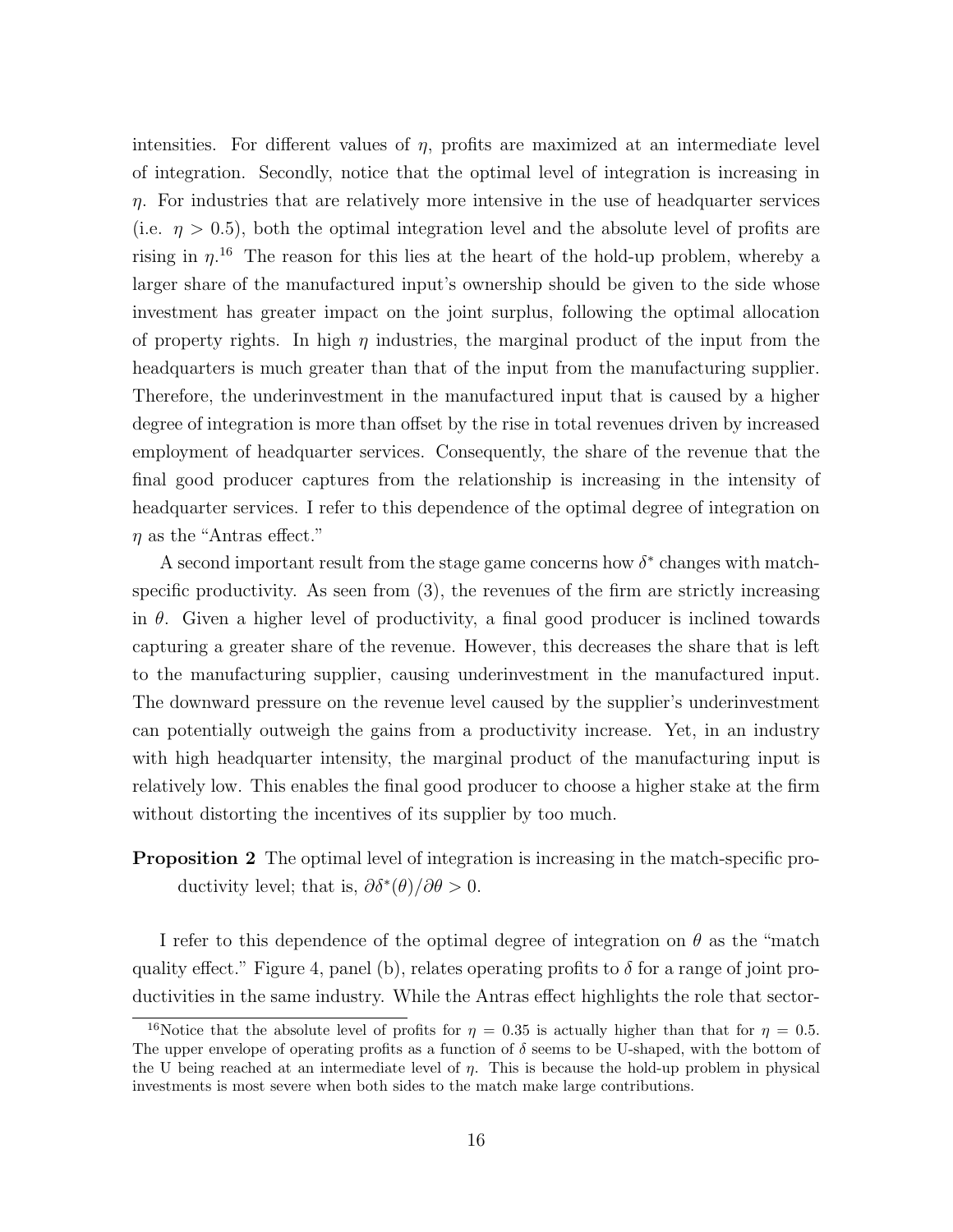intensities. For different values of $\eta$, profits are maximized at an intermediate level of integration. Secondly, notice that the optimal level of integration is increasing in $\eta$. For industries that are relatively more intensive in the use of headquarter services (i.e. $\eta > 0.5$), both the optimal integration level and the absolute level of profits are rising in $\eta$.[16] The reason for this lies at the heart of the hold-up problem, whereby a larger share of the manufactured input's ownership should be given to the side whose investment has greater impact on the joint surplus, following the optimal allocation of property rights. In high $\eta$ industries, the marginal product of the input from the headquarters is much greater than that of the input from the manufacturing supplier. Therefore, the underinvestment in the manufactured input that is caused by a higher degree of integration is more than offset by the rise in total revenues driven by increased employment of headquarter services. Consequently, the share of the revenue that the final good producer captures from the relationship is increasing in the intensity of headquarter services. I refer to this dependence of the optimal degree of integration on $\eta$ as the "Antras effect."

A second important result from the stage game concerns how $\delta^*$ changes with match-specific productivity. As seen from (3), the revenues of the firm are strictly increasing in $\theta$. Given a higher level of productivity, a final good producer is inclined towards capturing a greater share of the revenue. However, this decreases the share that is left to the manufacturing supplier, causing underinvestment in the manufactured input. The downward pressure on the revenue level caused by the supplier's underinvestment can potentially outweigh the gains from a productivity increase. Yet, in an industry with high headquarter intensity, the marginal product of the manufacturing input is relatively low. This enables the final good producer to choose a higher stake at the firm without distorting the incentives of its supplier by too much.

**Proposition 2** The optimal level of integration is increasing in the match-specific productivity level; that is, $\partial\delta^*(\theta)/\partial\theta > 0$.

I refer to this dependence of the optimal degree of integration on $\theta$ as the "match quality effect." Figure 4, panel (b), relates operating profits to $\delta$ for a range of joint productivities in the same industry. While the Antras effect highlights the role that sector-

[16] Notice that the absolute level of profits for $\eta = 0.35$ is actually higher than that for $\eta = 0.5$. The upper envelope of operating profits as a function of $\delta$ seems to be U-shaped, with the bottom of the U being reached at an intermediate level of $\eta$. This is because the hold-up problem in physical investments is most severe when both sides to the match make large contributions.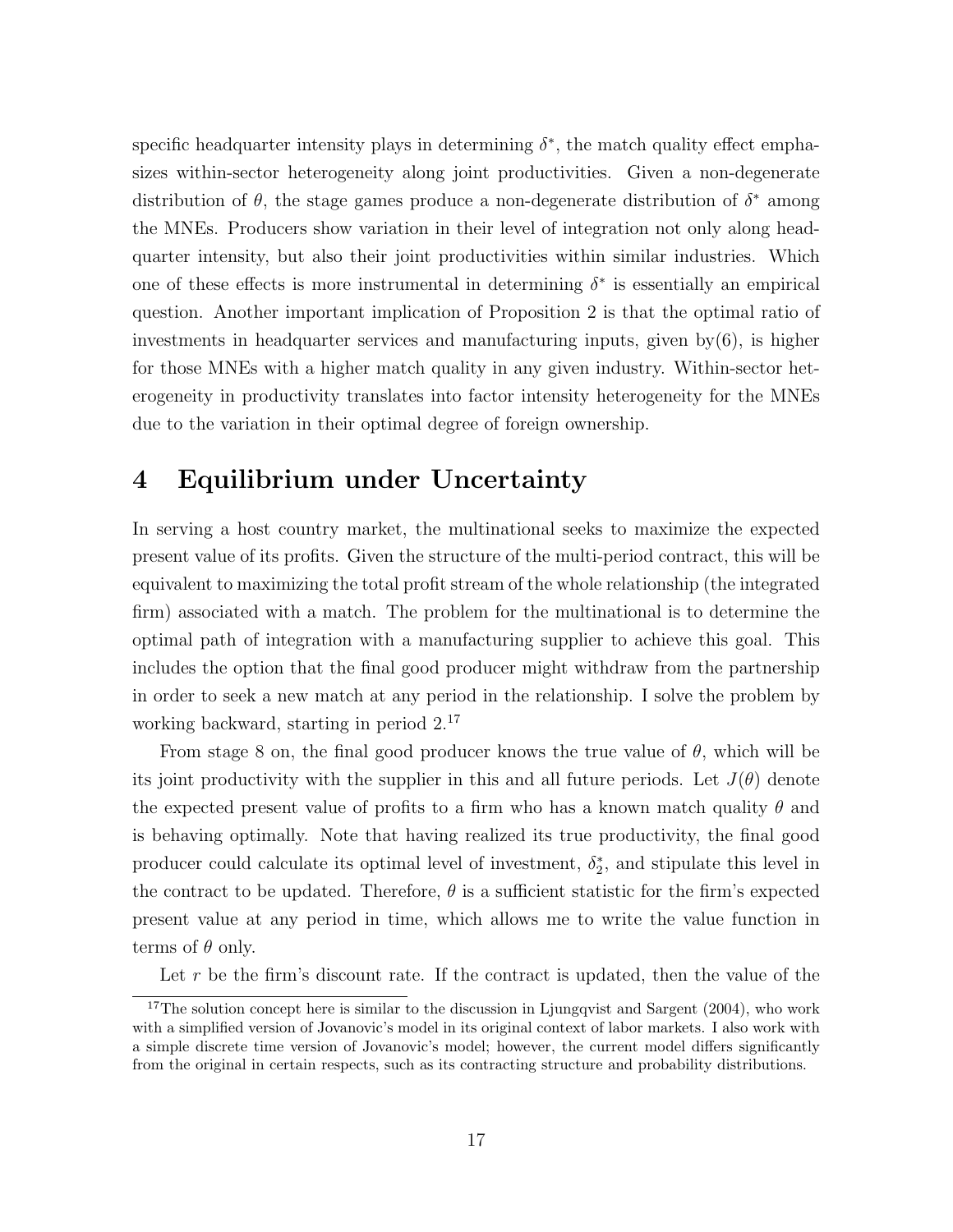specific headquarter intensity plays in determining $\delta^*$, the match quality effect emphasizes within-sector heterogeneity along joint productivities. Given a non-degenerate distribution of $\theta$, the stage games produce a non-degenerate distribution of $\delta^*$ among the MNEs. Producers show variation in their level of integration not only along headquarter intensity, but also their joint productivities within similar industries. Which one of these effects is more instrumental in determining $\delta^*$ is essentially an empirical question. Another important implication of Proposition 2 is that the optimal ratio of investments in headquarter services and manufacturing inputs, given by(6), is higher for those MNEs with a higher match quality in any given industry. Within-sector heterogeneity in productivity translates into factor intensity heterogeneity for the MNEs due to the variation in their optimal degree of foreign ownership.

# 4 Equilibrium under Uncertainty

In serving a host country market, the multinational seeks to maximize the expected present value of its profits. Given the structure of the multi-period contract, this will be equivalent to maximizing the total profit stream of the whole relationship (the integrated firm) associated with a match. The problem for the multinational is to determine the optimal path of integration with a manufacturing supplier to achieve this goal. This includes the option that the final good producer might withdraw from the partnership in order to seek a new match at any period in the relationship. I solve the problem by working backward, starting in period 2.[17]

From stage 8 on, the final good producer knows the true value of $\theta$, which will be its joint productivity with the supplier in this and all future periods. Let $J(\theta)$ denote the expected present value of profits to a firm who has a known match quality $\theta$ and is behaving optimally. Note that having realized its true productivity, the final good producer could calculate its optimal level of investment, $\delta_2^*$, and stipulate this level in the contract to be updated. Therefore, $\theta$ is a sufficient statistic for the firm's expected present value at any period in time, which allows me to write the value function in terms of $\theta$ only.

Let $r$ be the firm's discount rate. If the contract is updated, then the value of the

[17]The solution concept here is similar to the discussion in Ljungqvist and Sargent (2004), who work with a simplified version of Jovanovic's model in its original context of labor markets. I also work with a simple discrete time version of Jovanovic's model; however, the current model differs significantly from the original in certain respects, such as its contracting structure and probability distributions.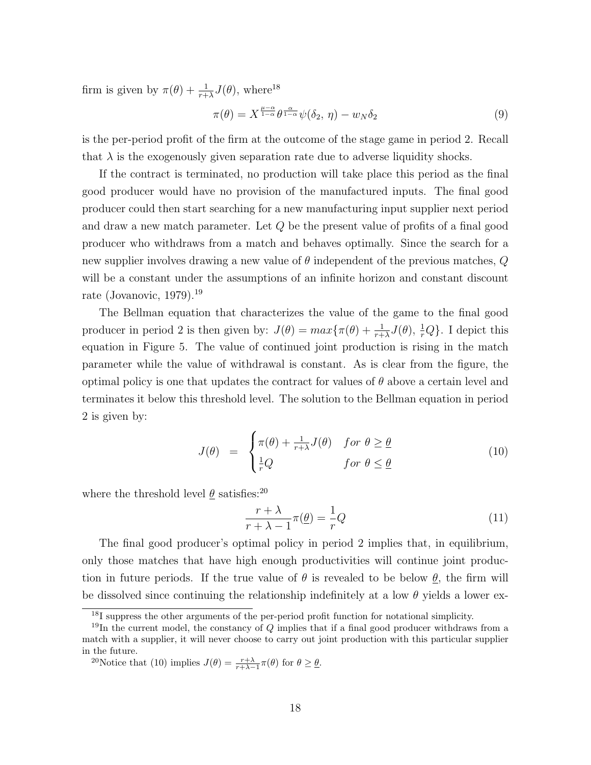firm is given by $\pi(\theta) + \frac{1}{r+\lambda} J(\theta)$, where[18]

$$\pi(\theta) = X^{\frac{\mu-\alpha}{1-\alpha}} \theta^{\frac{\alpha}{1-\alpha}} \psi(\delta_2,\, \eta) - w_N \delta_2 \tag{9}$$

is the per-period profit of the firm at the outcome of the stage game in period 2. Recall that $\lambda$ is the exogenously given separation rate due to adverse liquidity shocks.

If the contract is terminated, no production will take place this period as the final good producer would have no provision of the manufactured inputs. The final good producer could then start searching for a new manufacturing input supplier next period and draw a new match parameter. Let $Q$ be the present value of profits of a final good producer who withdraws from a match and behaves optimally. Since the search for a new supplier involves drawing a new value of $\theta$ independent of the previous matches, $Q$ will be a constant under the assumptions of an infinite horizon and constant discount rate (Jovanovic, 1979).[19]

The Bellman equation that characterizes the value of the game to the final good producer in period 2 is then given by: $J(\theta) = max\{\pi(\theta) + \frac{1}{r+\lambda} J(\theta),\, \frac{1}{r} Q\}$. I depict this equation in Figure 5. The value of continued joint production is rising in the match parameter while the value of withdrawal is constant. As is clear from the figure, the optimal policy is one that updates the contract for values of $\theta$ above a certain level and terminates it below this threshold level. The solution to the Bellman equation in period 2 is given by:

$$J(\theta) \quad = \quad \begin{cases} \pi(\theta) + \frac{1}{r+\lambda} J(\theta) & for\ \theta \geq \underline{\theta} \\ \frac{1}{r} Q & for\ \theta \leq \underline{\theta} \end{cases} \tag{10}$$

where the threshold level $\underline{\theta}$ satisfies:[20]

$$\frac{r+\lambda}{r+\lambda-1} \pi(\underline{\theta}) = \frac{1}{r} Q \tag{11}$$

The final good producer's optimal policy in period 2 implies that, in equilibrium, only those matches that have high enough productivities will continue joint production in future periods. If the true value of $\theta$ is revealed to be below $\underline{\theta}$, the firm will be dissolved since continuing the relationship indefinitely at a low $\theta$ yields a lower ex-

---

[18] I suppress the other arguments of the per-period profit function for notational simplicity.

[19] In the current model, the constancy of $Q$ implies that if a final good producer withdraws from a match with a supplier, it will never choose to carry out joint production with this particular supplier in the future.

[20] Notice that (10) implies $J(\theta) = \frac{r+\lambda}{r+\lambda-1} \pi(\theta)$ for $\theta \geq \underline{\theta}$.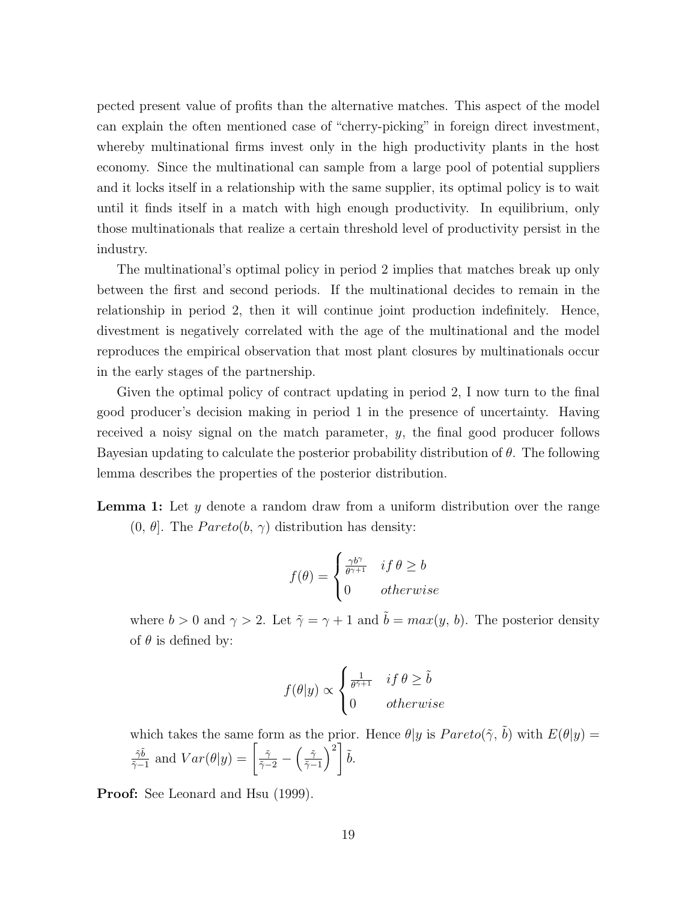pected present value of profits than the alternative matches. This aspect of the model can explain the often mentioned case of "cherry-picking" in foreign direct investment, whereby multinational firms invest only in the high productivity plants in the host economy. Since the multinational can sample from a large pool of potential suppliers and it locks itself in a relationship with the same supplier, its optimal policy is to wait until it finds itself in a match with high enough productivity. In equilibrium, only those multinationals that realize a certain threshold level of productivity persist in the industry.

The multinational's optimal policy in period 2 implies that matches break up only between the first and second periods. If the multinational decides to remain in the relationship in period 2, then it will continue joint production indefinitely. Hence, divestment is negatively correlated with the age of the multinational and the model reproduces the empirical observation that most plant closures by multinationals occur in the early stages of the partnership.

Given the optimal policy of contract updating in period 2, I now turn to the final good producer's decision making in period 1 in the presence of uncertainty. Having received a noisy signal on the match parameter, $y$, the final good producer follows Bayesian updating to calculate the posterior probability distribution of $\theta$. The following lemma describes the properties of the posterior distribution.

**Lemma 1:** Let $y$ denote a random draw from a uniform distribution over the range $(0, \theta]$. The $Pareto(b, \gamma)$ distribution has density:

$$f(\theta) = \begin{cases} \frac{\gamma b^{\gamma}}{\theta^{\gamma+1}} & if\, \theta \geq b \\ 0 & otherwise \end{cases}$$

where $b > 0$ and $\gamma > 2$. Let $\tilde{\gamma} = \gamma + 1$ and $\tilde{b} = max(y, b)$. The posterior density of $\theta$ is defined by:

$$f(\theta|y) \propto \begin{cases} \frac{1}{\theta^{\tilde{\gamma}+1}} & if\, \theta \geq \tilde{b} \\ 0 & otherwise \end{cases}$$

which takes the same form as the prior. Hence $\theta|y$ is $Pareto(\tilde{\gamma}, \tilde{b})$ with $E(\theta|y) = \frac{\tilde{\gamma}\tilde{b}}{\tilde{\gamma}-1}$ and $Var(\theta|y) = \left[\frac{\tilde{\gamma}}{\tilde{\gamma}-2} - \left(\frac{\tilde{\gamma}}{\tilde{\gamma}-1}\right)^2\right]\tilde{b}$.

**Proof:** See Leonard and Hsu (1999).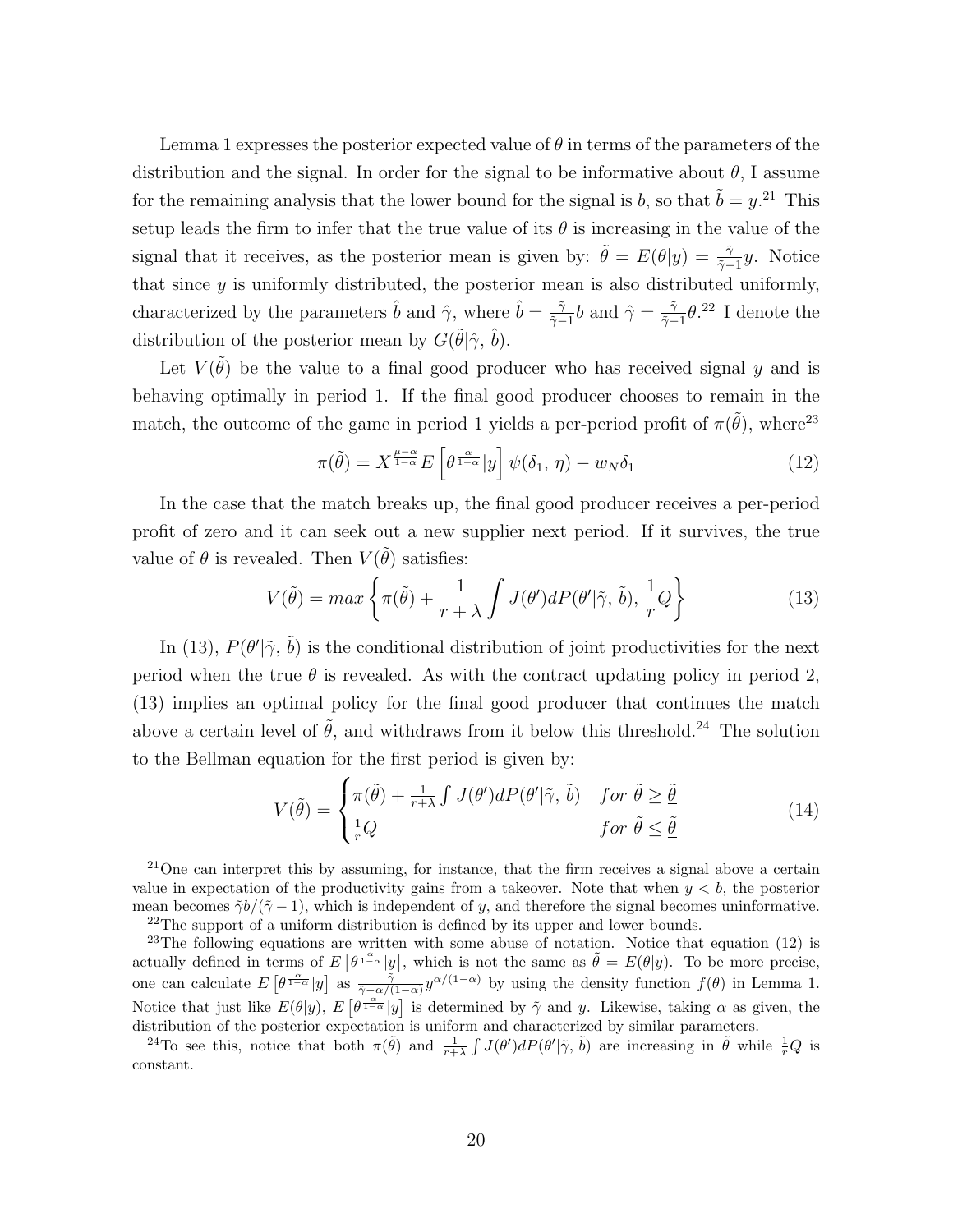Lemma 1 expresses the posterior expected value of $\theta$ in terms of the parameters of the distribution and the signal. In order for the signal to be informative about $\theta$, I assume for the remaining analysis that the lower bound for the signal is $b$, so that $\tilde{b} = y$.[21] This setup leads the firm to infer that the true value of its $\theta$ is increasing in the value of the signal that it receives, as the posterior mean is given by: $\tilde{\theta} = E(\theta|y) = \frac{\tilde{\gamma}}{\tilde{\gamma}-1}y$. Notice that since $y$ is uniformly distributed, the posterior mean is also distributed uniformly, characterized by the parameters $\hat{b}$ and $\hat{\gamma}$, where $\hat{b} = \frac{\tilde{\gamma}}{\tilde{\gamma}-1}b$ and $\hat{\gamma} = \frac{\tilde{\gamma}}{\tilde{\gamma}-1}\theta$.[22] I denote the distribution of the posterior mean by $G(\tilde{\theta}|\hat{\gamma}, \hat{b})$.

Let $V(\tilde{\theta})$ be the value to a final good producer who has received signal $y$ and is behaving optimally in period 1. If the final good producer chooses to remain in the match, the outcome of the game in period 1 yields a per-period profit of $\pi(\tilde{\theta})$, where[23]

$$\pi(\tilde{\theta}) = X^{\frac{\mu-\alpha}{1-\alpha}} E\left[\theta^{\frac{\alpha}{1-\alpha}}|y\right] \psi(\delta_1, \eta) - w_N \delta_1 \tag{12}$$

In the case that the match breaks up, the final good producer receives a per-period profit of zero and it can seek out a new supplier next period. If it survives, the true value of $\theta$ is revealed. Then $V(\tilde{\theta})$ satisfies:

$$V(\tilde{\theta}) = max\left\{\pi(\tilde{\theta}) + \frac{1}{r+\lambda}\int J(\theta')dP(\theta'|\tilde{\gamma}, \tilde{b}), \frac{1}{r}Q\right\} \tag{13}$$

In (13), $P(\theta'|\tilde{\gamma}, \tilde{b})$ is the conditional distribution of joint productivities for the next period when the true $\theta$ is revealed. As with the contract updating policy in period 2, (13) implies an optimal policy for the final good producer that continues the match above a certain level of $\tilde{\theta}$, and withdraws from it below this threshold.[24] The solution to the Bellman equation for the first period is given by:

$$V(\tilde{\theta}) = \begin{cases} \pi(\tilde{\theta}) + \frac{1}{r+\lambda}\int J(\theta')dP(\theta'|\tilde{\gamma}, \tilde{b}) & for\ \tilde{\theta} \geq \underline{\tilde{\theta}} \\ \frac{1}{r}Q & for\ \tilde{\theta} \leq \underline{\tilde{\theta}} \end{cases} \tag{14}$$

---

[21] One can interpret this by assuming, for instance, that the firm receives a signal above a certain value in expectation of the productivity gains from a takeover. Note that when $y < b$, the posterior mean becomes $\tilde{\gamma}b/(\tilde{\gamma}-1)$, which is independent of $y$, and therefore the signal becomes uninformative.

[22] The support of a uniform distribution is defined by its upper and lower bounds.

[23] The following equations are written with some abuse of notation. Notice that equation (12) is actually defined in terms of $E\left[\theta^{\frac{\alpha}{1-\alpha}}|y\right]$, which is not the same as $\tilde{\theta} = E(\theta|y)$. To be more precise, one can calculate $E\left[\theta^{\frac{\alpha}{1-\alpha}}|y\right]$ as $\frac{\tilde{\gamma}}{\tilde{\gamma}-\alpha/(1-\alpha)}y^{\alpha/(1-\alpha)}$ by using the density function $f(\theta)$ in Lemma 1. Notice that just like $E(\theta|y)$, $E\left[\theta^{\frac{\alpha}{1-\alpha}}|y\right]$ is determined by $\tilde{\gamma}$ and $y$. Likewise, taking $\alpha$ as given, the distribution of the posterior expectation is uniform and characterized by similar parameters.

[24] To see this, notice that both $\pi(\tilde{\theta})$ and $\frac{1}{r+\lambda}\int J(\theta')dP(\theta'|\tilde{\gamma}, \tilde{b})$ are increasing in $\tilde{\theta}$ while $\frac{1}{r}Q$ is constant.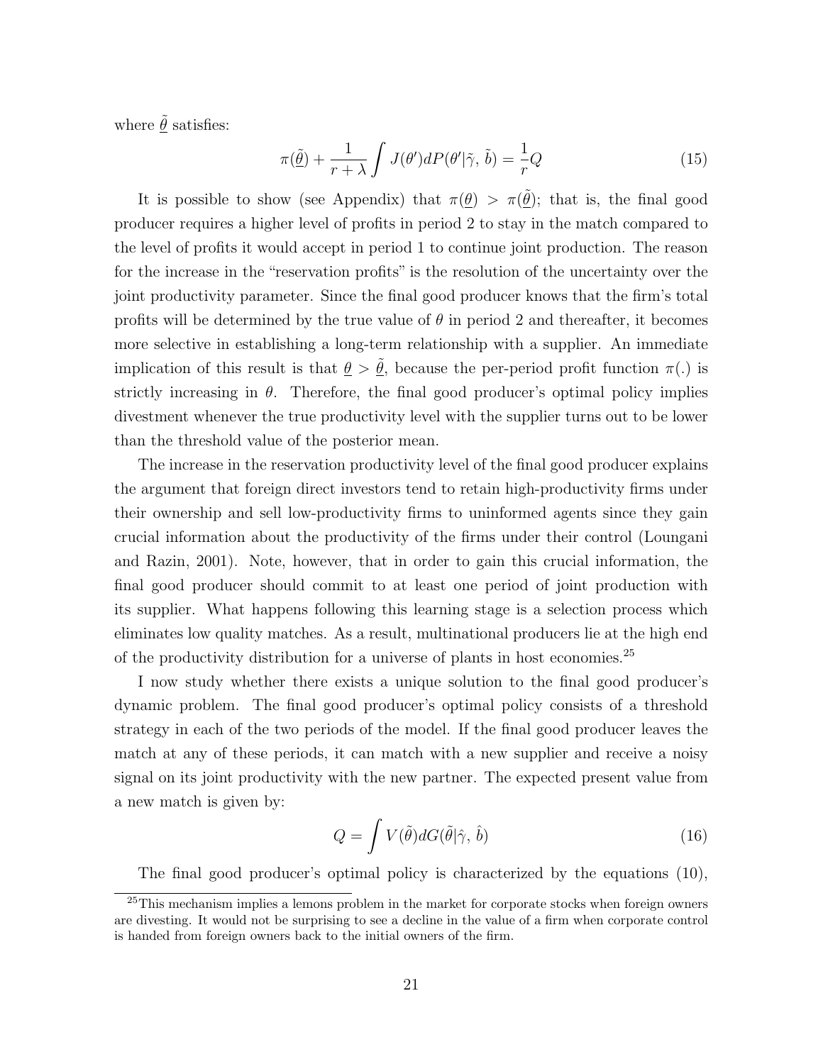where $\underline{\tilde{\theta}}$ satisfies:

$$\pi(\underline{\tilde{\theta}}) + \frac{1}{r+\lambda} \int J(\theta') dP(\theta'|\tilde{\gamma}, \tilde{b}) = \frac{1}{r} Q \tag{15}$$

It is possible to show (see Appendix) that $\pi(\underline{\theta}) > \pi(\underline{\tilde{\theta}})$; that is, the final good producer requires a higher level of profits in period 2 to stay in the match compared to the level of profits it would accept in period 1 to continue joint production. The reason for the increase in the "reservation profits" is the resolution of the uncertainty over the joint productivity parameter. Since the final good producer knows that the firm's total profits will be determined by the true value of $\theta$ in period 2 and thereafter, it becomes more selective in establishing a long-term relationship with a supplier. An immediate implication of this result is that $\underline{\theta} > \underline{\tilde{\theta}}$, because the per-period profit function $\pi(.)$ is strictly increasing in $\theta$. Therefore, the final good producer's optimal policy implies divestment whenever the true productivity level with the supplier turns out to be lower than the threshold value of the posterior mean.

The increase in the reservation productivity level of the final good producer explains the argument that foreign direct investors tend to retain high-productivity firms under their ownership and sell low-productivity firms to uninformed agents since they gain crucial information about the productivity of the firms under their control (Loungani and Razin, 2001). Note, however, that in order to gain this crucial information, the final good producer should commit to at least one period of joint production with its supplier. What happens following this learning stage is a selection process which eliminates low quality matches. As a result, multinational producers lie at the high end of the productivity distribution for a universe of plants in host economies.[25]

I now study whether there exists a unique solution to the final good producer's dynamic problem. The final good producer's optimal policy consists of a threshold strategy in each of the two periods of the model. If the final good producer leaves the match at any of these periods, it can match with a new supplier and receive a noisy signal on its joint productivity with the new partner. The expected present value from a new match is given by:

$$Q = \int V(\tilde{\theta}) dG(\tilde{\theta}|\hat{\gamma}, \hat{b}) \tag{16}$$

The final good producer's optimal policy is characterized by the equations (10),

[25] This mechanism implies a lemons problem in the market for corporate stocks when foreign owners are divesting. It would not be surprising to see a decline in the value of a firm when corporate control is handed from foreign owners back to the initial owners of the firm.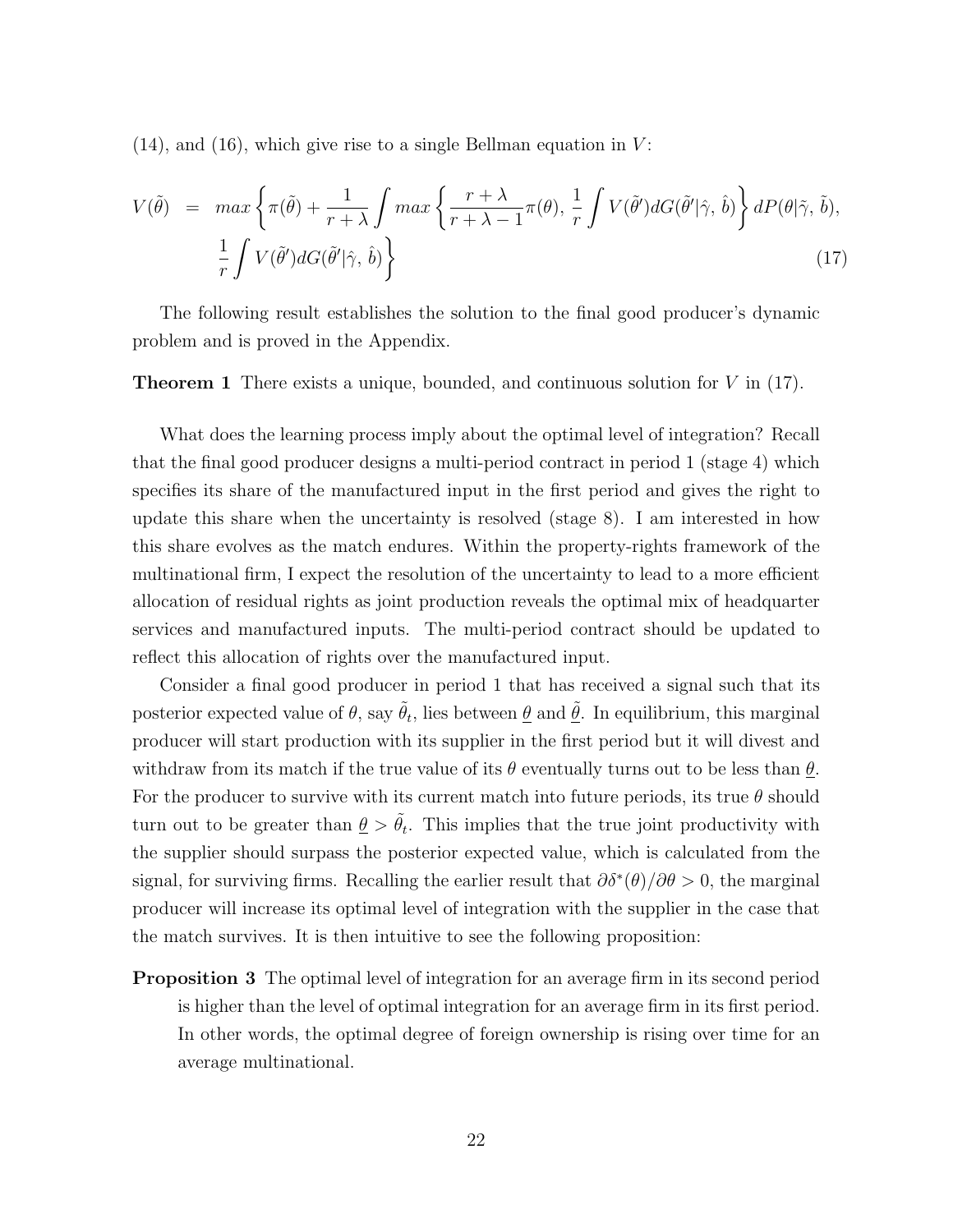(14), and (16), which give rise to a single Bellman equation in $V$:

$$
\begin{aligned}
V(\tilde{\theta}) \;=\; & max\left\{\pi(\tilde{\theta}) + \frac{1}{r+\lambda}\int max\left\{\frac{r+\lambda}{r+\lambda-1}\pi(\theta),\, \frac{1}{r}\int V(\tilde{\theta}')dG(\tilde{\theta}'|\hat{\gamma},\,\hat{b})\right\} dP(\theta|\tilde{\gamma},\,\tilde{b}),\right. \\
& \left.\frac{1}{r}\int V(\tilde{\theta}')dG(\tilde{\theta}'|\hat{\gamma},\,\hat{b})\right\} \qquad (17)
\end{aligned}
$$

The following result establishes the solution to the final good producer's dynamic problem and is proved in the Appendix.

**Theorem 1** There exists a unique, bounded, and continuous solution for $V$ in (17).

What does the learning process imply about the optimal level of integration? Recall that the final good producer designs a multi-period contract in period 1 (stage 4) which specifies its share of the manufactured input in the first period and gives the right to update this share when the uncertainty is resolved (stage 8). I am interested in how this share evolves as the match endures. Within the property-rights framework of the multinational firm, I expect the resolution of the uncertainty to lead to a more efficient allocation of residual rights as joint production reveals the optimal mix of headquarter services and manufactured inputs. The multi-period contract should be updated to reflect this allocation of rights over the manufactured input.

Consider a final good producer in period 1 that has received a signal such that its posterior expected value of $\theta$, say $\tilde{\theta}_t$, lies between $\underline{\theta}$ and $\underline{\tilde{\theta}}$. In equilibrium, this marginal producer will start production with its supplier in the first period but it will divest and withdraw from its match if the true value of its $\theta$ eventually turns out to be less than $\underline{\theta}$. For the producer to survive with its current match into future periods, its true $\theta$ should turn out to be greater than $\underline{\theta} > \tilde{\theta}_t$. This implies that the true joint productivity with the supplier should surpass the posterior expected value, which is calculated from the signal, for surviving firms. Recalling the earlier result that $\partial\delta^*(\theta)/\partial\theta > 0$, the marginal producer will increase its optimal level of integration with the supplier in the case that the match survives. It is then intuitive to see the following proposition:

**Proposition 3** The optimal level of integration for an average firm in its second period is higher than the level of optimal integration for an average firm in its first period. In other words, the optimal degree of foreign ownership is rising over time for an average multinational.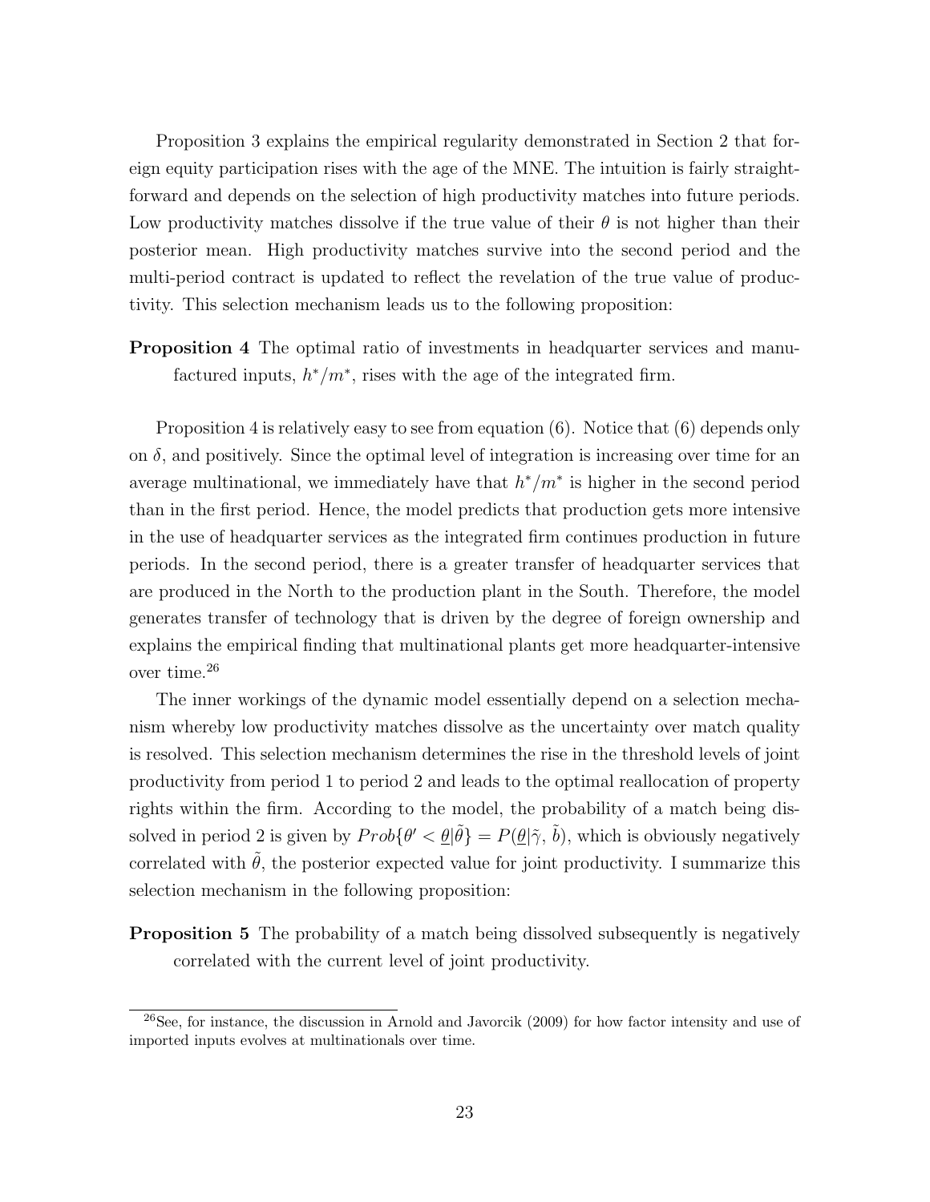Proposition 3 explains the empirical regularity demonstrated in Section 2 that foreign equity participation rises with the age of the MNE. The intuition is fairly straightforward and depends on the selection of high productivity matches into future periods. Low productivity matches dissolve if the true value of their $\theta$ is not higher than their posterior mean. High productivity matches survive into the second period and the multi-period contract is updated to reflect the revelation of the true value of productivity. This selection mechanism leads us to the following proposition:

**Proposition 4** The optimal ratio of investments in headquarter services and manufactured inputs, $h^*/m^*$, rises with the age of the integrated firm.

Proposition 4 is relatively easy to see from equation (6). Notice that (6) depends only on $\delta$, and positively. Since the optimal level of integration is increasing over time for an average multinational, we immediately have that $h^*/m^*$ is higher in the second period than in the first period. Hence, the model predicts that production gets more intensive in the use of headquarter services as the integrated firm continues production in future periods. In the second period, there is a greater transfer of headquarter services that are produced in the North to the production plant in the South. Therefore, the model generates transfer of technology that is driven by the degree of foreign ownership and explains the empirical finding that multinational plants get more headquarter-intensive over time.[26]

The inner workings of the dynamic model essentially depend on a selection mechanism whereby low productivity matches dissolve as the uncertainty over match quality is resolved. This selection mechanism determines the rise in the threshold levels of joint productivity from period 1 to period 2 and leads to the optimal reallocation of property rights within the firm. According to the model, the probability of a match being dissolved in period 2 is given by $Prob\{\theta' < \underline{\theta}|\tilde{\theta}\} = P(\underline{\theta}|\tilde{\gamma}, \tilde{b})$, which is obviously negatively correlated with $\tilde{\theta}$, the posterior expected value for joint productivity. I summarize this selection mechanism in the following proposition:

**Proposition 5** The probability of a match being dissolved subsequently is negatively correlated with the current level of joint productivity.

[26] See, for instance, the discussion in Arnold and Javorcik (2009) for how factor intensity and use of imported inputs evolves at multinationals over time.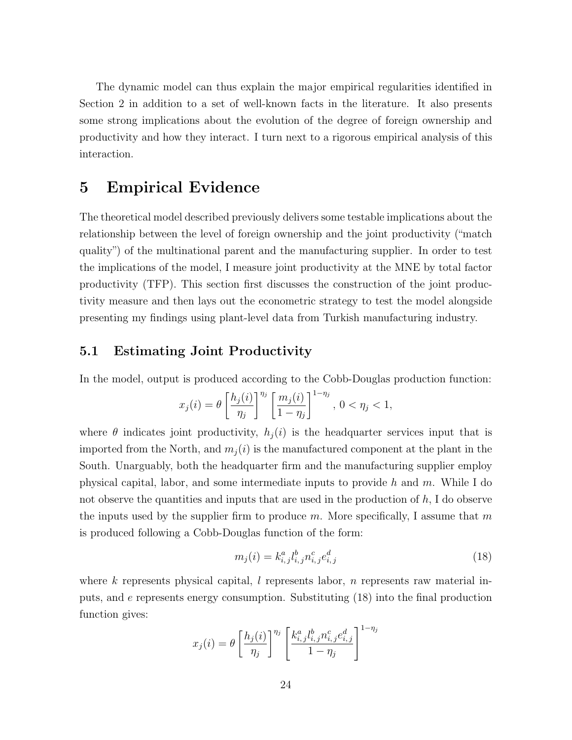The dynamic model can thus explain the major empirical regularities identified in Section 2 in addition to a set of well-known facts in the literature. It also presents some strong implications about the evolution of the degree of foreign ownership and productivity and how they interact. I turn next to a rigorous empirical analysis of this interaction.

# 5 Empirical Evidence

The theoretical model described previously delivers some testable implications about the relationship between the level of foreign ownership and the joint productivity ("match quality") of the multinational parent and the manufacturing supplier. In order to test the implications of the model, I measure joint productivity at the MNE by total factor productivity (TFP). This section first discusses the construction of the joint productivity measure and then lays out the econometric strategy to test the model alongside presenting my findings using plant-level data from Turkish manufacturing industry.

## 5.1 Estimating Joint Productivity

In the model, output is produced according to the Cobb-Douglas production function:

$$x_j(i) = \theta \left[\frac{h_j(i)}{\eta_j}\right]^{\eta_j} \left[\frac{m_j(i)}{1-\eta_j}\right]^{1-\eta_j}, \; 0 < \eta_j < 1,$$

where $\theta$ indicates joint productivity, $h_j(i)$ is the headquarter services input that is imported from the North, and $m_j(i)$ is the manufactured component at the plant in the South. Unarguably, both the headquarter firm and the manufacturing supplier employ physical capital, labor, and some intermediate inputs to provide $h$ and $m$. While I do not observe the quantities and inputs that are used in the production of $h$, I do observe the inputs used by the supplier firm to produce $m$. More specifically, I assume that $m$ is produced following a Cobb-Douglas function of the form:

$$m_j(i) = k_{i,j}^a l_{i,j}^b n_{i,j}^c e_{i,j}^d \tag{18}$$

where $k$ represents physical capital, $l$ represents labor, $n$ represents raw material inputs, and $e$ represents energy consumption. Substituting (18) into the final production function gives:

$$x_j(i) = \theta \left[\frac{h_j(i)}{\eta_j}\right]^{\eta_j} \left[\frac{k_{i,j}^a l_{i,j}^b n_{i,j}^c e_{i,j}^d}{1-\eta_j}\right]^{1-\eta_j}$$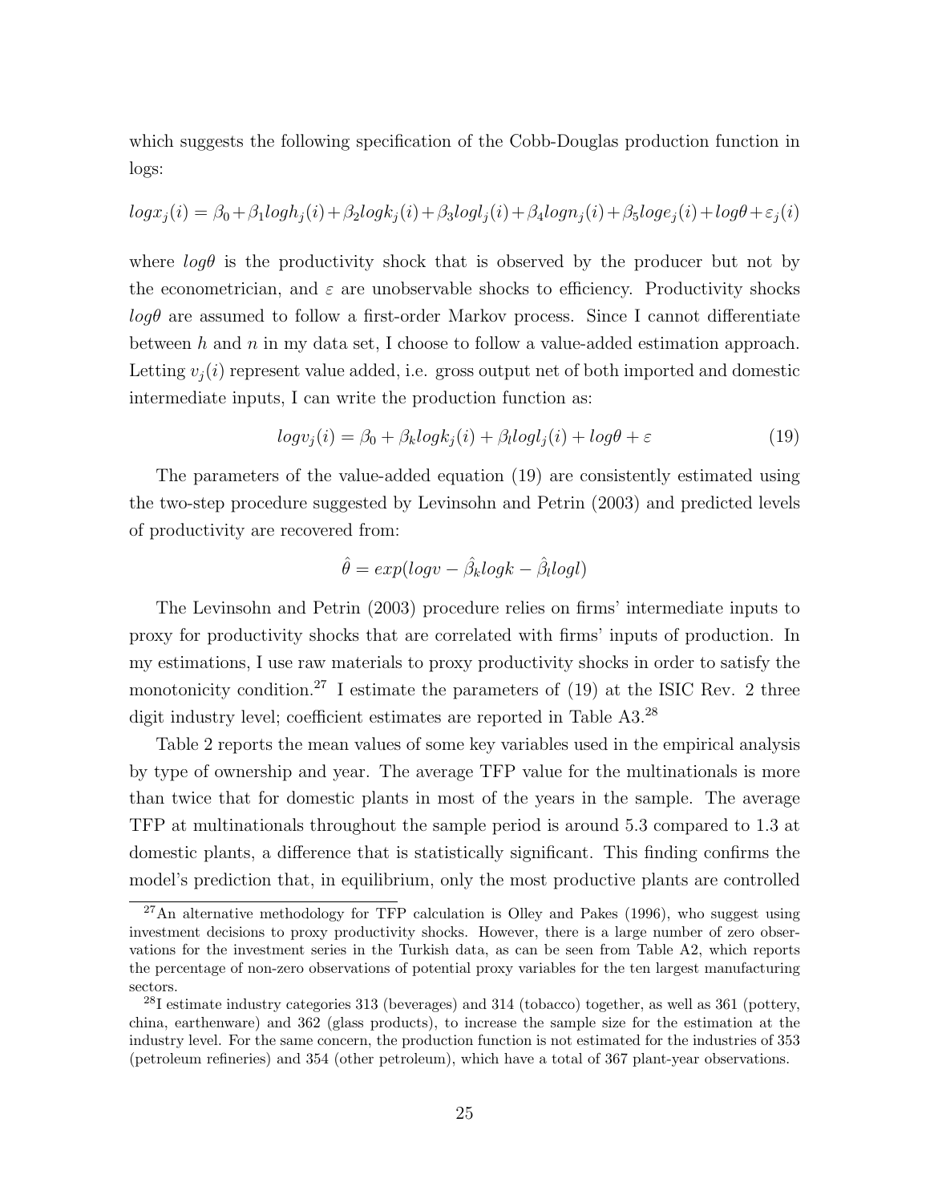which suggests the following specification of the Cobb-Douglas production function in logs:

$$logx_j(i) = \beta_0 + \beta_1 logh_j(i) + \beta_2 logk_j(i) + \beta_3 logl_j(i) + \beta_4 logn_j(i) + \beta_5 loge_j(i) + log\theta + \varepsilon_j(i)$$

where $log\theta$ is the productivity shock that is observed by the producer but not by the econometrician, and $\varepsilon$ are unobservable shocks to efficiency. Productivity shocks $log\theta$ are assumed to follow a first-order Markov process. Since I cannot differentiate between $h$ and $n$ in my data set, I choose to follow a value-added estimation approach. Letting $v_j(i)$ represent value added, i.e. gross output net of both imported and domestic intermediate inputs, I can write the production function as:

$$logv_j(i) = \beta_0 + \beta_k logk_j(i) + \beta_l logl_j(i) + log\theta + \varepsilon \tag{19}$$

The parameters of the value-added equation (19) are consistently estimated using the two-step procedure suggested by Levinsohn and Petrin (2003) and predicted levels of productivity are recovered from:

$$\hat{\theta} = exp(logv - \hat{\beta}_k logk - \hat{\beta}_l logl)$$

The Levinsohn and Petrin (2003) procedure relies on firms' intermediate inputs to proxy for productivity shocks that are correlated with firms' inputs of production. In my estimations, I use raw materials to proxy productivity shocks in order to satisfy the monotonicity condition.[27] I estimate the parameters of (19) at the ISIC Rev. 2 three digit industry level; coefficient estimates are reported in Table A3.[28]

Table 2 reports the mean values of some key variables used in the empirical analysis by type of ownership and year. The average TFP value for the multinationals is more than twice that for domestic plants in most of the years in the sample. The average TFP at multinationals throughout the sample period is around 5.3 compared to 1.3 at domestic plants, a difference that is statistically significant. This finding confirms the model's prediction that, in equilibrium, only the most productive plants are controlled

[27] An alternative methodology for TFP calculation is Olley and Pakes (1996), who suggest using investment decisions to proxy productivity shocks. However, there is a large number of zero observations for the investment series in the Turkish data, as can be seen from Table A2, which reports the percentage of non-zero observations of potential proxy variables for the ten largest manufacturing sectors.

[28] I estimate industry categories 313 (beverages) and 314 (tobacco) together, as well as 361 (pottery, china, earthenware) and 362 (glass products), to increase the sample size for the estimation at the industry level. For the same concern, the production function is not estimated for the industries of 353 (petroleum refineries) and 354 (other petroleum), which have a total of 367 plant-year observations.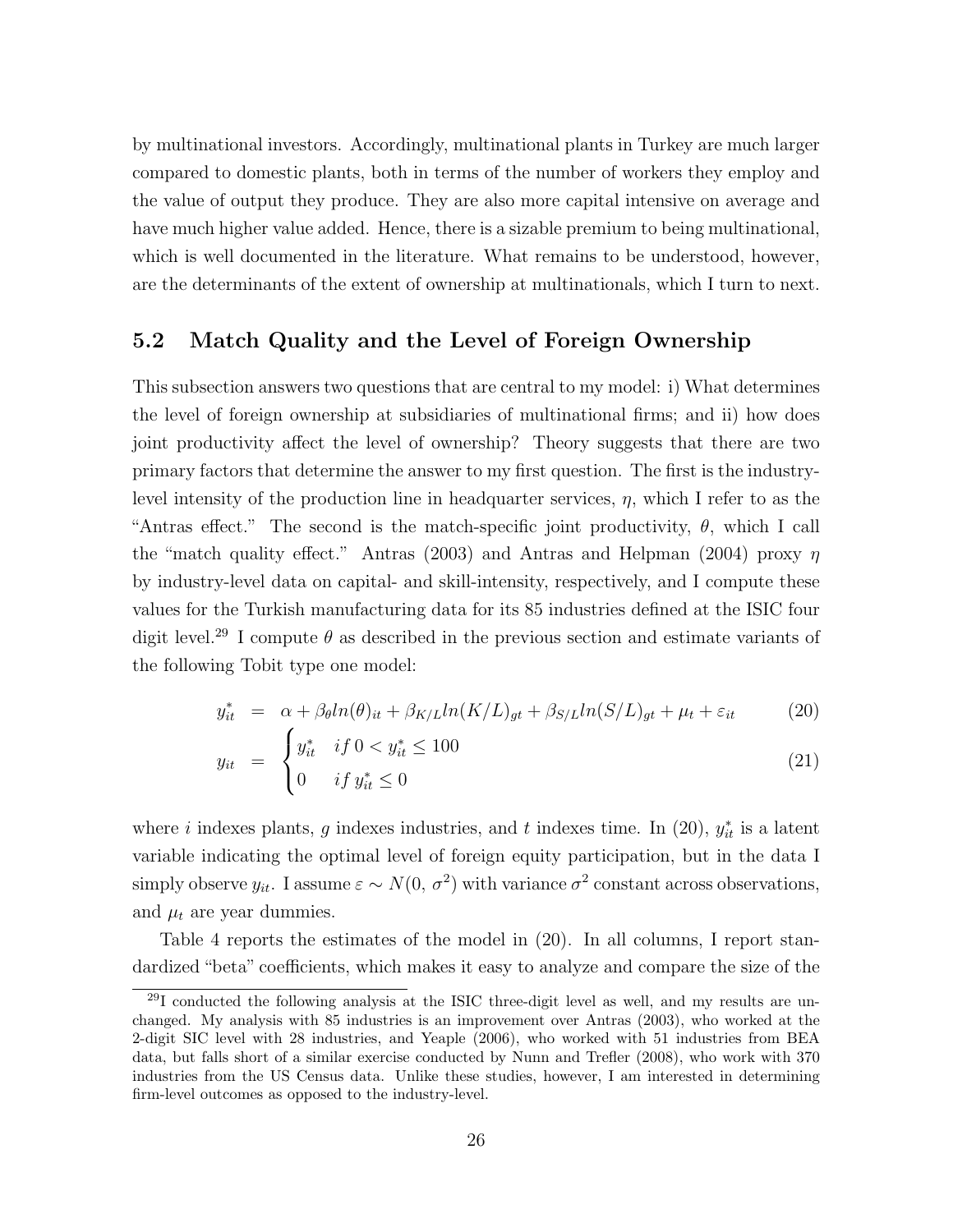by multinational investors. Accordingly, multinational plants in Turkey are much larger compared to domestic plants, both in terms of the number of workers they employ and the value of output they produce. They are also more capital intensive on average and have much higher value added. Hence, there is a sizable premium to being multinational, which is well documented in the literature. What remains to be understood, however, are the determinants of the extent of ownership at multinationals, which I turn to next.

## 5.2 Match Quality and the Level of Foreign Ownership

This subsection answers two questions that are central to my model: i) What determines the level of foreign ownership at subsidiaries of multinational firms; and ii) how does joint productivity affect the level of ownership? Theory suggests that there are two primary factors that determine the answer to my first question. The first is the industry-level intensity of the production line in headquarter services, $\eta$, which I refer to as the "Antras effect." The second is the match-specific joint productivity, $\theta$, which I call the "match quality effect." Antras (2003) and Antras and Helpman (2004) proxy $\eta$ by industry-level data on capital- and skill-intensity, respectively, and I compute these values for the Turkish manufacturing data for its 85 industries defined at the ISIC four digit level.[29] I compute $\theta$ as described in the previous section and estimate variants of the following Tobit type one model:

$$y_{it}^{*} = \alpha + \beta_{\theta} ln(\theta)_{it} + \beta_{K/L} ln(K/L)_{gt} + \beta_{S/L} ln(S/L)_{gt} + \mu_t + \varepsilon_{it} \tag{20}$$

$$y_{it} = \begin{cases} y_{it}^{*} & if\, 0 < y_{it}^{*} \leq 100 \\ 0 & if\, y_{it}^{*} \leq 0 \end{cases} \tag{21}$$

where $i$ indexes plants, $g$ indexes industries, and $t$ indexes time. In (20), $y_{it}^{*}$ is a latent variable indicating the optimal level of foreign equity participation, but in the data I simply observe $y_{it}$. I assume $\varepsilon \sim N(0, \sigma^2)$ with variance $\sigma^2$ constant across observations, and $\mu_t$ are year dummies.

Table 4 reports the estimates of the model in (20). In all columns, I report standardized "beta" coefficients, which makes it easy to analyze and compare the size of the

[29] I conducted the following analysis at the ISIC three-digit level as well, and my results are unchanged. My analysis with 85 industries is an improvement over Antras (2003), who worked at the 2-digit SIC level with 28 industries, and Yeaple (2006), who worked with 51 industries from BEA data, but falls short of a similar exercise conducted by Nunn and Trefler (2008), who work with 370 industries from the US Census data. Unlike these studies, however, I am interested in determining firm-level outcomes as opposed to the industry-level.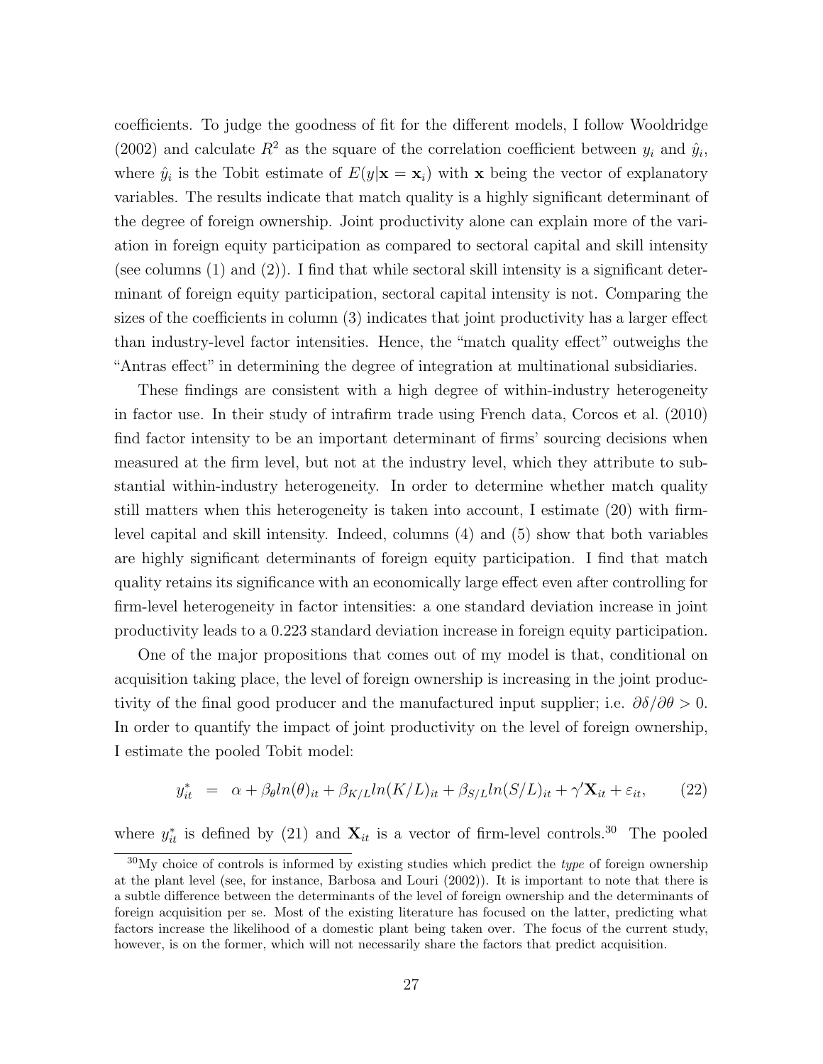coefficients. To judge the goodness of fit for the different models, I follow Wooldridge (2002) and calculate $R^2$ as the square of the correlation coefficient between $y_i$ and $\hat{y}_i$, where $\hat{y}_i$ is the Tobit estimate of $E(y|\mathbf{x} = \mathbf{x}_i)$ with $\mathbf{x}$ being the vector of explanatory variables. The results indicate that match quality is a highly significant determinant of the degree of foreign ownership. Joint productivity alone can explain more of the variation in foreign equity participation as compared to sectoral capital and skill intensity (see columns (1) and (2)). I find that while sectoral skill intensity is a significant determinant of foreign equity participation, sectoral capital intensity is not. Comparing the sizes of the coefficients in column (3) indicates that joint productivity has a larger effect than industry-level factor intensities. Hence, the "match quality effect" outweighs the "Antras effect" in determining the degree of integration at multinational subsidiaries.

These findings are consistent with a high degree of within-industry heterogeneity in factor use. In their study of intrafirm trade using French data, Corcos et al. (2010) find factor intensity to be an important determinant of firms' sourcing decisions when measured at the firm level, but not at the industry level, which they attribute to substantial within-industry heterogeneity. In order to determine whether match quality still matters when this heterogeneity is taken into account, I estimate (20) with firm-level capital and skill intensity. Indeed, columns (4) and (5) show that both variables are highly significant determinants of foreign equity participation. I find that match quality retains its significance with an economically large effect even after controlling for firm-level heterogeneity in factor intensities: a one standard deviation increase in joint productivity leads to a 0.223 standard deviation increase in foreign equity participation.

One of the major propositions that comes out of my model is that, conditional on acquisition taking place, the level of foreign ownership is increasing in the joint productivity of the final good producer and the manufactured input supplier; i.e. $\partial\delta/\partial\theta > 0$. In order to quantify the impact of joint productivity on the level of foreign ownership, I estimate the pooled Tobit model:

$$y_{it}^{*} \;\; = \;\; \alpha + \beta_{\theta} ln(\theta)_{it} + \beta_{K/L} ln(K/L)_{it} + \beta_{S/L} ln(S/L)_{it} + \gamma' \mathbf{X}_{it} + \varepsilon_{it}, \qquad (22)$$

where $y_{it}^{*}$ is defined by (21) and $\mathbf{X}_{it}$ is a vector of firm-level controls.[30] The pooled

[30] My choice of controls is informed by existing studies which predict the *type* of foreign ownership at the plant level (see, for instance, Barbosa and Louri (2002)). It is important to note that there is a subtle difference between the determinants of the level of foreign ownership and the determinants of foreign acquisition per se. Most of the existing literature has focused on the latter, predicting what factors increase the likelihood of a domestic plant being taken over. The focus of the current study, however, is on the former, which will not necessarily share the factors that predict acquisition.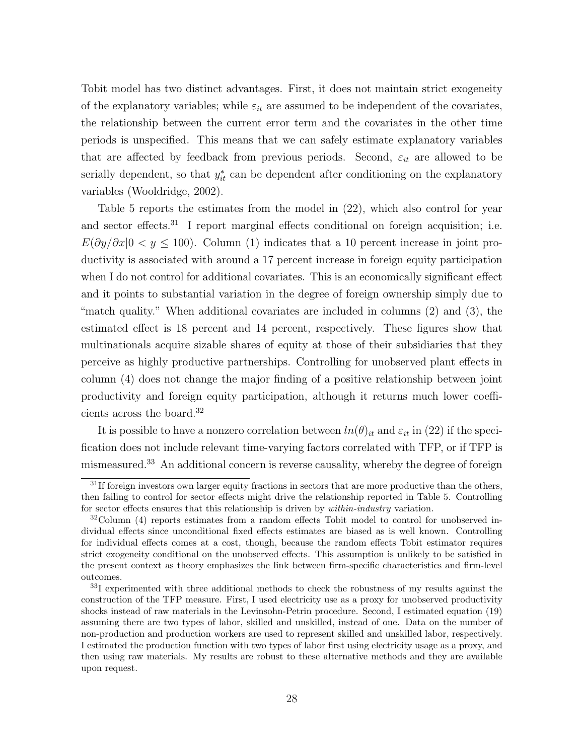Tobit model has two distinct advantages. First, it does not maintain strict exogeneity of the explanatory variables; while $\varepsilon_{it}$ are assumed to be independent of the covariates, the relationship between the current error term and the covariates in the other time periods is unspecified. This means that we can safely estimate explanatory variables that are affected by feedback from previous periods. Second, $\varepsilon_{it}$ are allowed to be serially dependent, so that $y^*_{it}$ can be dependent after conditioning on the explanatory variables (Wooldridge, 2002).

Table 5 reports the estimates from the model in (22), which also control for year and sector effects.[31] I report marginal effects conditional on foreign acquisition; i.e. $E(\partial y/\partial x | 0 < y \leq 100)$. Column (1) indicates that a 10 percent increase in joint productivity is associated with around a 17 percent increase in foreign equity participation when I do not control for additional covariates. This is an economically significant effect and it points to substantial variation in the degree of foreign ownership simply due to "match quality." When additional covariates are included in columns (2) and (3), the estimated effect is 18 percent and 14 percent, respectively. These figures show that multinationals acquire sizable shares of equity at those of their subsidiaries that they perceive as highly productive partnerships. Controlling for unobserved plant effects in column (4) does not change the major finding of a positive relationship between joint productivity and foreign equity participation, although it returns much lower coefficients across the board.[32]

It is possible to have a nonzero correlation between $ln(\theta)_{it}$ and $\varepsilon_{it}$ in (22) if the specification does not include relevant time-varying factors correlated with TFP, or if TFP is mismeasured.[33] An additional concern is reverse causality, whereby the degree of foreign

[31] If foreign investors own larger equity fractions in sectors that are more productive than the others, then failing to control for sector effects might drive the relationship reported in Table 5. Controlling for sector effects ensures that this relationship is driven by *within-industry* variation.

[32] Column (4) reports estimates from a random effects Tobit model to control for unobserved individual effects since unconditional fixed effects estimates are biased as is well known. Controlling for individual effects comes at a cost, though, because the random effects Tobit estimator requires strict exogeneity conditional on the unobserved effects. This assumption is unlikely to be satisfied in the present context as theory emphasizes the link between firm-specific characteristics and firm-level outcomes.

[33] I experimented with three additional methods to check the robustness of my results against the construction of the TFP measure. First, I used electricity use as a proxy for unobserved productivity shocks instead of raw materials in the Levinsohn-Petrin procedure. Second, I estimated equation (19) assuming there are two types of labor, skilled and unskilled, instead of one. Data on the number of non-production and production workers are used to represent skilled and unskilled labor, respectively. I estimated the production function with two types of labor first using electricity usage as a proxy, and then using raw materials. My results are robust to these alternative methods and they are available upon request.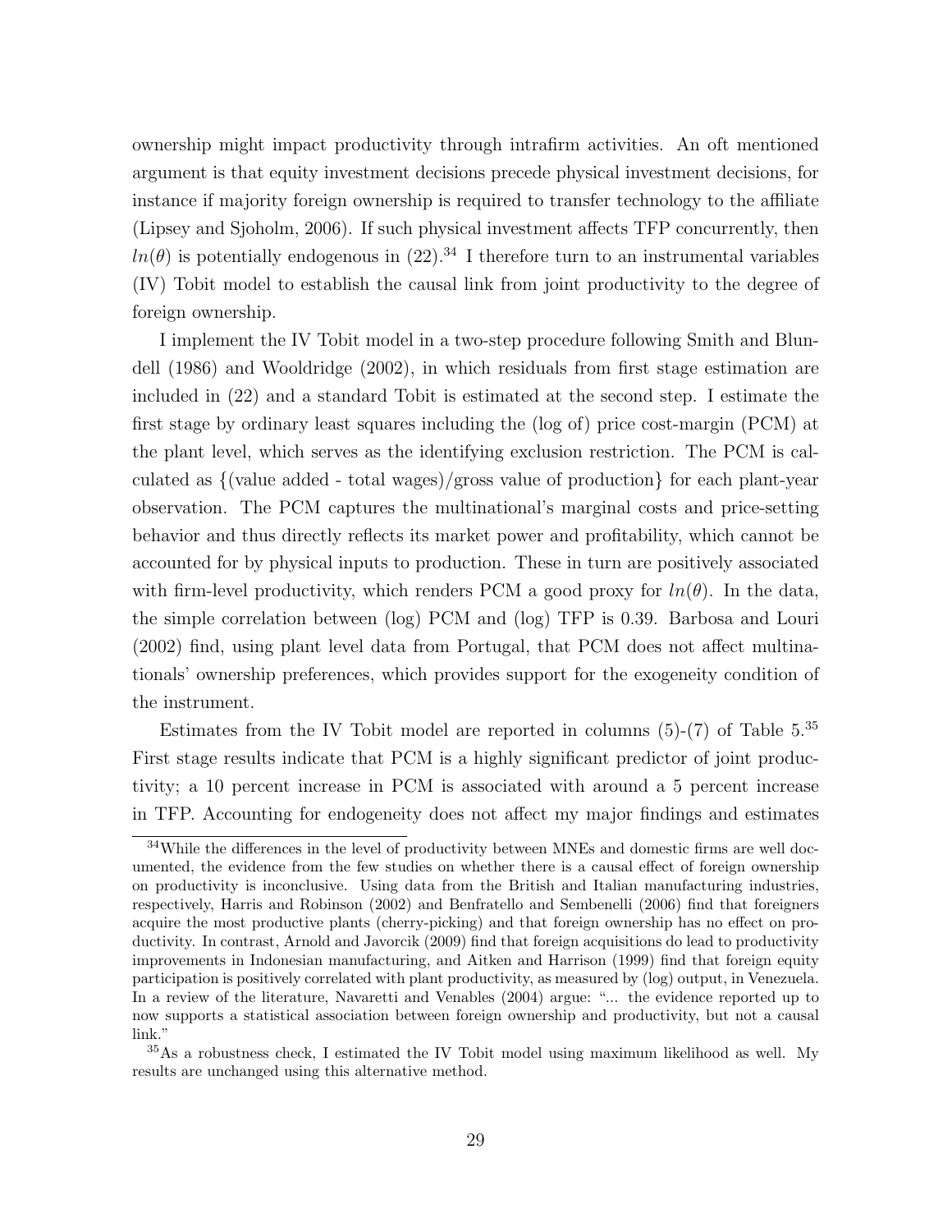ownership might impact productivity through intrafirm activities. An oft mentioned argument is that equity investment decisions precede physical investment decisions, for instance if majority foreign ownership is required to transfer technology to the affiliate (Lipsey and Sjoholm, 2006). If such physical investment affects TFP concurrently, then $ln(\theta)$ is potentially endogenous in (22).[34] I therefore turn to an instrumental variables (IV) Tobit model to establish the causal link from joint productivity to the degree of foreign ownership.

I implement the IV Tobit model in a two-step procedure following Smith and Blundell (1986) and Wooldridge (2002), in which residuals from first stage estimation are included in (22) and a standard Tobit is estimated at the second step. I estimate the first stage by ordinary least squares including the (log of) price cost-margin (PCM) at the plant level, which serves as the identifying exclusion restriction. The PCM is calculated as {(value added - total wages)/gross value of production} for each plant-year observation. The PCM captures the multinational's marginal costs and price-setting behavior and thus directly reflects its market power and profitability, which cannot be accounted for by physical inputs to production. These in turn are positively associated with firm-level productivity, which renders PCM a good proxy for $ln(\theta)$. In the data, the simple correlation between (log) PCM and (log) TFP is 0.39. Barbosa and Louri (2002) find, using plant level data from Portugal, that PCM does not affect multinationals' ownership preferences, which provides support for the exogeneity condition of the instrument.

Estimates from the IV Tobit model are reported in columns (5)-(7) of Table 5.[35] First stage results indicate that PCM is a highly significant predictor of joint productivity; a 10 percent increase in PCM is associated with around a 5 percent increase in TFP. Accounting for endogeneity does not affect my major findings and estimates

[34] While the differences in the level of productivity between MNEs and domestic firms are well documented, the evidence from the few studies on whether there is a causal effect of foreign ownership on productivity is inconclusive. Using data from the British and Italian manufacturing industries, respectively, Harris and Robinson (2002) and Benfratello and Sembenelli (2006) find that foreigners acquire the most productive plants (cherry-picking) and that foreign ownership has no effect on productivity. In contrast, Arnold and Javorcik (2009) find that foreign acquisitions do lead to productivity improvements in Indonesian manufacturing, and Aitken and Harrison (1999) find that foreign equity participation is positively correlated with plant productivity, as measured by (log) output, in Venezuela. In a review of the literature, Navaretti and Venables (2004) argue: "... the evidence reported up to now supports a statistical association between foreign ownership and productivity, but not a causal link."

[35] As a robustness check, I estimated the IV Tobit model using maximum likelihood as well. My results are unchanged using this alternative method.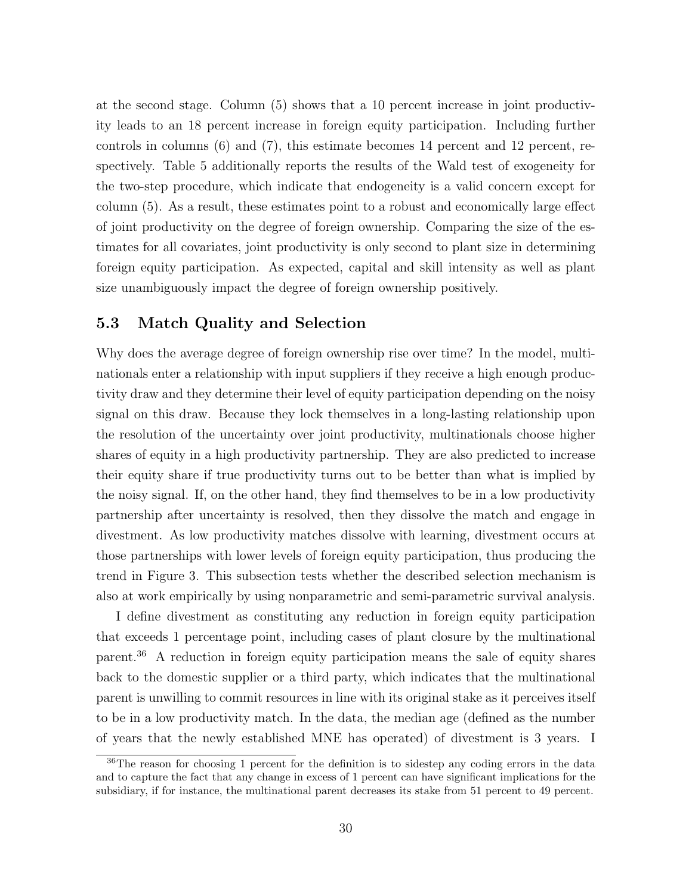at the second stage. Column (5) shows that a 10 percent increase in joint productivity leads to an 18 percent increase in foreign equity participation. Including further controls in columns (6) and (7), this estimate becomes 14 percent and 12 percent, respectively. Table 5 additionally reports the results of the Wald test of exogeneity for the two-step procedure, which indicate that endogeneity is a valid concern except for column (5). As a result, these estimates point to a robust and economically large effect of joint productivity on the degree of foreign ownership. Comparing the size of the estimates for all covariates, joint productivity is only second to plant size in determining foreign equity participation. As expected, capital and skill intensity as well as plant size unambiguously impact the degree of foreign ownership positively.

### 5.3 Match Quality and Selection

Why does the average degree of foreign ownership rise over time? In the model, multinationals enter a relationship with input suppliers if they receive a high enough productivity draw and they determine their level of equity participation depending on the noisy signal on this draw. Because they lock themselves in a long-lasting relationship upon the resolution of the uncertainty over joint productivity, multinationals choose higher shares of equity in a high productivity partnership. They are also predicted to increase their equity share if true productivity turns out to be better than what is implied by the noisy signal. If, on the other hand, they find themselves to be in a low productivity partnership after uncertainty is resolved, then they dissolve the match and engage in divestment. As low productivity matches dissolve with learning, divestment occurs at those partnerships with lower levels of foreign equity participation, thus producing the trend in Figure 3. This subsection tests whether the described selection mechanism is also at work empirically by using nonparametric and semi-parametric survival analysis.

I define divestment as constituting any reduction in foreign equity participation that exceeds 1 percentage point, including cases of plant closure by the multinational parent.[36] A reduction in foreign equity participation means the sale of equity shares back to the domestic supplier or a third party, which indicates that the multinational parent is unwilling to commit resources in line with its original stake as it perceives itself to be in a low productivity match. In the data, the median age (defined as the number of years that the newly established MNE has operated) of divestment is 3 years. I

[36] The reason for choosing 1 percent for the definition is to sidestep any coding errors in the data and to capture the fact that any change in excess of 1 percent can have significant implications for the subsidiary, if for instance, the multinational parent decreases its stake from 51 percent to 49 percent.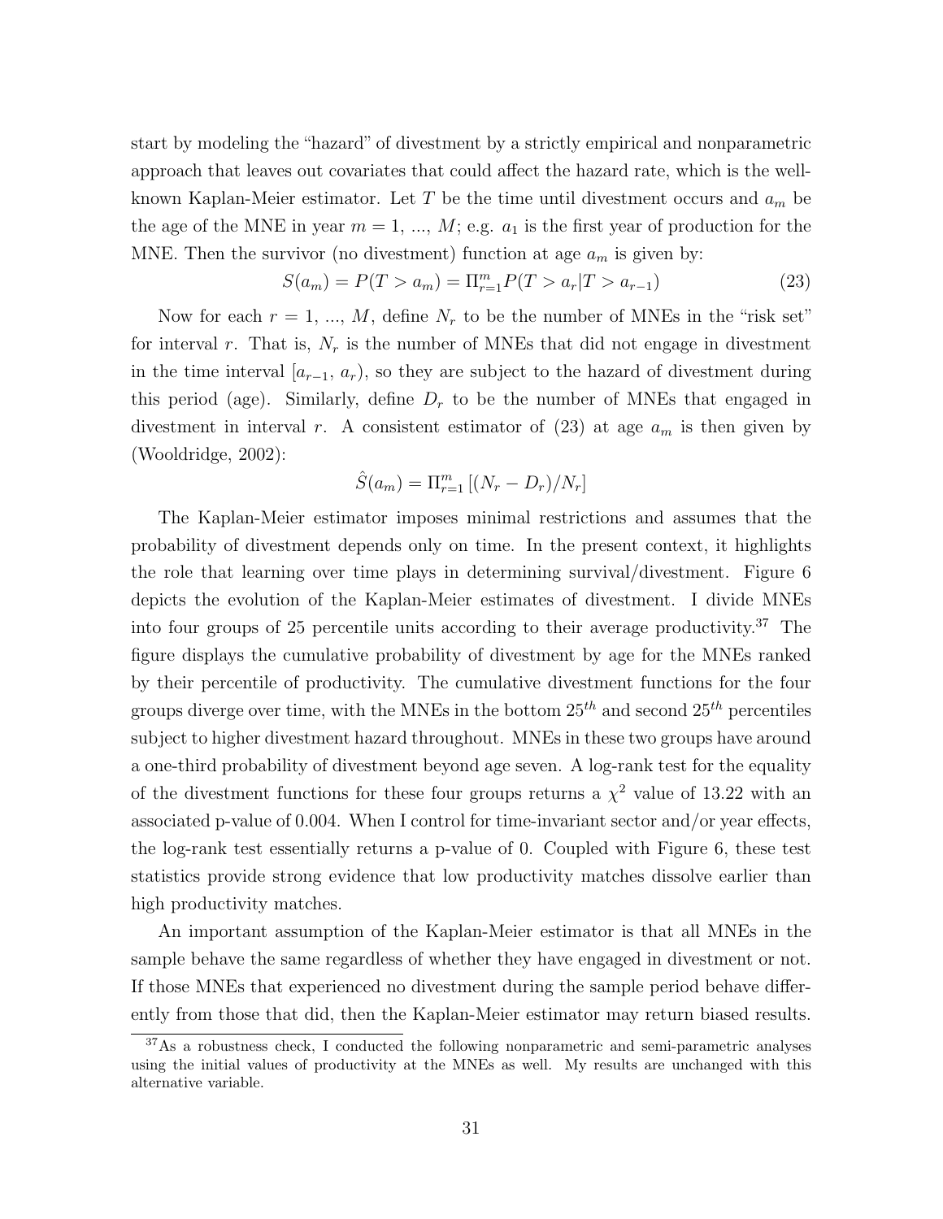start by modeling the "hazard" of divestment by a strictly empirical and nonparametric approach that leaves out covariates that could affect the hazard rate, which is the well-known Kaplan-Meier estimator. Let $T$ be the time until divestment occurs and $a_m$ be the age of the MNE in year $m = 1, ..., M$; e.g. $a_1$ is the first year of production for the MNE. Then the survivor (no divestment) function at age $a_m$ is given by:

$$S(a_m) = P(T > a_m) = \Pi_{r=1}^{m} P(T > a_r | T > a_{r-1}) \tag{23}$$

Now for each $r = 1, ..., M$, define $N_r$ to be the number of MNEs in the "risk set" for interval $r$. That is, $N_r$ is the number of MNEs that did not engage in divestment in the time interval $[a_{r-1}, a_r)$, so they are subject to the hazard of divestment during this period (age). Similarly, define $D_r$ to be the number of MNEs that engaged in divestment in interval $r$. A consistent estimator of (23) at age $a_m$ is then given by (Wooldridge, 2002):

$$\hat{S}(a_m) = \Pi_{r=1}^{m} \left[ (N_r - D_r)/N_r \right]$$

The Kaplan-Meier estimator imposes minimal restrictions and assumes that the probability of divestment depends only on time. In the present context, it highlights the role that learning over time plays in determining survival/divestment. Figure 6 depicts the evolution of the Kaplan-Meier estimates of divestment. I divide MNEs into four groups of 25 percentile units according to their average productivity.[37] The figure displays the cumulative probability of divestment by age for the MNEs ranked by their percentile of productivity. The cumulative divestment functions for the four groups diverge over time, with the MNEs in the bottom $25^{th}$ and second $25^{th}$ percentiles subject to higher divestment hazard throughout. MNEs in these two groups have around a one-third probability of divestment beyond age seven. A log-rank test for the equality of the divestment functions for these four groups returns a $\chi^2$ value of 13.22 with an associated p-value of 0.004. When I control for time-invariant sector and/or year effects, the log-rank test essentially returns a p-value of 0. Coupled with Figure 6, these test statistics provide strong evidence that low productivity matches dissolve earlier than high productivity matches.

An important assumption of the Kaplan-Meier estimator is that all MNEs in the sample behave the same regardless of whether they have engaged in divestment or not. If those MNEs that experienced no divestment during the sample period behave differently from those that did, then the Kaplan-Meier estimator may return biased results.

[37] As a robustness check, I conducted the following nonparametric and semi-parametric analyses using the initial values of productivity at the MNEs as well. My results are unchanged with this alternative variable.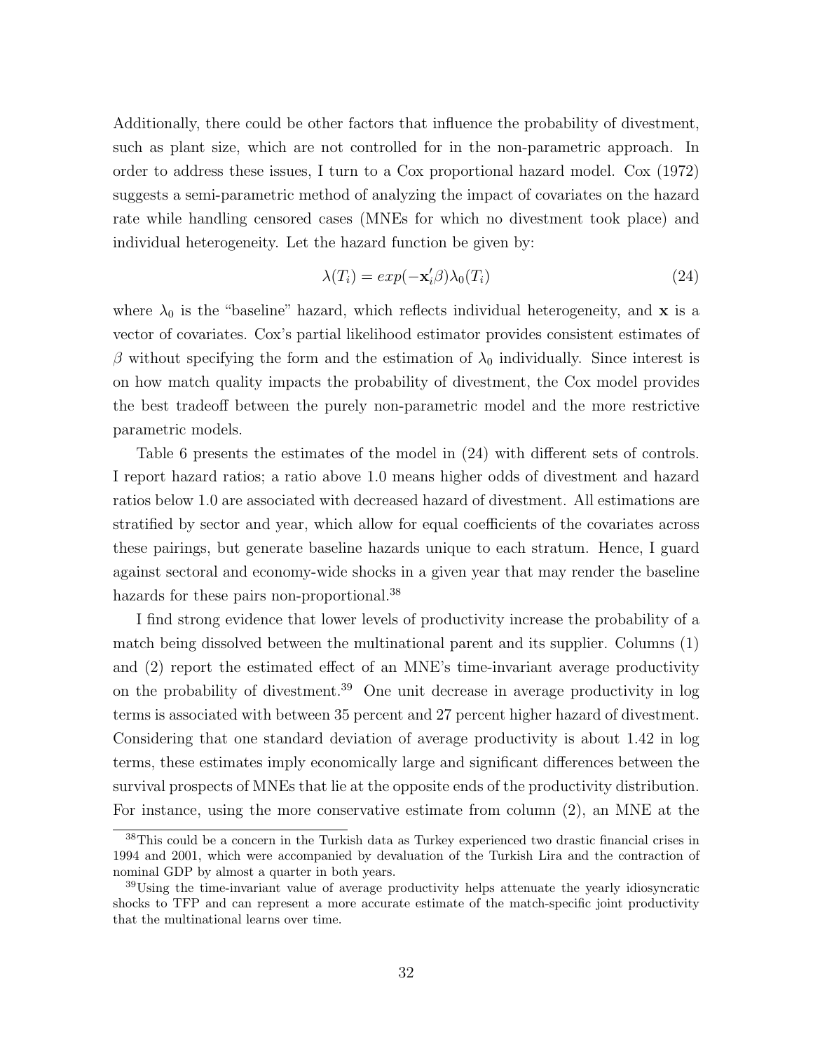Additionally, there could be other factors that influence the probability of divestment, such as plant size, which are not controlled for in the non-parametric approach. In order to address these issues, I turn to a Cox proportional hazard model. Cox (1972) suggests a semi-parametric method of analyzing the impact of covariates on the hazard rate while handling censored cases (MNEs for which no divestment took place) and individual heterogeneity. Let the hazard function be given by:

$$\lambda(T_i) = exp(-\mathbf{x}_i'\beta)\lambda_0(T_i) \tag{24}$$

where $\lambda_0$ is the "baseline" hazard, which reflects individual heterogeneity, and $\mathbf{x}$ is a vector of covariates. Cox's partial likelihood estimator provides consistent estimates of $\beta$ without specifying the form and the estimation of $\lambda_0$ individually. Since interest is on how match quality impacts the probability of divestment, the Cox model provides the best tradeoff between the purely non-parametric model and the more restrictive parametric models.

Table 6 presents the estimates of the model in (24) with different sets of controls. I report hazard ratios; a ratio above 1.0 means higher odds of divestment and hazard ratios below 1.0 are associated with decreased hazard of divestment. All estimations are stratified by sector and year, which allow for equal coefficients of the covariates across these pairings, but generate baseline hazards unique to each stratum. Hence, I guard against sectoral and economy-wide shocks in a given year that may render the baseline hazards for these pairs non-proportional.[38]

I find strong evidence that lower levels of productivity increase the probability of a match being dissolved between the multinational parent and its supplier. Columns (1) and (2) report the estimated effect of an MNE's time-invariant average productivity on the probability of divestment.[39] One unit decrease in average productivity in log terms is associated with between 35 percent and 27 percent higher hazard of divestment. Considering that one standard deviation of average productivity is about 1.42 in log terms, these estimates imply economically large and significant differences between the survival prospects of MNEs that lie at the opposite ends of the productivity distribution. For instance, using the more conservative estimate from column (2), an MNE at the

[38] This could be a concern in the Turkish data as Turkey experienced two drastic financial crises in 1994 and 2001, which were accompanied by devaluation of the Turkish Lira and the contraction of nominal GDP by almost a quarter in both years.

[39] Using the time-invariant value of average productivity helps attenuate the yearly idiosyncratic shocks to TFP and can represent a more accurate estimate of the match-specific joint productivity that the multinational learns over time.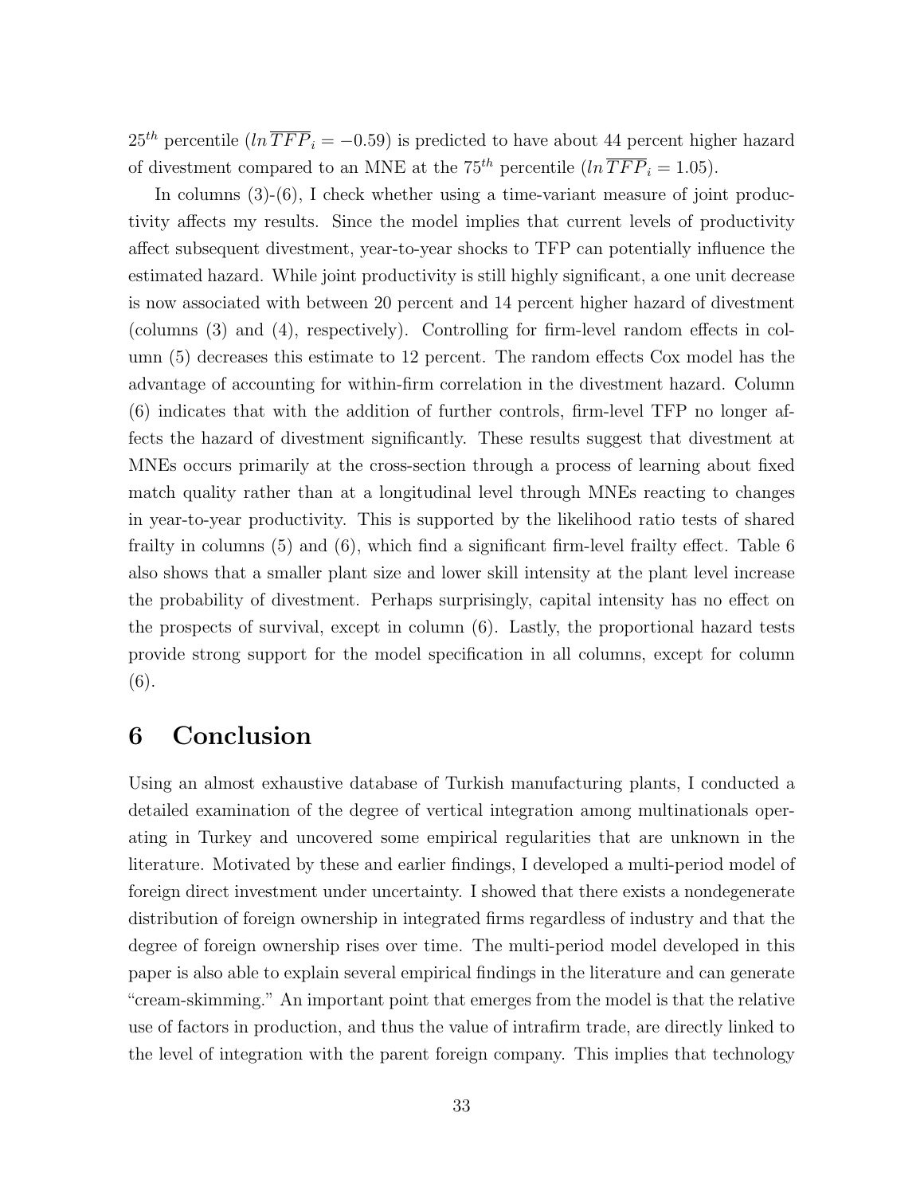$25^{th}$ percentile ($ln\,\overline{TFP}_i = -0.59$) is predicted to have about 44 percent higher hazard of divestment compared to an MNE at the $75^{th}$ percentile ($ln\,\overline{TFP}_i = 1.05$).

In columns (3)-(6), I check whether using a time-variant measure of joint productivity affects my results. Since the model implies that current levels of productivity affect subsequent divestment, year-to-year shocks to TFP can potentially influence the estimated hazard. While joint productivity is still highly significant, a one unit decrease is now associated with between 20 percent and 14 percent higher hazard of divestment (columns (3) and (4), respectively). Controlling for firm-level random effects in column (5) decreases this estimate to 12 percent. The random effects Cox model has the advantage of accounting for within-firm correlation in the divestment hazard. Column (6) indicates that with the addition of further controls, firm-level TFP no longer affects the hazard of divestment significantly. These results suggest that divestment at MNEs occurs primarily at the cross-section through a process of learning about fixed match quality rather than at a longitudinal level through MNEs reacting to changes in year-to-year productivity. This is supported by the likelihood ratio tests of shared frailty in columns (5) and (6), which find a significant firm-level frailty effect. Table 6 also shows that a smaller plant size and lower skill intensity at the plant level increase the probability of divestment. Perhaps surprisingly, capital intensity has no effect on the prospects of survival, except in column (6). Lastly, the proportional hazard tests provide strong support for the model specification in all columns, except for column (6).

# 6 Conclusion

Using an almost exhaustive database of Turkish manufacturing plants, I conducted a detailed examination of the degree of vertical integration among multinationals operating in Turkey and uncovered some empirical regularities that are unknown in the literature. Motivated by these and earlier findings, I developed a multi-period model of foreign direct investment under uncertainty. I showed that there exists a nondegenerate distribution of foreign ownership in integrated firms regardless of industry and that the degree of foreign ownership rises over time. The multi-period model developed in this paper is also able to explain several empirical findings in the literature and can generate "cream-skimming." An important point that emerges from the model is that the relative use of factors in production, and thus the value of intrafirm trade, are directly linked to the level of integration with the parent foreign company. This implies that technology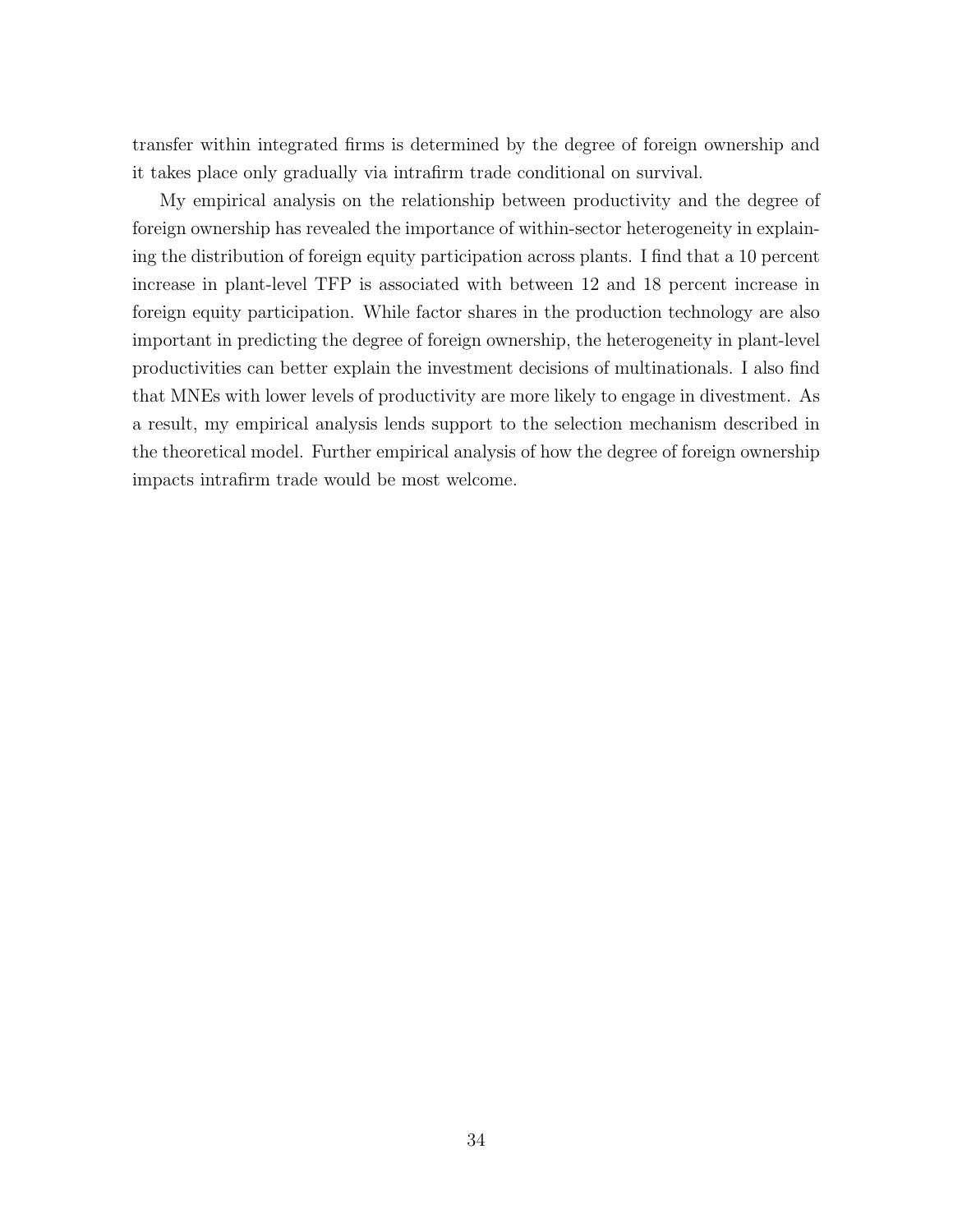transfer within integrated firms is determined by the degree of foreign ownership and it takes place only gradually via intrafirm trade conditional on survival.

My empirical analysis on the relationship between productivity and the degree of foreign ownership has revealed the importance of within-sector heterogeneity in explaining the distribution of foreign equity participation across plants. I find that a 10 percent increase in plant-level TFP is associated with between 12 and 18 percent increase in foreign equity participation. While factor shares in the production technology are also important in predicting the degree of foreign ownership, the heterogeneity in plant-level productivities can better explain the investment decisions of multinationals. I also find that MNEs with lower levels of productivity are more likely to engage in divestment. As a result, my empirical analysis lends support to the selection mechanism described in the theoretical model. Further empirical analysis of how the degree of foreign ownership impacts intrafirm trade would be most welcome.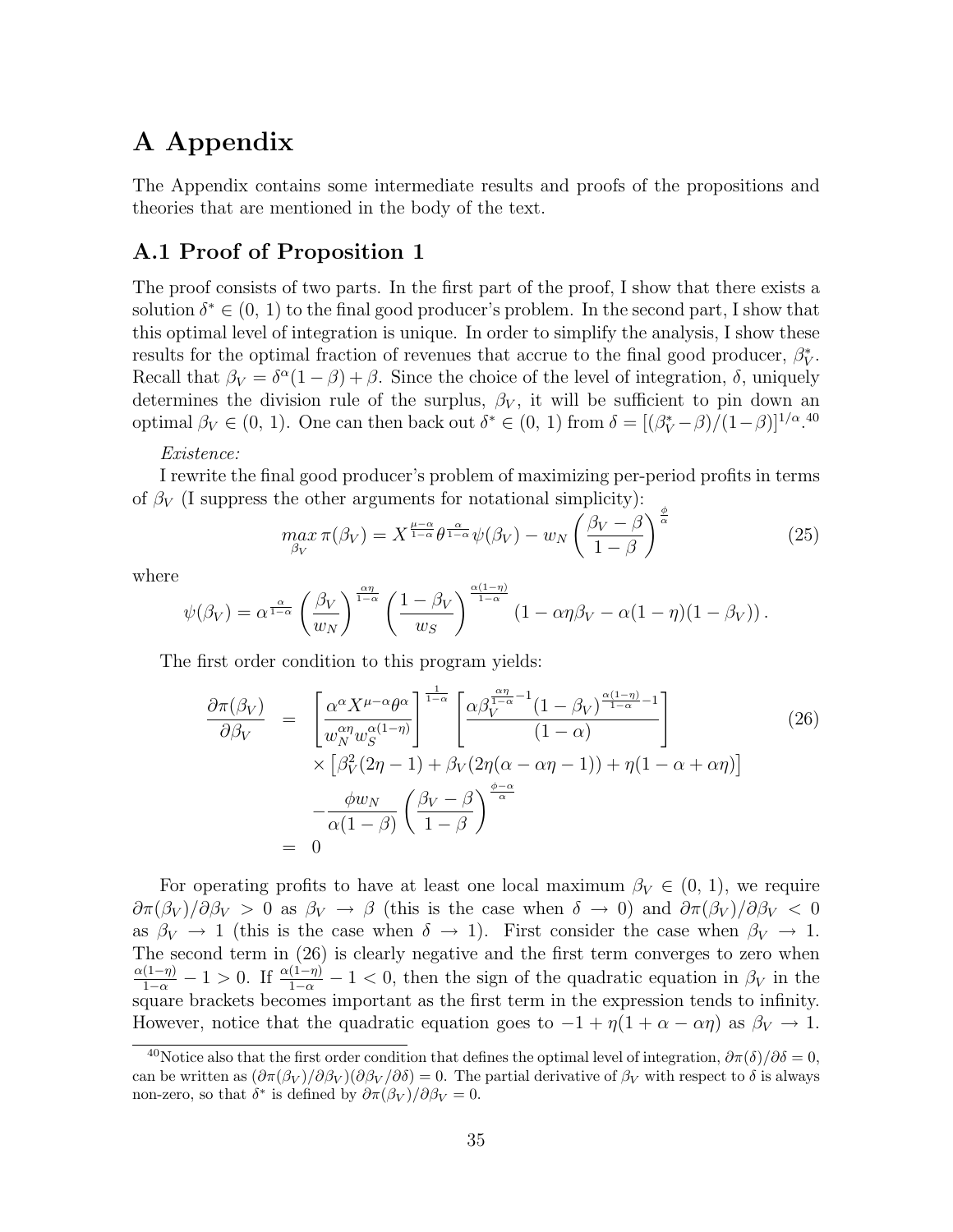# A Appendix

The Appendix contains some intermediate results and proofs of the propositions and theories that are mentioned in the body of the text.

## A.1 Proof of Proposition 1

The proof consists of two parts. In the first part of the proof, I show that there exists a solution $\delta^* \in (0, 1)$ to the final good producer's problem. In the second part, I show that this optimal level of integration is unique. In order to simplify the analysis, I show these results for the optimal fraction of revenues that accrue to the final good producer, $\beta_V^*$. Recall that $\beta_V = \delta^\alpha(1-\beta) + \beta$. Since the choice of the level of integration, $\delta$, uniquely determines the division rule of the surplus, $\beta_V$, it will be sufficient to pin down an optimal $\beta_V \in (0, 1)$. One can then back out $\delta^* \in (0, 1)$ from $\delta = [(\beta_V^* - \beta)/(1-\beta)]^{1/\alpha}$.[40]

*Existence:*

I rewrite the final good producer's problem of maximizing per-period profits in terms of $\beta_V$ (I suppress the other arguments for notational simplicity):

$$\max_{\beta_V} \pi(\beta_V) = X^{\frac{\mu-\alpha}{1-\alpha}} \theta^{\frac{\alpha}{1-\alpha}} \psi(\beta_V) - w_N \left(\frac{\beta_V - \beta}{1-\beta}\right)^{\frac{\phi}{\alpha}} \tag{25}$$

where

$$\psi(\beta_V) = \alpha^{\frac{\alpha}{1-\alpha}} \left(\frac{\beta_V}{w_N}\right)^{\frac{\alpha\eta}{1-\alpha}} \left(\frac{1-\beta_V}{w_S}\right)^{\frac{\alpha(1-\eta)}{1-\alpha}} (1 - \alpha\eta\beta_V - \alpha(1-\eta)(1-\beta_V)).$$

The first order condition to this program yields:

$$\begin{aligned}
\frac{\partial \pi(\beta_V)}{\partial \beta_V} &= \left[\frac{\alpha^\alpha X^{\mu-\alpha}\theta^\alpha}{w_N^{\alpha\eta} w_S^{\alpha(1-\eta)}}\right]^{\frac{1}{1-\alpha}} \left[\frac{\alpha \beta_V^{\frac{\alpha\eta}{1-\alpha}-1}(1-\beta_V)^{\frac{\alpha(1-\eta)}{1-\alpha}-1}}{(1-\alpha)}\right] \\
&\quad \times \left[\beta_V^2(2\eta - 1) + \beta_V(2\eta(\alpha - \alpha\eta - 1)) + \eta(1 - \alpha + \alpha\eta)\right] \\
&\quad - \frac{\phi w_N}{\alpha(1-\beta)} \left(\frac{\beta_V - \beta}{1-\beta}\right)^{\frac{\phi-\alpha}{\alpha}} \\
&= 0
\end{aligned} \tag{26}$$

For operating profits to have at least one local maximum $\beta_V \in (0, 1)$, we require $\partial\pi(\beta_V)/\partial\beta_V > 0$ as $\beta_V \to \beta$ (this is the case when $\delta \to 0$) and $\partial\pi(\beta_V)/\partial\beta_V < 0$ as $\beta_V \to 1$ (this is the case when $\delta \to 1$). First consider the case when $\beta_V \to 1$. The second term in (26) is clearly negative and the first term converges to zero when $\frac{\alpha(1-\eta)}{1-\alpha} - 1 > 0$. If $\frac{\alpha(1-\eta)}{1-\alpha} - 1 < 0$, then the sign of the quadratic equation in $\beta_V$ in the square brackets becomes important as the first term in the expression tends to infinity. However, notice that the quadratic equation goes to $-1 + \eta(1 + \alpha - \alpha\eta)$ as $\beta_V \to 1$.

[40] Notice also that the first order condition that defines the optimal level of integration, $\partial\pi(\delta)/\partial\delta = 0$, can be written as $(\partial\pi(\beta_V)/\partial\beta_V)(\partial\beta_V/\partial\delta) = 0$. The partial derivative of $\beta_V$ with respect to $\delta$ is always non-zero, so that $\delta^*$ is defined by $\partial\pi(\beta_V)/\partial\beta_V = 0$.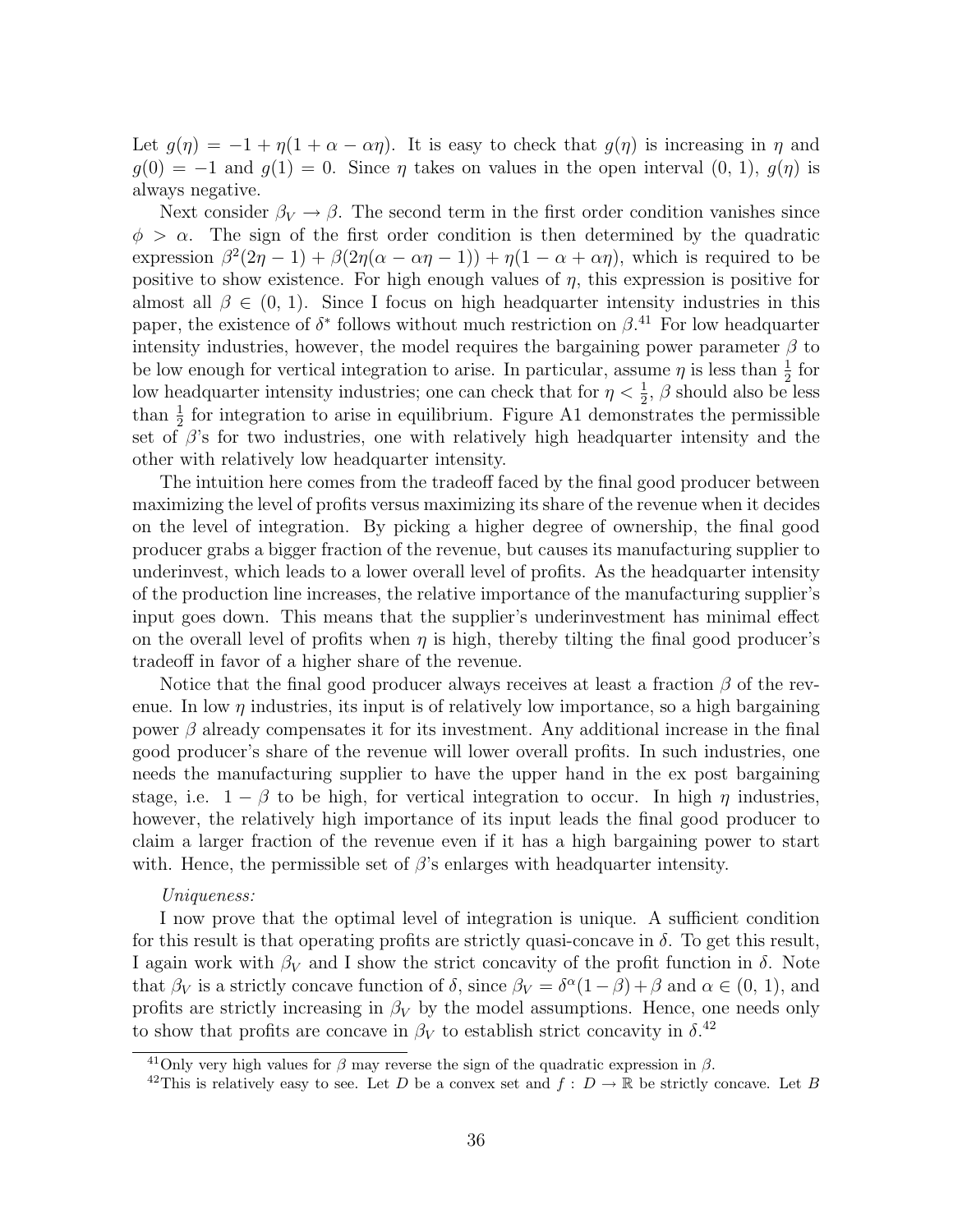Let $g(\eta) = -1 + \eta(1 + \alpha - \alpha\eta)$. It is easy to check that $g(\eta)$ is increasing in $\eta$ and $g(0) = -1$ and $g(1) = 0$. Since $\eta$ takes on values in the open interval $(0, 1)$, $g(\eta)$ is always negative.

Next consider $\beta_V \to \beta$. The second term in the first order condition vanishes since $\phi > \alpha$. The sign of the first order condition is then determined by the quadratic expression $\beta^2(2\eta - 1) + \beta(2\eta(\alpha - \alpha\eta - 1)) + \eta(1 - \alpha + \alpha\eta)$, which is required to be positive to show existence. For high enough values of $\eta$, this expression is positive for almost all $\beta \in (0, 1)$. Since I focus on high headquarter intensity industries in this paper, the existence of $\delta^*$ follows without much restriction on $\beta$.[41] For low headquarter intensity industries, however, the model requires the bargaining power parameter $\beta$ to be low enough for vertical integration to arise. In particular, assume $\eta$ is less than $\frac{1}{2}$ for low headquarter intensity industries; one can check that for $\eta < \frac{1}{2}$, $\beta$ should also be less than $\frac{1}{2}$ for integration to arise in equilibrium. Figure A1 demonstrates the permissible set of $\beta$'s for two industries, one with relatively high headquarter intensity and the other with relatively low headquarter intensity.

The intuition here comes from the tradeoff faced by the final good producer between maximizing the level of profits versus maximizing its share of the revenue when it decides on the level of integration. By picking a higher degree of ownership, the final good producer grabs a bigger fraction of the revenue, but causes its manufacturing supplier to underinvest, which leads to a lower overall level of profits. As the headquarter intensity of the production line increases, the relative importance of the manufacturing supplier's input goes down. This means that the supplier's underinvestment has minimal effect on the overall level of profits when $\eta$ is high, thereby tilting the final good producer's tradeoff in favor of a higher share of the revenue.

Notice that the final good producer always receives at least a fraction $\beta$ of the revenue. In low $\eta$ industries, its input is of relatively low importance, so a high bargaining power $\beta$ already compensates it for its investment. Any additional increase in the final good producer's share of the revenue will lower overall profits. In such industries, one needs the manufacturing supplier to have the upper hand in the ex post bargaining stage, i.e. $1 - \beta$ to be high, for vertical integration to occur. In high $\eta$ industries, however, the relatively high importance of its input leads the final good producer to claim a larger fraction of the revenue even if it has a high bargaining power to start with. Hence, the permissible set of $\beta$'s enlarges with headquarter intensity.

*Uniqueness:*

I now prove that the optimal level of integration is unique. A sufficient condition for this result is that operating profits are strictly quasi-concave in $\delta$. To get this result, I again work with $\beta_V$ and I show the strict concavity of the profit function in $\delta$. Note that $\beta_V$ is a strictly concave function of $\delta$, since $\beta_V = \delta^\alpha(1-\beta) + \beta$ and $\alpha \in (0, 1)$, and profits are strictly increasing in $\beta_V$ by the model assumptions. Hence, one needs only to show that profits are concave in $\beta_V$ to establish strict concavity in $\delta$.[42]

[41] Only very high values for $\beta$ may reverse the sign of the quadratic expression in $\beta$.

[42] This is relatively easy to see. Let $D$ be a convex set and $f : D \to \mathbb{R}$ be strictly concave. Let $B$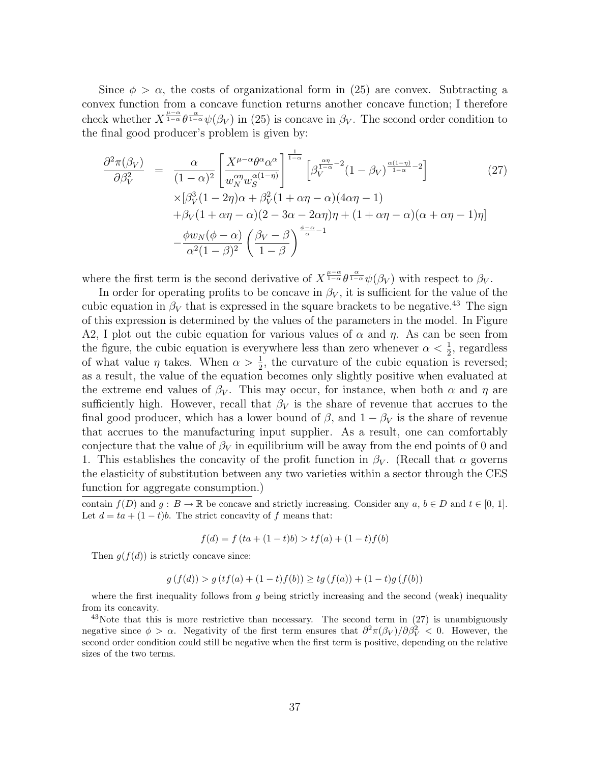Since $\phi > \alpha$, the costs of organizational form in (25) are convex. Subtracting a convex function from a concave function returns another concave function; I therefore check whether $X^{\frac{\mu-\alpha}{1-\alpha}}\theta^{\frac{\alpha}{1-\alpha}}\psi(\beta_V)$ in (25) is concave in $\beta_V$. The second order condition to the final good producer's problem is given by:

$$
\begin{aligned}
\frac{\partial^2 \pi(\beta_V)}{\partial \beta_V^2} &= \frac{\alpha}{(1-\alpha)^2}\left[\frac{X^{\mu-\alpha}\theta^{\alpha}\alpha^{\alpha}}{w_N^{\alpha\eta}w_S^{\alpha(1-\eta)}}\right]^{\frac{1}{1-\alpha}}\left[\beta_V^{\frac{\alpha\eta}{1-\alpha}-2}(1-\beta_V)^{\frac{\alpha(1-\eta)}{1-\alpha}-2}\right] \qquad (27)\\
&\quad \times[\beta_V^3(1-2\eta)\alpha+\beta_V^2(1+\alpha\eta-\alpha)(4\alpha\eta-1)\\
&\quad +\beta_V(1+\alpha\eta-\alpha)(2-3\alpha-2\alpha\eta)\eta+(1+\alpha\eta-\alpha)(\alpha+\alpha\eta-1)\eta]\\
&\quad -\frac{\phi w_N(\phi-\alpha)}{\alpha^2(1-\beta)^2}\left(\frac{\beta_V-\beta}{1-\beta}\right)^{\frac{\phi-\alpha}{\alpha}-1}
\end{aligned}
$$

where the first term is the second derivative of $X^{\frac{\mu-\alpha}{1-\alpha}}\theta^{\frac{\alpha}{1-\alpha}}\psi(\beta_V)$ with respect to $\beta_V$.

In order for operating profits to be concave in $\beta_V$, it is sufficient for the value of the cubic equation in $\beta_V$ that is expressed in the square brackets to be negative.[43] The sign of this expression is determined by the values of the parameters in the model. In Figure A2, I plot out the cubic equation for various values of $\alpha$ and $\eta$. As can be seen from the figure, the cubic equation is everywhere less than zero whenever $\alpha < \frac{1}{2}$, regardless of what value $\eta$ takes. When $\alpha > \frac{1}{2}$, the curvature of the cubic equation is reversed; as a result, the value of the equation becomes only slightly positive when evaluated at the extreme end values of $\beta_V$. This may occur, for instance, when both $\alpha$ and $\eta$ are sufficiently high. However, recall that $\beta_V$ is the share of revenue that accrues to the final good producer, which has a lower bound of $\beta$, and $1-\beta_V$ is the share of revenue that accrues to the manufacturing input supplier. As a result, one can comfortably conjecture that the value of $\beta_V$ in equilibrium will be away from the end points of 0 and 1. This establishes the concavity of the profit function in $\beta_V$. (Recall that $\alpha$ governs the elasticity of substitution between any two varieties within a sector through the CES function for aggregate consumption.)

contain $f(D)$ and $g : B \to \mathbb{R}$ be concave and strictly increasing. Consider any $a, b \in D$ and $t \in [0, 1]$. Let $d = ta + (1-t)b$. The strict concavity of $f$ means that:

$$f(d) = f(ta + (1-t)b) > tf(a) + (1-t)f(b)$$

Then $g(f(d))$ is strictly concave since:

$$g(f(d)) > g(tf(a) + (1-t)f(b)) \geq tg(f(a)) + (1-t)g(f(b))$$

where the first inequality follows from $g$ being strictly increasing and the second (weak) inequality from its concavity.

[43] Note that this is more restrictive than necessary. The second term in (27) is unambiguously negative since $\phi > \alpha$. Negativity of the first term ensures that $\partial^2\pi(\beta_V)/\partial\beta_V^2 < 0$. However, the second order condition could still be negative when the first term is positive, depending on the relative sizes of the two terms.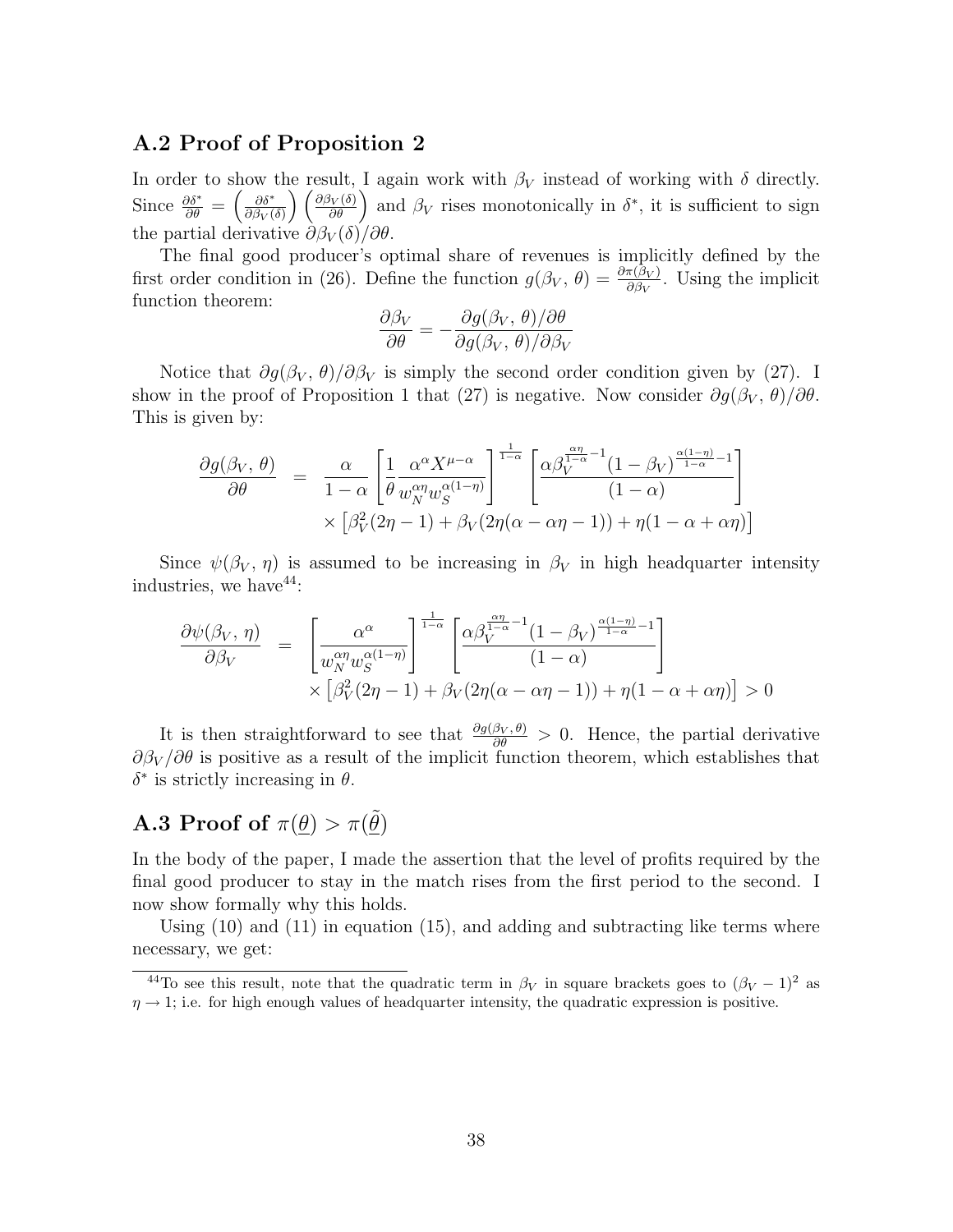## A.2 Proof of Proposition 2

In order to show the result, I again work with $\beta_V$ instead of working with $\delta$ directly. Since $\frac{\partial \delta^*}{\partial \theta} = \left(\frac{\partial \delta^*}{\partial \beta_V(\delta)}\right)\left(\frac{\partial \beta_V(\delta)}{\partial \theta}\right)$ and $\beta_V$ rises monotonically in $\delta^*$, it is sufficient to sign the partial derivative $\partial \beta_V(\delta)/\partial \theta$.

The final good producer's optimal share of revenues is implicitly defined by the first order condition in (26). Define the function $g(\beta_V, \theta) = \frac{\partial \pi(\beta_V)}{\partial \beta_V}$. Using the implicit function theorem:

$$\frac{\partial \beta_V}{\partial \theta} = -\frac{\partial g(\beta_V, \theta)/\partial \theta}{\partial g(\beta_V, \theta)/\partial \beta_V}$$

Notice that $\partial g(\beta_V, \theta)/\partial \beta_V$ is simply the second order condition given by (27). I show in the proof of Proposition 1 that (27) is negative. Now consider $\partial g(\beta_V, \theta)/\partial \theta$. This is given by:

$$\begin{aligned}
\frac{\partial g(\beta_V, \theta)}{\partial \theta} &= \frac{\alpha}{1-\alpha}\left[\frac{1}{\theta}\frac{\alpha^\alpha X^{\mu-\alpha}}{w_N^{\alpha\eta} w_S^{\alpha(1-\eta)}}\right]^{\frac{1}{1-\alpha}}\left[\frac{\alpha \beta_V^{\frac{\alpha\eta}{1-\alpha}-1}(1-\beta_V)^{\frac{\alpha(1-\eta)}{1-\alpha}-1}}{(1-\alpha)}\right] \\
&\quad \times \left[\beta_V^2(2\eta-1) + \beta_V(2\eta(\alpha-\alpha\eta-1)) + \eta(1-\alpha+\alpha\eta)\right]
\end{aligned}$$

Since $\psi(\beta_V, \eta)$ is assumed to be increasing in $\beta_V$ in high headquarter intensity industries, we have[44]:

$$\begin{aligned}
\frac{\partial \psi(\beta_V, \eta)}{\partial \beta_V} &= \left[\frac{\alpha^\alpha}{w_N^{\alpha\eta} w_S^{\alpha(1-\eta)}}\right]^{\frac{1}{1-\alpha}}\left[\frac{\alpha \beta_V^{\frac{\alpha\eta}{1-\alpha}-1}(1-\beta_V)^{\frac{\alpha(1-\eta)}{1-\alpha}-1}}{(1-\alpha)}\right] \\
&\quad \times \left[\beta_V^2(2\eta-1) + \beta_V(2\eta(\alpha-\alpha\eta-1)) + \eta(1-\alpha+\alpha\eta)\right] > 0
\end{aligned}$$

It is then straightforward to see that $\frac{\partial g(\beta_V, \theta)}{\partial \theta} > 0$. Hence, the partial derivative $\partial \beta_V/\partial \theta$ is positive as a result of the implicit function theorem, which establishes that $\delta^*$ is strictly increasing in $\theta$.

## A.3 Proof of $\pi(\underline{\theta}) > \pi(\underline{\tilde{\theta}})$

In the body of the paper, I made the assertion that the level of profits required by the final good producer to stay in the match rises from the first period to the second. I now show formally why this holds.

Using (10) and (11) in equation (15), and adding and subtracting like terms where necessary, we get:

[44] To see this result, note that the quadratic term in $\beta_V$ in square brackets goes to $(\beta_V - 1)^2$ as $\eta \to 1$; i.e. for high enough values of headquarter intensity, the quadratic expression is positive.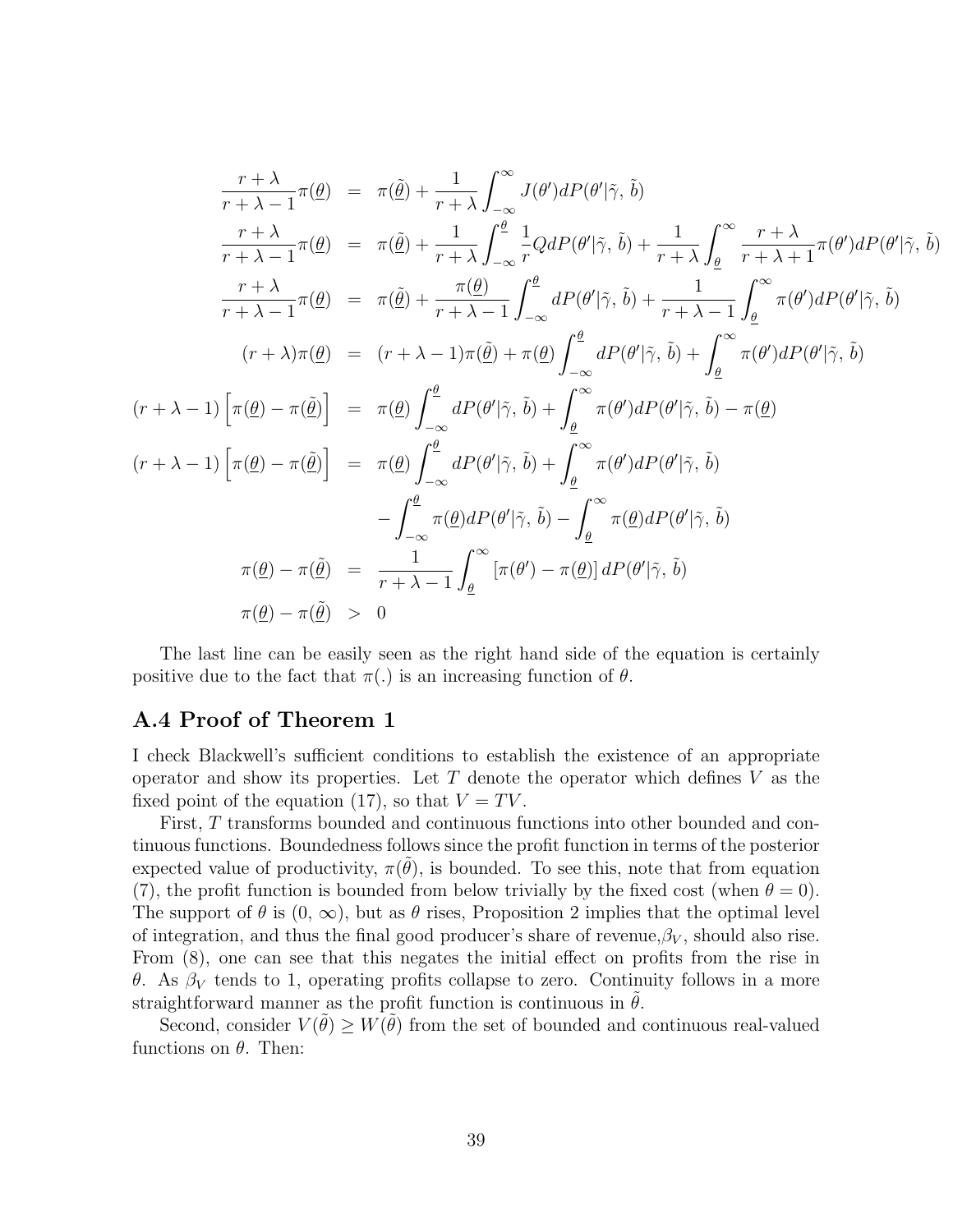$$
\begin{aligned}
\frac{r+\lambda}{r+\lambda-1}\pi(\underline{\theta}) &= \pi(\tilde{\underline{\theta}}) + \frac{1}{r+\lambda}\int_{-\infty}^{\infty} J(\theta')dP(\theta'|\tilde{\gamma},\,\tilde{b}) \\
\frac{r+\lambda}{r+\lambda-1}\pi(\underline{\theta}) &= \pi(\tilde{\underline{\theta}}) + \frac{1}{r+\lambda}\int_{-\infty}^{\underline{\theta}} \frac{1}{r}Q dP(\theta'|\tilde{\gamma},\,\tilde{b}) + \frac{1}{r+\lambda}\int_{\underline{\theta}}^{\infty} \frac{r+\lambda}{r+\lambda+1}\pi(\theta')dP(\theta'|\tilde{\gamma},\,\tilde{b}) \\
\frac{r+\lambda}{r+\lambda-1}\pi(\underline{\theta}) &= \pi(\tilde{\underline{\theta}}) + \frac{\pi(\underline{\theta})}{r+\lambda-1}\int_{-\infty}^{\underline{\theta}} dP(\theta'|\tilde{\gamma},\,\tilde{b}) + \frac{1}{r+\lambda-1}\int_{\underline{\theta}}^{\infty} \pi(\theta')dP(\theta'|\tilde{\gamma},\,\tilde{b}) \\
(r+\lambda)\pi(\underline{\theta}) &= (r+\lambda-1)\pi(\tilde{\underline{\theta}}) + \pi(\underline{\theta})\int_{-\infty}^{\underline{\theta}} dP(\theta'|\tilde{\gamma},\,\tilde{b}) + \int_{\underline{\theta}}^{\infty} \pi(\theta')dP(\theta'|\tilde{\gamma},\,\tilde{b}) \\
(r+\lambda-1)\left[\pi(\underline{\theta}) - \pi(\tilde{\underline{\theta}})\right] &= \pi(\underline{\theta})\int_{-\infty}^{\underline{\theta}} dP(\theta'|\tilde{\gamma},\,\tilde{b}) + \int_{\underline{\theta}}^{\infty} \pi(\theta')dP(\theta'|\tilde{\gamma},\,\tilde{b}) - \pi(\underline{\theta}) \\
(r+\lambda-1)\left[\pi(\underline{\theta}) - \pi(\tilde{\underline{\theta}})\right] &= \pi(\underline{\theta})\int_{-\infty}^{\underline{\theta}} dP(\theta'|\tilde{\gamma},\,\tilde{b}) + \int_{\underline{\theta}}^{\infty} \pi(\theta')dP(\theta'|\tilde{\gamma},\,\tilde{b}) \\
&\quad - \int_{-\infty}^{\underline{\theta}} \pi(\underline{\theta})dP(\theta'|\tilde{\gamma},\,\tilde{b}) - \int_{\underline{\theta}}^{\infty} \pi(\underline{\theta})dP(\theta'|\tilde{\gamma},\,\tilde{b}) \\
\pi(\underline{\theta}) - \pi(\tilde{\underline{\theta}}) &= \frac{1}{r+\lambda-1}\int_{\underline{\theta}}^{\infty} \left[\pi(\theta') - \pi(\underline{\theta})\right] dP(\theta'|\tilde{\gamma},\,\tilde{b}) \\
\pi(\underline{\theta}) - \pi(\tilde{\underline{\theta}}) &> 0
\end{aligned}
$$

The last line can be easily seen as the right hand side of the equation is certainly positive due to the fact that $\pi(.)$ is an increasing function of $\theta$.

## A.4 Proof of Theorem 1

I check Blackwell's sufficient conditions to establish the existence of an appropriate operator and show its properties. Let $T$ denote the operator which defines $V$ as the fixed point of the equation (17), so that $V = TV$.

First, $T$ transforms bounded and continuous functions into other bounded and continuous functions. Boundedness follows since the profit function in terms of the posterior expected value of productivity, $\pi(\tilde{\theta})$, is bounded. To see this, note that from equation (7), the profit function is bounded from below trivially by the fixed cost (when $\theta = 0$). The support of $\theta$ is $(0, \infty)$, but as $\theta$ rises, Proposition 2 implies that the optimal level of integration, and thus the final good producer's share of revenue, $\beta_V$, should also rise. From (8), one can see that this negates the initial effect on profits from the rise in $\theta$. As $\beta_V$ tends to 1, operating profits collapse to zero. Continuity follows in a more straightforward manner as the profit function is continuous in $\tilde{\theta}$.

Second, consider $V(\tilde{\theta}) \geq W(\tilde{\theta})$ from the set of bounded and continuous real-valued functions on $\theta$. Then: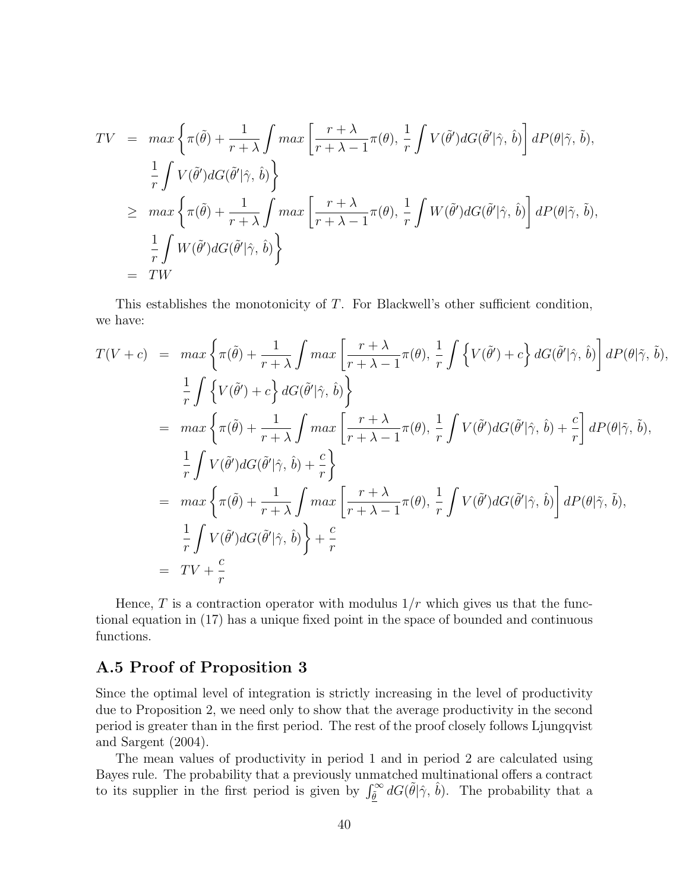$$
\begin{aligned}
TV &= max\left\{\pi(\tilde{\theta}) + \frac{1}{r+\lambda}\int max\left[\frac{r+\lambda}{r+\lambda-1}\pi(\theta),\, \frac{1}{r}\int V(\tilde{\theta}')dG(\tilde{\theta}'|\hat{\gamma},\,\hat{b})\right]dP(\theta|\tilde{\gamma},\,\tilde{b}),\right.\\
&\qquad \left.\frac{1}{r}\int V(\tilde{\theta}')dG(\tilde{\theta}'|\hat{\gamma},\,\hat{b})\right\}\\
&\geq max\left\{\pi(\tilde{\theta}) + \frac{1}{r+\lambda}\int max\left[\frac{r+\lambda}{r+\lambda-1}\pi(\theta),\, \frac{1}{r}\int W(\tilde{\theta}')dG(\tilde{\theta}'|\hat{\gamma},\,\hat{b})\right]dP(\theta|\tilde{\gamma},\,\tilde{b}),\right.\\
&\qquad \left.\frac{1}{r}\int W(\tilde{\theta}')dG(\tilde{\theta}'|\hat{\gamma},\,\hat{b})\right\}\\
&= TW
\end{aligned}
$$

This establishes the monotonicity of $T$. For Blackwell's other sufficient condition, we have:

$$
\begin{aligned}
T(V+c) &= max\left\{\pi(\tilde{\theta}) + \frac{1}{r+\lambda}\int max\left[\frac{r+\lambda}{r+\lambda-1}\pi(\theta),\, \frac{1}{r}\int\left\{V(\tilde{\theta}')+c\right\}dG(\tilde{\theta}'|\hat{\gamma},\,\hat{b})\right]dP(\theta|\tilde{\gamma},\,\tilde{b}),\right.\\
&\qquad \left.\frac{1}{r}\int\left\{V(\tilde{\theta}')+c\right\}dG(\tilde{\theta}'|\hat{\gamma},\,\hat{b})\right\}\\
&= max\left\{\pi(\tilde{\theta}) + \frac{1}{r+\lambda}\int max\left[\frac{r+\lambda}{r+\lambda-1}\pi(\theta),\, \frac{1}{r}\int V(\tilde{\theta}')dG(\tilde{\theta}'|\hat{\gamma},\,\hat{b}) + \frac{c}{r}\right]dP(\theta|\tilde{\gamma},\,\tilde{b}),\right.\\
&\qquad \left.\frac{1}{r}\int V(\tilde{\theta}')dG(\tilde{\theta}'|\hat{\gamma},\,\hat{b}) + \frac{c}{r}\right\}\\
&= max\left\{\pi(\tilde{\theta}) + \frac{1}{r+\lambda}\int max\left[\frac{r+\lambda}{r+\lambda-1}\pi(\theta),\, \frac{1}{r}\int V(\tilde{\theta}')dG(\tilde{\theta}'|\hat{\gamma},\,\hat{b})\right]dP(\theta|\tilde{\gamma},\,\tilde{b}),\right.\\
&\qquad \left.\frac{1}{r}\int V(\tilde{\theta}')dG(\tilde{\theta}'|\hat{\gamma},\,\hat{b})\right\} + \frac{c}{r}\\
&= TV + \frac{c}{r}
\end{aligned}
$$

Hence, $T$ is a contraction operator with modulus $1/r$ which gives us that the functional equation in (17) has a unique fixed point in the space of bounded and continuous functions.

## A.5 Proof of Proposition 3

Since the optimal level of integration is strictly increasing in the level of productivity due to Proposition 2, we need only to show that the average productivity in the second period is greater than in the first period. The rest of the proof closely follows Ljungqvist and Sargent (2004).

The mean values of productivity in period 1 and in period 2 are calculated using Bayes rule. The probability that a previously unmatched multinational offers a contract to its supplier in the first period is given by $\int_{\underline{\tilde{\theta}}}^{\infty} dG(\tilde{\theta}|\hat{\gamma},\,\hat{b})$. The probability that a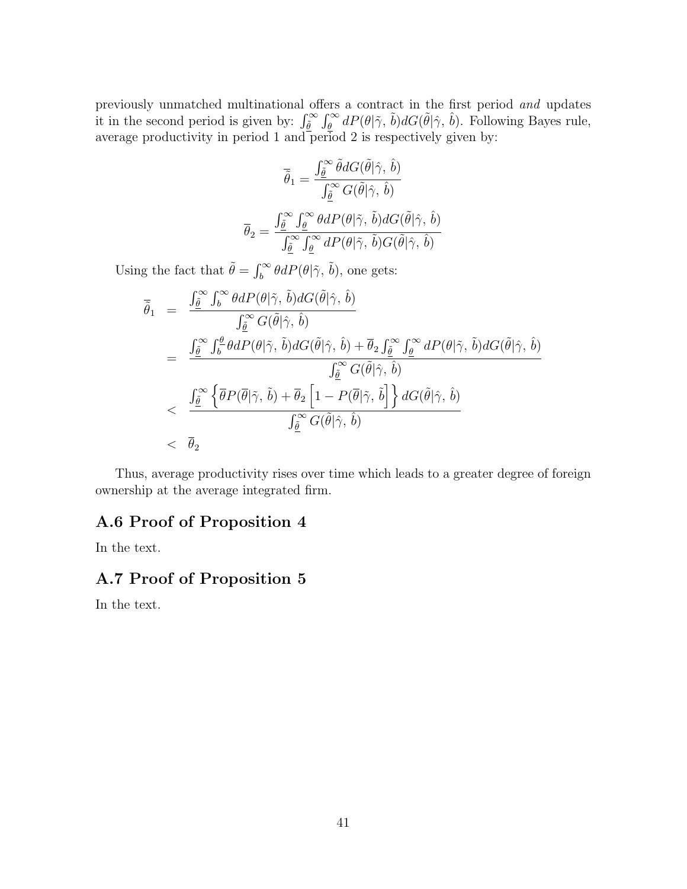previously unmatched multinational offers a contract in the first period *and* updates it in the second period is given by: $\int_{\tilde{\underline{\theta}}}^{\infty} \int_{\underline{\theta}}^{\infty} dP(\theta|\tilde{\gamma}, \tilde{b}) dG(\tilde{\theta}|\hat{\gamma}, \hat{b})$. Following Bayes rule, average productivity in period 1 and period 2 is respectively given by:

$$\overline{\tilde{\theta}}_1 = \frac{\int_{\tilde{\underline{\theta}}}^{\infty} \tilde{\theta} dG(\tilde{\theta}|\hat{\gamma}, \hat{b})}{\int_{\tilde{\underline{\theta}}}^{\infty} G(\tilde{\theta}|\hat{\gamma}, \hat{b})}$$

$$\overline{\theta}_2 = \frac{\int_{\tilde{\underline{\theta}}}^{\infty} \int_{\underline{\theta}}^{\infty} \theta dP(\theta|\tilde{\gamma}, \tilde{b}) dG(\tilde{\theta}|\hat{\gamma}, \hat{b})}{\int_{\tilde{\underline{\theta}}}^{\infty} \int_{\underline{\theta}}^{\infty} dP(\theta|\tilde{\gamma}, \tilde{b}) G(\tilde{\theta}|\hat{\gamma}, \hat{b})}$$

Using the fact that $\tilde{\theta} = \int_{b}^{\infty} \theta dP(\theta|\tilde{\gamma}, \tilde{b})$, one gets:

$$\begin{aligned}
\overline{\tilde{\theta}}_1 &= \frac{\int_{\tilde{\underline{\theta}}}^{\infty} \int_{b}^{\infty} \theta dP(\theta|\tilde{\gamma}, \tilde{b}) dG(\tilde{\theta}|\hat{\gamma}, \hat{b})}{\int_{\tilde{\underline{\theta}}}^{\infty} G(\tilde{\theta}|\hat{\gamma}, \hat{b})} \\
&= \frac{\int_{\tilde{\underline{\theta}}}^{\infty} \int_{b}^{\theta} \theta dP(\theta|\tilde{\gamma}, \tilde{b}) dG(\tilde{\theta}|\hat{\gamma}, \hat{b}) + \overline{\theta}_2 \int_{\tilde{\underline{\theta}}}^{\infty} \int_{\underline{\theta}}^{\infty} dP(\theta|\tilde{\gamma}, \tilde{b}) dG(\tilde{\theta}|\hat{\gamma}, \hat{b})}{\int_{\tilde{\underline{\theta}}}^{\infty} G(\tilde{\theta}|\hat{\gamma}, \hat{b})} \\
&< \frac{\int_{\tilde{\underline{\theta}}}^{\infty} \left\{ \overline{\theta} P(\overline{\theta}|\tilde{\gamma}, \tilde{b}) + \overline{\theta}_2 \left[ 1 - P(\overline{\theta}|\tilde{\gamma}, \tilde{b} \right] \right\} dG(\tilde{\theta}|\hat{\gamma}, \hat{b})}{\int_{\tilde{\underline{\theta}}}^{\infty} G(\tilde{\theta}|\hat{\gamma}, \hat{b})} \\
&< \overline{\theta}_2
\end{aligned}$$

Thus, average productivity rises over time which leads to a greater degree of foreign ownership at the average integrated firm.

## A.6 Proof of Proposition 4

In the text.

## A.7 Proof of Proposition 5

In the text.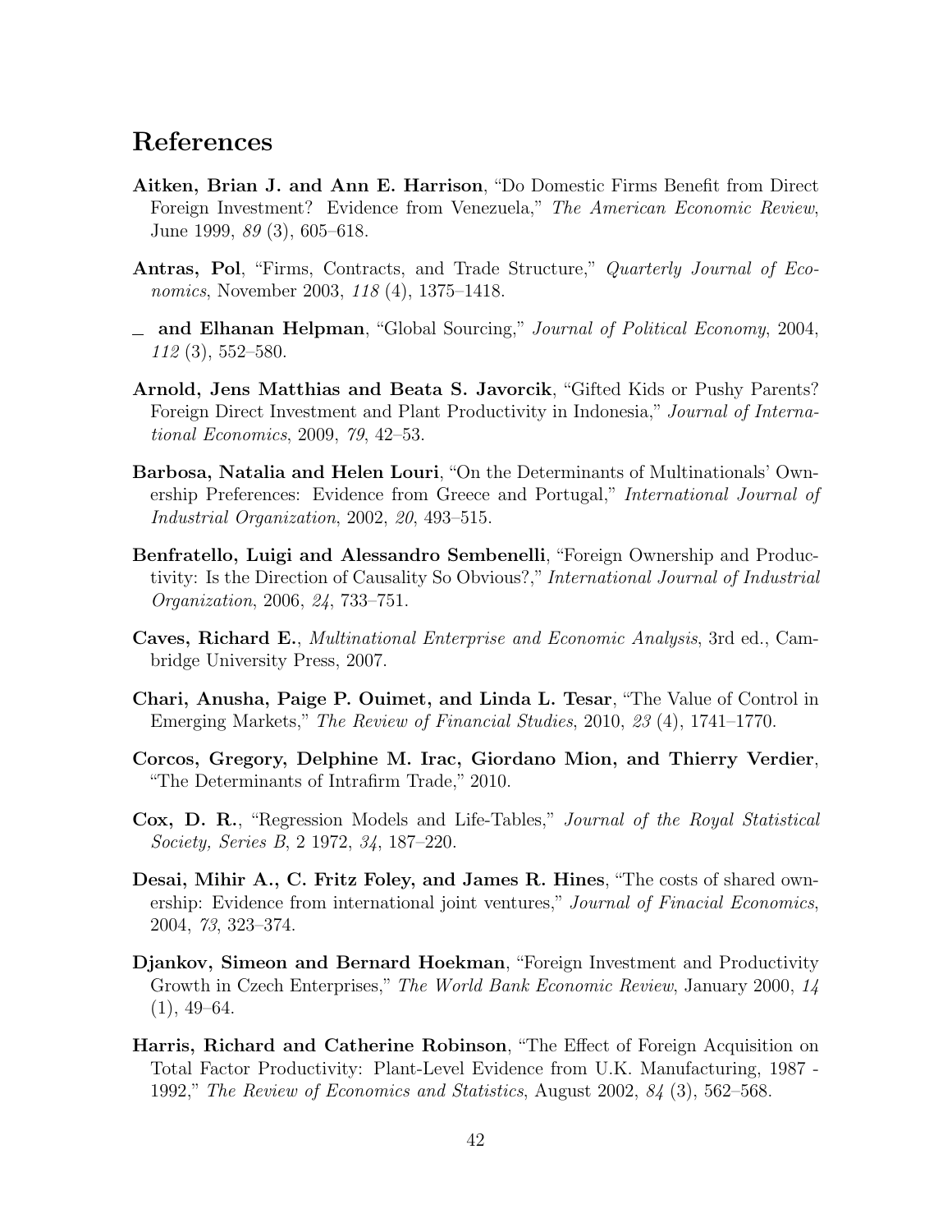## References

**Aitken, Brian J. and Ann E. Harrison**, "Do Domestic Firms Benefit from Direct Foreign Investment? Evidence from Venezuela," *The American Economic Review*, June 1999, *89* (3), 605–618.

**Antras, Pol**, "Firms, Contracts, and Trade Structure," *Quarterly Journal of Economics*, November 2003, *118* (4), 1375–1418.

_ **and Elhanan Helpman**, "Global Sourcing," *Journal of Political Economy*, 2004, *112* (3), 552–580.

**Arnold, Jens Matthias and Beata S. Javorcik**, "Gifted Kids or Pushy Parents? Foreign Direct Investment and Plant Productivity in Indonesia," *Journal of International Economics*, 2009, *79*, 42–53.

**Barbosa, Natalia and Helen Louri**, "On the Determinants of Multinationals' Ownership Preferences: Evidence from Greece and Portugal," *International Journal of Industrial Organization*, 2002, *20*, 493–515.

**Benfratello, Luigi and Alessandro Sembenelli**, "Foreign Ownership and Productivity: Is the Direction of Causality So Obvious?," *International Journal of Industrial Organization*, 2006, *24*, 733–751.

**Caves, Richard E.**, *Multinational Enterprise and Economic Analysis*, 3rd ed., Cambridge University Press, 2007.

**Chari, Anusha, Paige P. Ouimet, and Linda L. Tesar**, "The Value of Control in Emerging Markets," *The Review of Financial Studies*, 2010, *23* (4), 1741–1770.

**Corcos, Gregory, Delphine M. Irac, Giordano Mion, and Thierry Verdier**, "The Determinants of Intrafirm Trade," 2010.

**Cox, D. R.**, "Regression Models and Life-Tables," *Journal of the Royal Statistical Society, Series B*, 2 1972, *34*, 187–220.

**Desai, Mihir A., C. Fritz Foley, and James R. Hines**, "The costs of shared ownership: Evidence from international joint ventures," *Journal of Finacial Economics*, 2004, *73*, 323–374.

**Djankov, Simeon and Bernard Hoekman**, "Foreign Investment and Productivity Growth in Czech Enterprises," *The World Bank Economic Review*, January 2000, *14* (1), 49–64.

**Harris, Richard and Catherine Robinson**, "The Effect of Foreign Acquisition on Total Factor Productivity: Plant-Level Evidence from U.K. Manufacturing, 1987 - 1992," *The Review of Economics and Statistics*, August 2002, *84* (3), 562–568.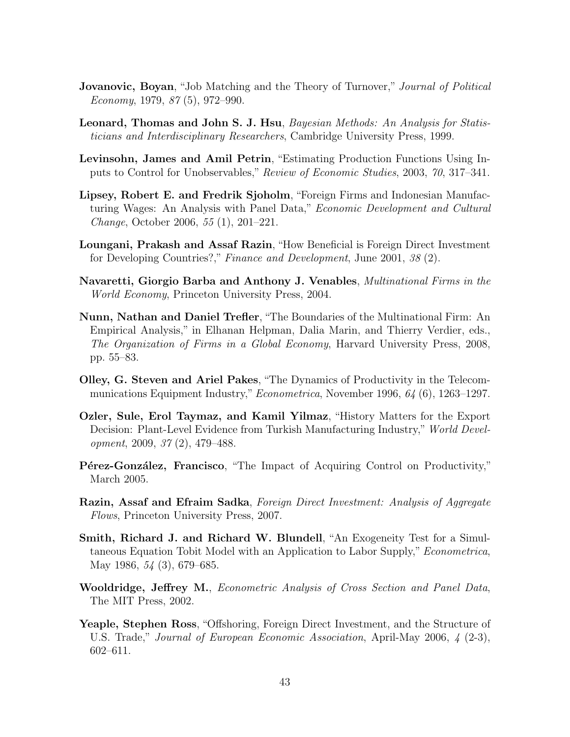**Jovanovic, Boyan**, "Job Matching and the Theory of Turnover," *Journal of Political Economy*, 1979, *87* (5), 972–990.

**Leonard, Thomas and John S. J. Hsu**, *Bayesian Methods: An Analysis for Statisticians and Interdisciplinary Researchers*, Cambridge University Press, 1999.

**Levinsohn, James and Amil Petrin**, "Estimating Production Functions Using Inputs to Control for Unobservables," *Review of Economic Studies*, 2003, *70*, 317–341.

**Lipsey, Robert E. and Fredrik Sjoholm**, "Foreign Firms and Indonesian Manufacturing Wages: An Analysis with Panel Data," *Economic Development and Cultural Change*, October 2006, *55* (1), 201–221.

**Loungani, Prakash and Assaf Razin**, "How Beneficial is Foreign Direct Investment for Developing Countries?," *Finance and Development*, June 2001, *38* (2).

**Navaretti, Giorgio Barba and Anthony J. Venables**, *Multinational Firms in the World Economy*, Princeton University Press, 2004.

**Nunn, Nathan and Daniel Trefler**, "The Boundaries of the Multinational Firm: An Empirical Analysis," in Elhanan Helpman, Dalia Marin, and Thierry Verdier, eds., *The Organization of Firms in a Global Economy*, Harvard University Press, 2008, pp. 55–83.

**Olley, G. Steven and Ariel Pakes**, "The Dynamics of Productivity in the Telecommunications Equipment Industry," *Econometrica*, November 1996, *64* (6), 1263–1297.

**Ozler, Sule, Erol Taymaz, and Kamil Yilmaz**, "History Matters for the Export Decision: Plant-Level Evidence from Turkish Manufacturing Industry," *World Development*, 2009, *37* (2), 479–488.

**Pérez-González, Francisco**, "The Impact of Acquiring Control on Productivity," March 2005.

**Razin, Assaf and Efraim Sadka**, *Foreign Direct Investment: Analysis of Aggregate Flows*, Princeton University Press, 2007.

**Smith, Richard J. and Richard W. Blundell**, "An Exogeneity Test for a Simultaneous Equation Tobit Model with an Application to Labor Supply," *Econometrica*, May 1986, *54* (3), 679–685.

**Wooldridge, Jeffrey M.**, *Econometric Analysis of Cross Section and Panel Data*, The MIT Press, 2002.

**Yeaple, Stephen Ross**, "Offshoring, Foreign Direct Investment, and the Structure of U.S. Trade," *Journal of European Economic Association*, April-May 2006, *4* (2-3), 602–611.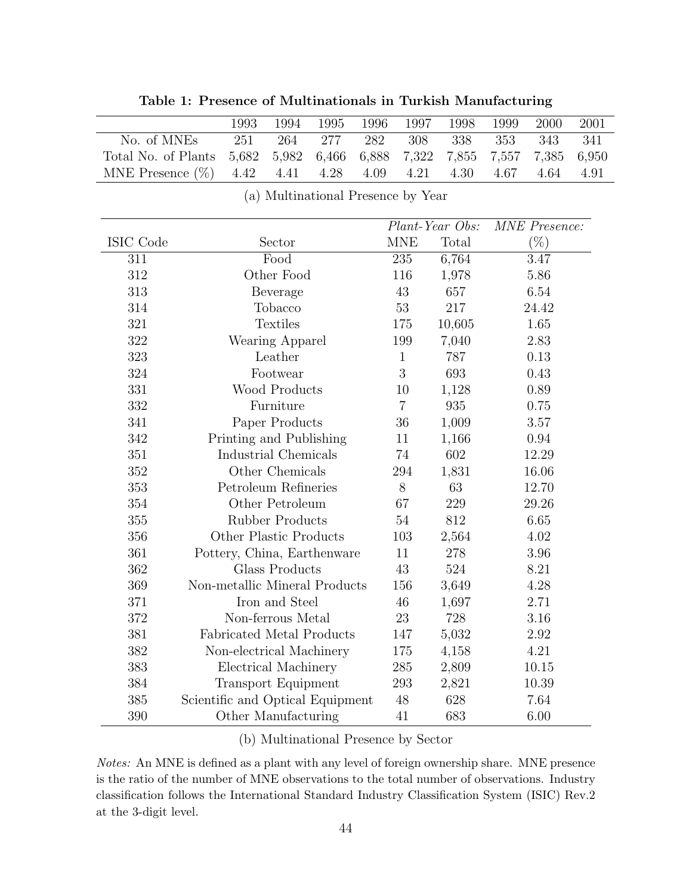**Table 1: Presence of Multinationals in Turkish Manufacturing**

| | 1993 | 1994 | 1995 | 1996 | 1997 | 1998 | 1999 | 2000 | 2001 |
|---|---|---|---|---|---|---|---|---|---|
| No. of MNEs | 251 | 264 | 277 | 282 | 308 | 338 | 353 | 343 | 341 |
| Total No. of Plants | 5,682 | 5,982 | 6,466 | 6,888 | 7,322 | 7,855 | 7,557 | 7,385 | 6,950 |
| MNE Presence (%) | 4.42 | 4.41 | 4.28 | 4.09 | 4.21 | 4.30 | 4.67 | 4.64 | 4.91 |

(a) Multinational Presence by Year

| | | *Plant-Year Obs:* | | *MNE Presence:* |
|---|---|---|---|---|
| ISIC Code | Sector | MNE | Total | (%) |
| 311 | Food | 235 | 6,764 | 3.47 |
| 312 | Other Food | 116 | 1,978 | 5.86 |
| 313 | Beverage | 43 | 657 | 6.54 |
| 314 | Tobacco | 53 | 217 | 24.42 |
| 321 | Textiles | 175 | 10,605 | 1.65 |
| 322 | Wearing Apparel | 199 | 7,040 | 2.83 |
| 323 | Leather | 1 | 787 | 0.13 |
| 324 | Footwear | 3 | 693 | 0.43 |
| 331 | Wood Products | 10 | 1,128 | 0.89 |
| 332 | Furniture | 7 | 935 | 0.75 |
| 341 | Paper Products | 36 | 1,009 | 3.57 |
| 342 | Printing and Publishing | 11 | 1,166 | 0.94 |
| 351 | Industrial Chemicals | 74 | 602 | 12.29 |
| 352 | Other Chemicals | 294 | 1,831 | 16.06 |
| 353 | Petroleum Refineries | 8 | 63 | 12.70 |
| 354 | Other Petroleum | 67 | 229 | 29.26 |
| 355 | Rubber Products | 54 | 812 | 6.65 |
| 356 | Other Plastic Products | 103 | 2,564 | 4.02 |
| 361 | Pottery, China, Earthenware | 11 | 278 | 3.96 |
| 362 | Glass Products | 43 | 524 | 8.21 |
| 369 | Non-metallic Mineral Products | 156 | 3,649 | 4.28 |
| 371 | Iron and Steel | 46 | 1,697 | 2.71 |
| 372 | Non-ferrous Metal | 23 | 728 | 3.16 |
| 381 | Fabricated Metal Products | 147 | 5,032 | 2.92 |
| 382 | Non-electrical Machinery | 175 | 4,158 | 4.21 |
| 383 | Electrical Machinery | 285 | 2,809 | 10.15 |
| 384 | Transport Equipment | 293 | 2,821 | 10.39 |
| 385 | Scientific and Optical Equipment | 48 | 628 | 7.64 |
| 390 | Other Manufacturing | 41 | 683 | 6.00 |

(b) Multinational Presence by Sector

*Notes:* An MNE is defined as a plant with any level of foreign ownership share. MNE presence is the ratio of the number of MNE observations to the total number of observations. Industry classification follows the International Standard Industry Classification System (ISIC) Rev.2 at the 3-digit level.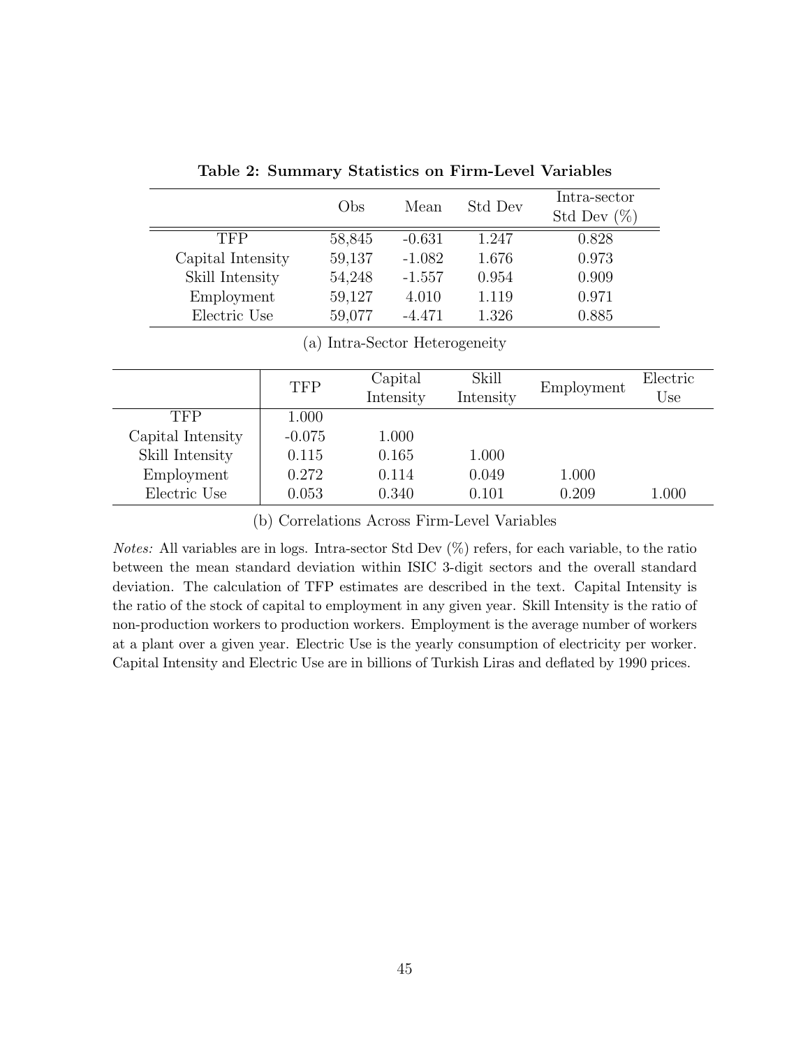**Table 2: Summary Statistics on Firm-Level Variables**

| | Obs | Mean | Std Dev | Intra-sector Std Dev (%) |
|---|---|---|---|---|
| TFP | 58,845 | -0.631 | 1.247 | 0.828 |
| Capital Intensity | 59,137 | -1.082 | 1.676 | 0.973 |
| Skill Intensity | 54,248 | -1.557 | 0.954 | 0.909 |
| Employment | 59,127 | 4.010 | 1.119 | 0.971 |
| Electric Use | 59,077 | -4.471 | 1.326 | 0.885 |

(a) Intra-Sector Heterogeneity

| | TFP | Capital Intensity | Skill Intensity | Employment | Electric Use |
|---|---|---|---|---|---|
| TFP | 1.000 | | | | |
| Capital Intensity | -0.075 | 1.000 | | | |
| Skill Intensity | 0.115 | 0.165 | 1.000 | | |
| Employment | 0.272 | 0.114 | 0.049 | 1.000 | |
| Electric Use | 0.053 | 0.340 | 0.101 | 0.209 | 1.000 |

(b) Correlations Across Firm-Level Variables

*Notes:* All variables are in logs. Intra-sector Std Dev (%) refers, for each variable, to the ratio between the mean standard deviation within ISIC 3-digit sectors and the overall standard deviation. The calculation of TFP estimates are described in the text. Capital Intensity is the ratio of the stock of capital to employment in any given year. Skill Intensity is the ratio of non-production workers to production workers. Employment is the average number of workers at a plant over a given year. Electric Use is the yearly consumption of electricity per worker. Capital Intensity and Electric Use are in billions of Turkish Liras and deflated by 1990 prices.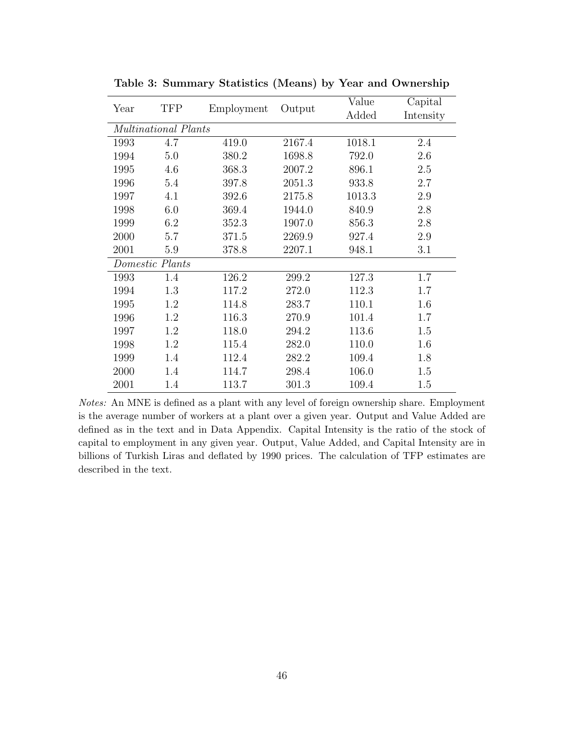**Table 3: Summary Statistics (Means) by Year and Ownership**

| Year | TFP | Employment | Output | Value Added | Capital Intensity |
|---|---|---|---|---|---|
| *Multinational Plants* | | | | | |
| 1993 | 4.7 | 419.0 | 2167.4 | 1018.1 | 2.4 |
| 1994 | 5.0 | 380.2 | 1698.8 | 792.0 | 2.6 |
| 1995 | 4.6 | 368.3 | 2007.2 | 896.1 | 2.5 |
| 1996 | 5.4 | 397.8 | 2051.3 | 933.8 | 2.7 |
| 1997 | 4.1 | 392.6 | 2175.8 | 1013.3 | 2.9 |
| 1998 | 6.0 | 369.4 | 1944.0 | 840.9 | 2.8 |
| 1999 | 6.2 | 352.3 | 1907.0 | 856.3 | 2.8 |
| 2000 | 5.7 | 371.5 | 2269.9 | 927.4 | 2.9 |
| 2001 | 5.9 | 378.8 | 2207.1 | 948.1 | 3.1 |
| *Domestic Plants* | | | | | |
| 1993 | 1.4 | 126.2 | 299.2 | 127.3 | 1.7 |
| 1994 | 1.3 | 117.2 | 272.0 | 112.3 | 1.7 |
| 1995 | 1.2 | 114.8 | 283.7 | 110.1 | 1.6 |
| 1996 | 1.2 | 116.3 | 270.9 | 101.4 | 1.7 |
| 1997 | 1.2 | 118.0 | 294.2 | 113.6 | 1.5 |
| 1998 | 1.2 | 115.4 | 282.0 | 110.0 | 1.6 |
| 1999 | 1.4 | 112.4 | 282.2 | 109.4 | 1.8 |
| 2000 | 1.4 | 114.7 | 298.4 | 106.0 | 1.5 |
| 2001 | 1.4 | 113.7 | 301.3 | 109.4 | 1.5 |

*Notes:* An MNE is defined as a plant with any level of foreign ownership share. Employment is the average number of workers at a plant over a given year. Output and Value Added are defined as in the text and in Data Appendix. Capital Intensity is the ratio of the stock of capital to employment in any given year. Output, Value Added, and Capital Intensity are in billions of Turkish Liras and deflated by 1990 prices. The calculation of TFP estimates are described in the text.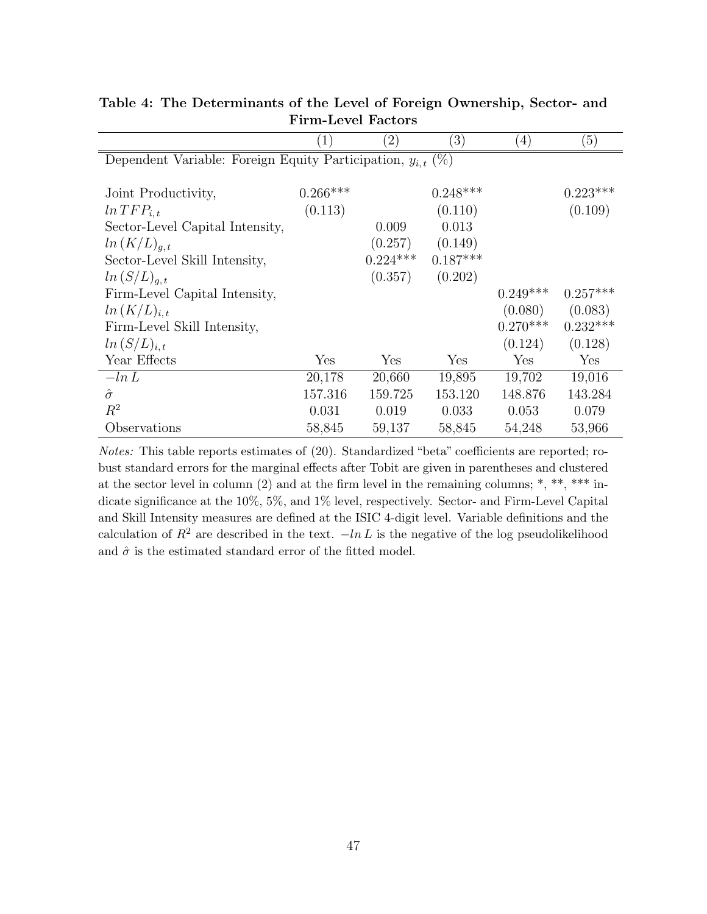**Table 4: The Determinants of the Level of Foreign Ownership, Sector- and Firm-Level Factors**

| | (1) | (2) | (3) | (4) | (5) |
|---|---|---|---|---|---|
| Dependent Variable: Foreign Equity Participation, $y_{i,t}$ (%) | | | | | |
| Joint Productivity, | 0.266*** | | 0.248*** | | 0.223*** |
| $ln\,TFP_{i,t}$ | (0.113) | | (0.110) | | (0.109) |
| Sector-Level Capital Intensity, | | 0.009 | 0.013 | | |
| $ln\,(K/L)_{g,t}$ | | (0.257) | (0.149) | | |
| Sector-Level Skill Intensity, | | 0.224*** | 0.187*** | | |
| $ln\,(S/L)_{g,t}$ | | (0.357) | (0.202) | | |
| Firm-Level Capital Intensity, | | | | 0.249*** | 0.257*** |
| $ln\,(K/L)_{i,t}$ | | | | (0.080) | (0.083) |
| Firm-Level Skill Intensity, | | | | 0.270*** | 0.232*** |
| $ln\,(S/L)_{i,t}$ | | | | (0.124) | (0.128) |
| Year Effects | Yes | Yes | Yes | Yes | Yes |
| $-ln\,L$ | 20,178 | 20,660 | 19,895 | 19,702 | 19,016 |
| $\hat{\sigma}$ | 157.316 | 159.725 | 153.120 | 148.876 | 143.284 |
| $R^2$ | 0.031 | 0.019 | 0.033 | 0.053 | 0.079 |
| Observations | 58,845 | 59,137 | 58,845 | 54,248 | 53,966 |

*Notes:* This table reports estimates of (20). Standardized "beta" coefficients are reported; robust standard errors for the marginal effects after Tobit are given in parentheses and clustered at the sector level in column (2) and at the firm level in the remaining columns; *, **, *** indicate significance at the 10%, 5%, and 1% level, respectively. Sector- and Firm-Level Capital and Skill Intensity measures are defined at the ISIC 4-digit level. Variable definitions and the calculation of $R^2$ are described in the text. $-ln\,L$ is the negative of the log pseudolikelihood and $\hat{\sigma}$ is the estimated standard error of the fitted model.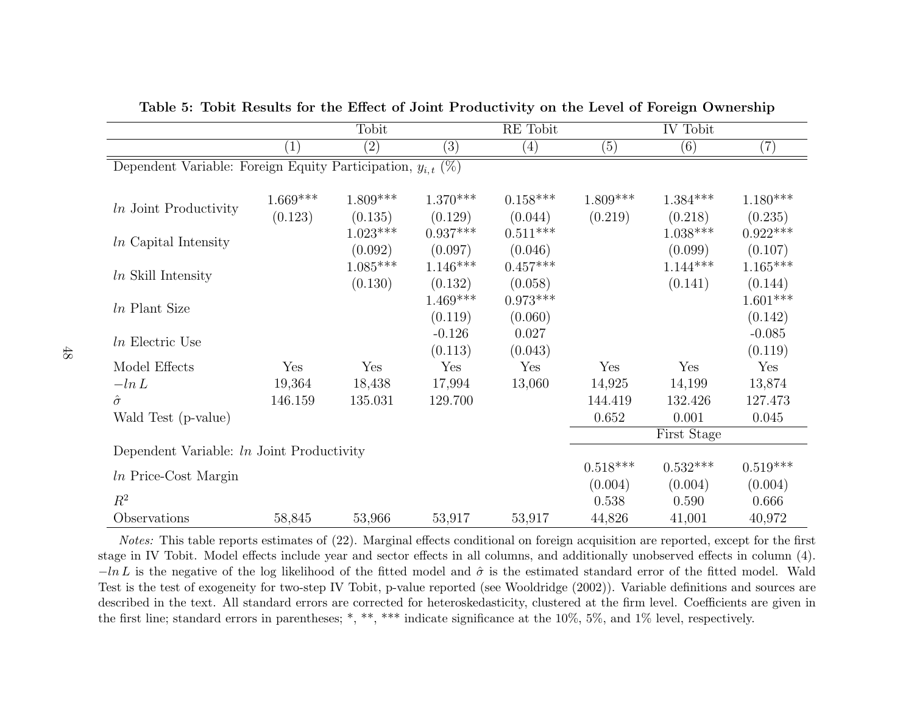**Table 5: Tobit Results for the Effect of Joint Productivity on the Level of Foreign Ownership**

| | Tobit | | | RE Tobit | IV Tobit | | |
|---|---|---|---|---|---|---|---|
| | (1) | (2) | (3) | (4) | (5) | (6) | (7) |
| Dependent Variable: Foreign Equity Participation, $y_{i,t}$ (%) | | | | | | | |
| *ln* Joint Productivity | 1.669*** | 1.809*** | 1.370*** | 0.158*** | 1.809*** | 1.384*** | 1.180*** |
| | (0.123) | (0.135) | (0.129) | (0.044) | (0.219) | (0.218) | (0.235) |
| *ln* Capital Intensity | | 1.023*** | 0.937*** | 0.511*** | | 1.038*** | 0.922*** |
| | | (0.092) | (0.097) | (0.046) | | (0.099) | (0.107) |
| *ln* Skill Intensity | | 1.085*** | 1.146*** | 0.457*** | | 1.144*** | 1.165*** |
| | | (0.130) | (0.132) | (0.058) | | (0.141) | (0.144) |
| *ln* Plant Size | | | 1.469*** | 0.973*** | | | 1.601*** |
| | | | (0.119) | (0.060) | | | (0.142) |
| *ln* Electric Use | | | -0.126 | 0.027 | | | -0.085 |
| | | | (0.113) | (0.043) | | | (0.119) |
| Model Effects | Yes | Yes | Yes | Yes | Yes | Yes | Yes |
| $-ln\,L$ | 19,364 | 18,438 | 17,994 | 13,060 | 14,925 | 14,199 | 13,874 |
| $\hat{\sigma}$ | 146.159 | 135.031 | 129.700 | | 144.419 | 132.426 | 127.473 |
| Wald Test (p-value) | | | | | 0.652 | 0.001 | 0.045 |
| | | | | | First Stage | | |
| Dependent Variable: *ln* Joint Productivity | | | | | | | |
| *ln* Price-Cost Margin | | | | | 0.518*** | 0.532*** | 0.519*** |
| | | | | | (0.004) | (0.004) | (0.004) |
| $R^2$ | | | | | 0.538 | 0.590 | 0.666 |
| Observations | 58,845 | 53,966 | 53,917 | 53,917 | 44,826 | 41,001 | 40,972 |

*Notes:* This table reports estimates of (22). Marginal effects conditional on foreign acquisition are reported, except for the first stage in IV Tobit. Model effects include year and sector effects in all columns, and additionally unobserved effects in column (4). $-ln\,L$ is the negative of the log likelihood of the fitted model and $\hat{\sigma}$ is the estimated standard error of the fitted model. Wald Test is the test of exogeneity for two-step IV Tobit, p-value reported (see Wooldridge (2002)). Variable definitions and sources are described in the text. All standard errors are corrected for heteroskedasticity, clustered at the firm level. Coefficients are given in the first line; standard errors in parentheses; *, **, *** indicate significance at the 10%, 5%, and 1% level, respectively.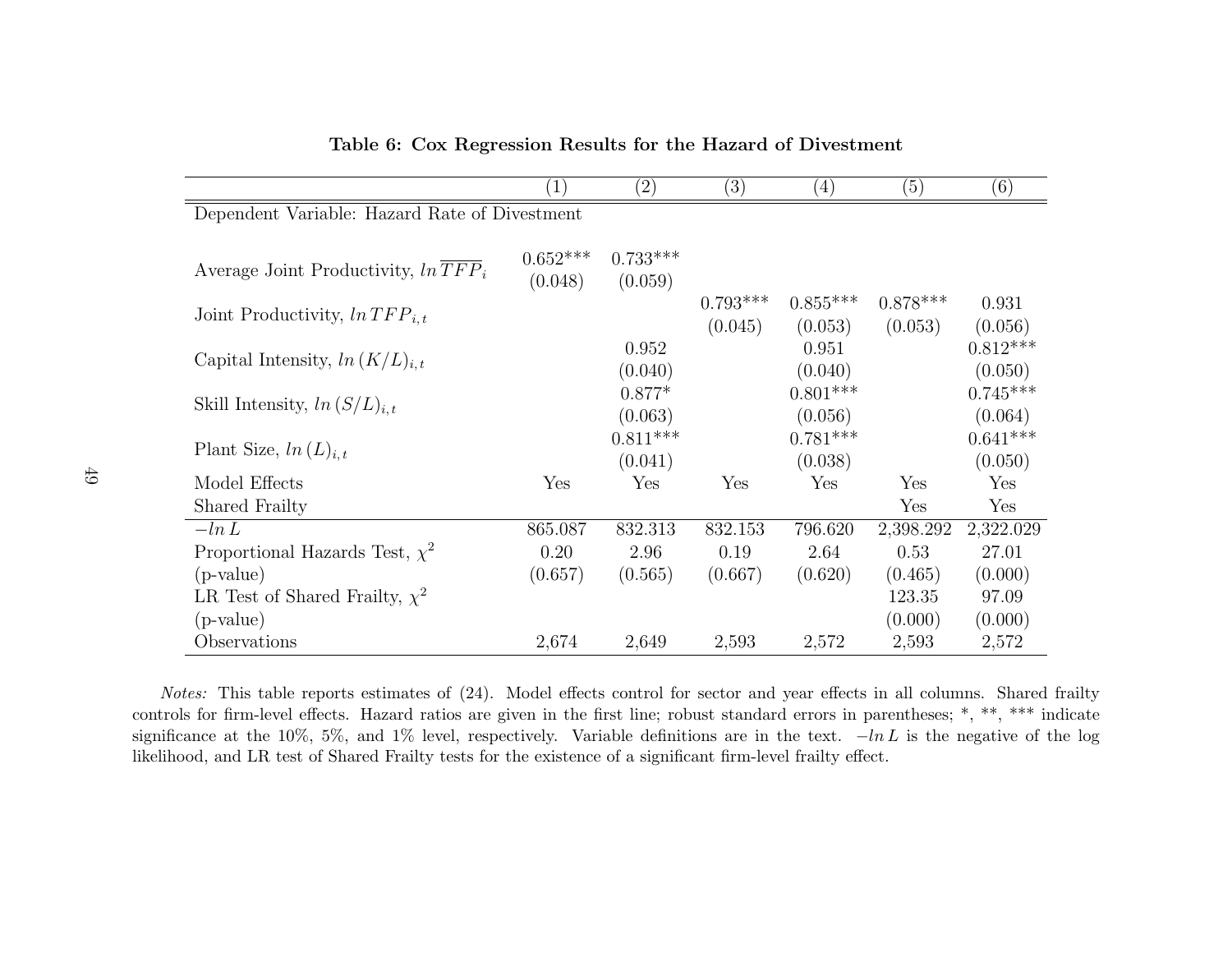**Table 6: Cox Regression Results for the Hazard of Divestment**

| | (1) | (2) | (3) | (4) | (5) | (6) |
|---|---|---|---|---|---|---|
| Dependent Variable: Hazard Rate of Divestment | | | | | | |
| Average Joint Productivity, $ln\,\overline{TFP}_i$ | 0.652*** | 0.733*** | | | | |
| | (0.048) | (0.059) | | | | |
| Joint Productivity, $ln\,TFP_{i,t}$ | | | 0.793*** | 0.855*** | 0.878*** | 0.931 |
| | | | (0.045) | (0.053) | (0.053) | (0.056) |
| Capital Intensity, $ln\,(K/L)_{i,t}$ | | 0.952 | | 0.951 | | 0.812*** |
| | | (0.040) | | (0.040) | | (0.050) |
| Skill Intensity, $ln\,(S/L)_{i,t}$ | | 0.877* | | 0.801*** | | 0.745*** |
| | | (0.063) | | (0.056) | | (0.064) |
| Plant Size, $ln\,(L)_{i,t}$ | | 0.811*** | | 0.781*** | | 0.641*** |
| | | (0.041) | | (0.038) | | (0.050) |
| Model Effects | Yes | Yes | Yes | Yes | Yes | Yes |
| Shared Frailty | | | | | Yes | Yes |
| $-ln\,L$ | 865.087 | 832.313 | 832.153 | 796.620 | 2,398.292 | 2,322.029 |
| Proportional Hazards Test, $\chi^2$ | 0.20 | 2.96 | 0.19 | 2.64 | 0.53 | 27.01 |
| (p-value) | (0.657) | (0.565) | (0.667) | (0.620) | (0.465) | (0.000) |
| LR Test of Shared Frailty, $\chi^2$ | | | | | 123.35 | 97.09 |
| (p-value) | | | | | (0.000) | (0.000) |
| Observations | 2,674 | 2,649 | 2,593 | 2,572 | 2,593 | 2,572 |

*Notes:* This table reports estimates of (24). Model effects control for sector and year effects in all columns. Shared frailty controls for firm-level effects. Hazard ratios are given in the first line; robust standard errors in parentheses; *, **, *** indicate significance at the 10%, 5%, and 1% level, respectively. Variable definitions are in the text. $-ln\,L$ is the negative of the log likelihood, and LR test of Shared Frailty tests for the existence of a significant firm-level frailty effect.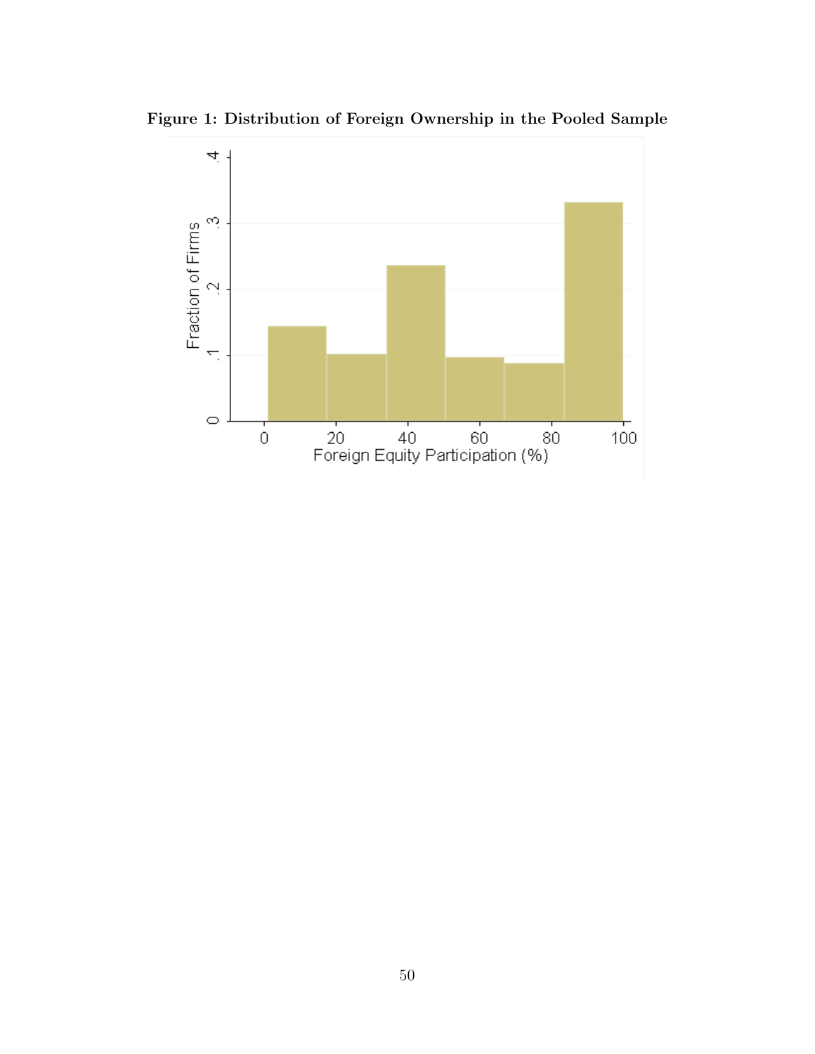**Figure 1: Distribution of Foreign Ownership in the Pooled Sample**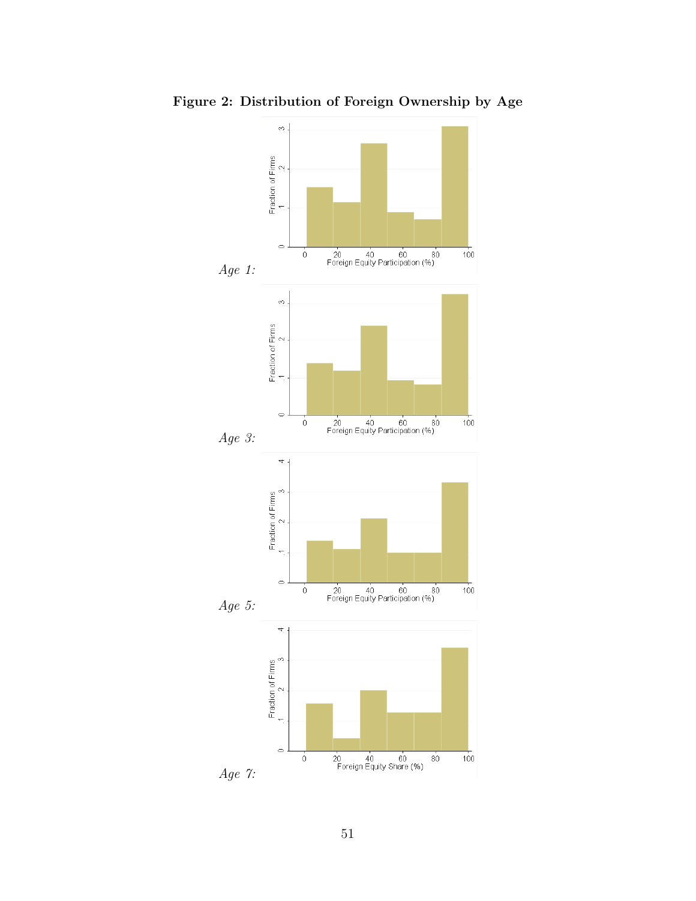**Figure 2: Distribution of Foreign Ownership by Age**

*Age 1:*

*Age 3:*

*Age 5:*

*Age 7:*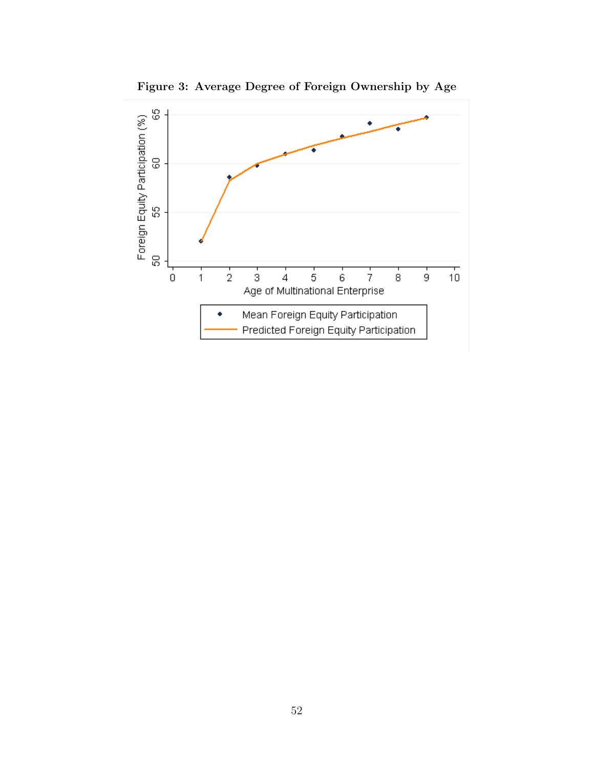**Figure 3: Average Degree of Foreign Ownership by Age**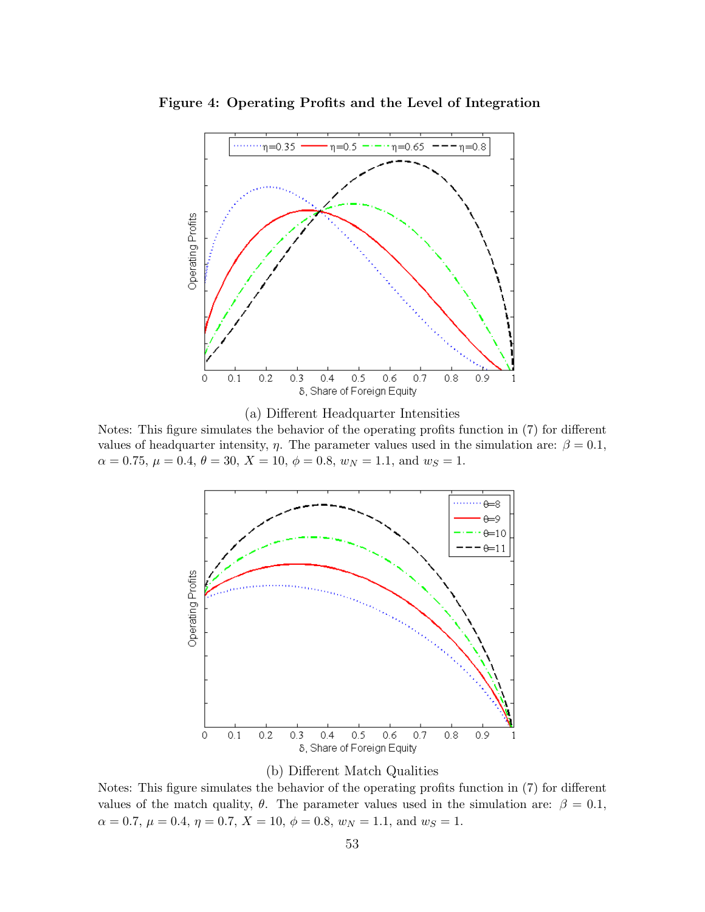**Figure 4: Operating Profits and the Level of Integration**

(a) Different Headquarter Intensities

Notes: This figure simulates the behavior of the operating profits function in (7) for different values of headquarter intensity, $\eta$. The parameter values used in the simulation are: $\beta = 0.1$, $\alpha = 0.75$, $\mu = 0.4$, $\theta = 30$, $X = 10$, $\phi = 0.8$, $w_N = 1.1$, and $w_S = 1$.

(b) Different Match Qualities

Notes: This figure simulates the behavior of the operating profits function in (7) for different values of the match quality, $\theta$. The parameter values used in the simulation are: $\beta = 0.1$, $\alpha = 0.7$, $\mu = 0.4$, $\eta = 0.7$, $X = 10$, $\phi = 0.8$, $w_N = 1.1$, and $w_S = 1$.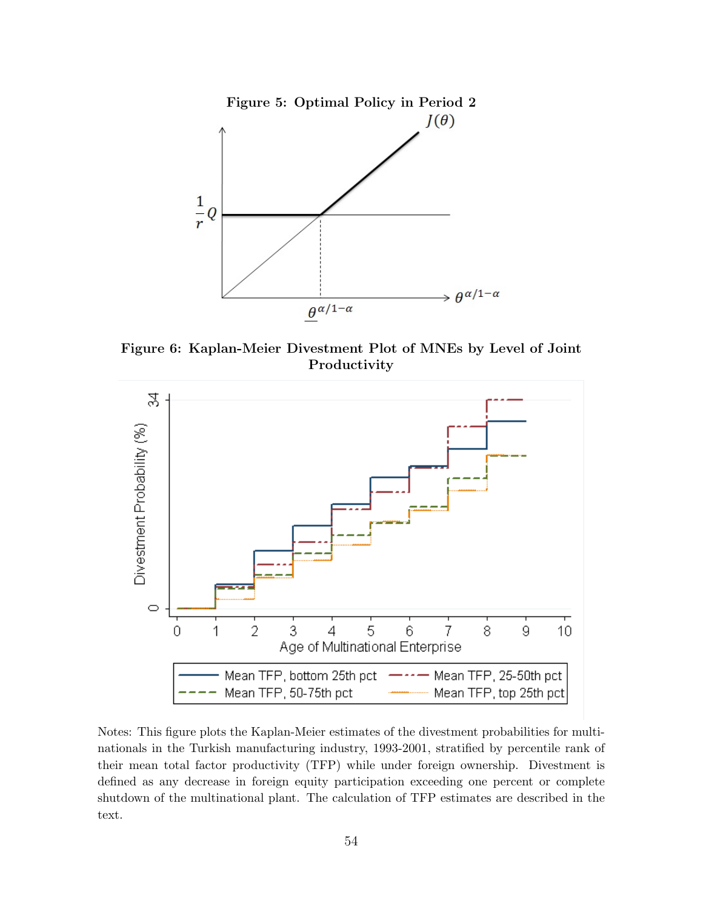**Figure 5: Optimal Policy in Period 2**

**Figure 6: Kaplan-Meier Divestment Plot of MNEs by Level of Joint Productivity**

Notes: This figure plots the Kaplan-Meier estimates of the divestment probabilities for multinationals in the Turkish manufacturing industry, 1993-2001, stratified by percentile rank of their mean total factor productivity (TFP) while under foreign ownership. Divestment is defined as any decrease in foreign equity participation exceeding one percent or complete shutdown of the multinational plant. The calculation of TFP estimates are described in the text.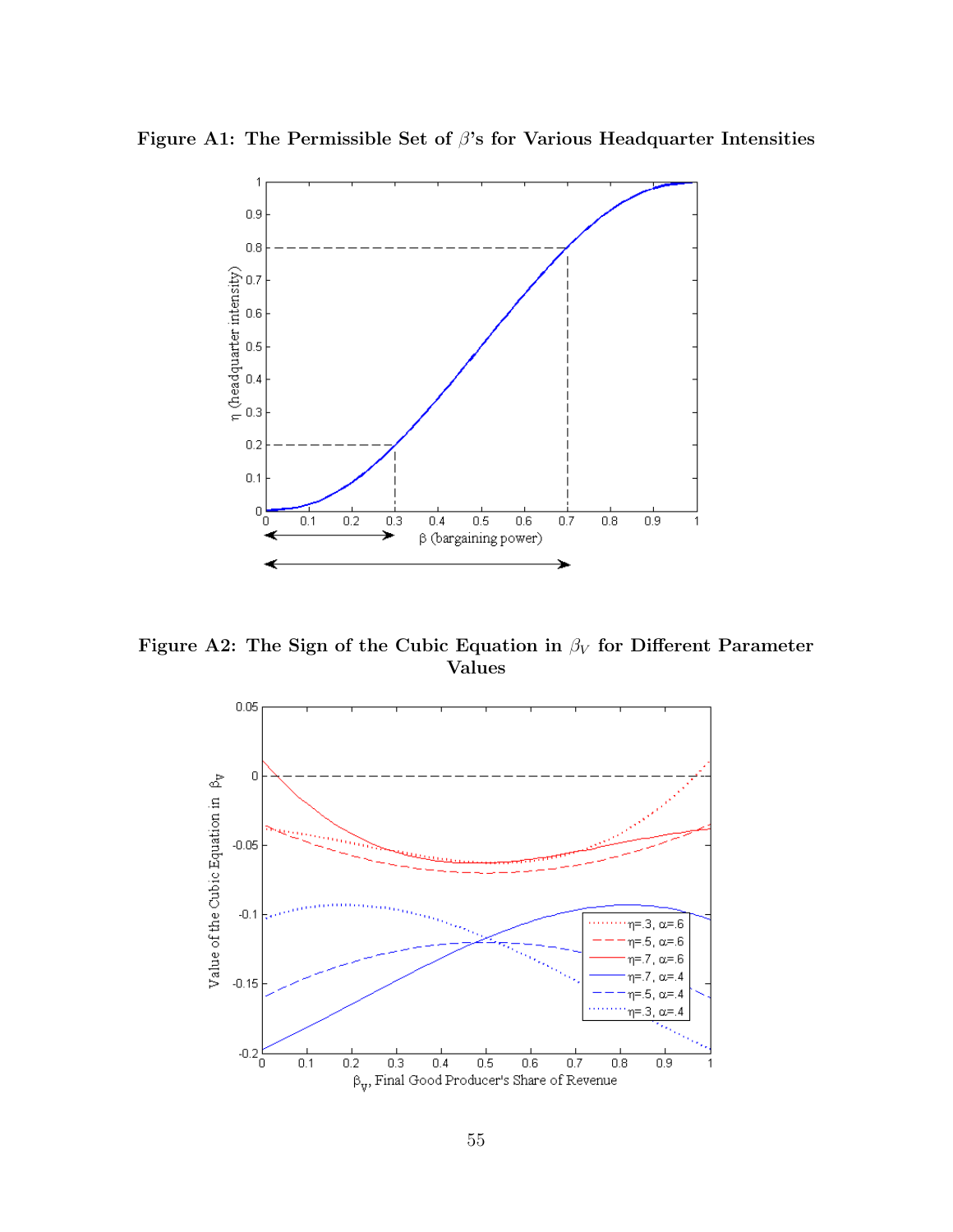**Figure A1: The Permissible Set of $\beta$'s for Various Headquarter Intensities**

**Figure A2: The Sign of the Cubic Equation in $\beta_V$ for Different Parameter Values**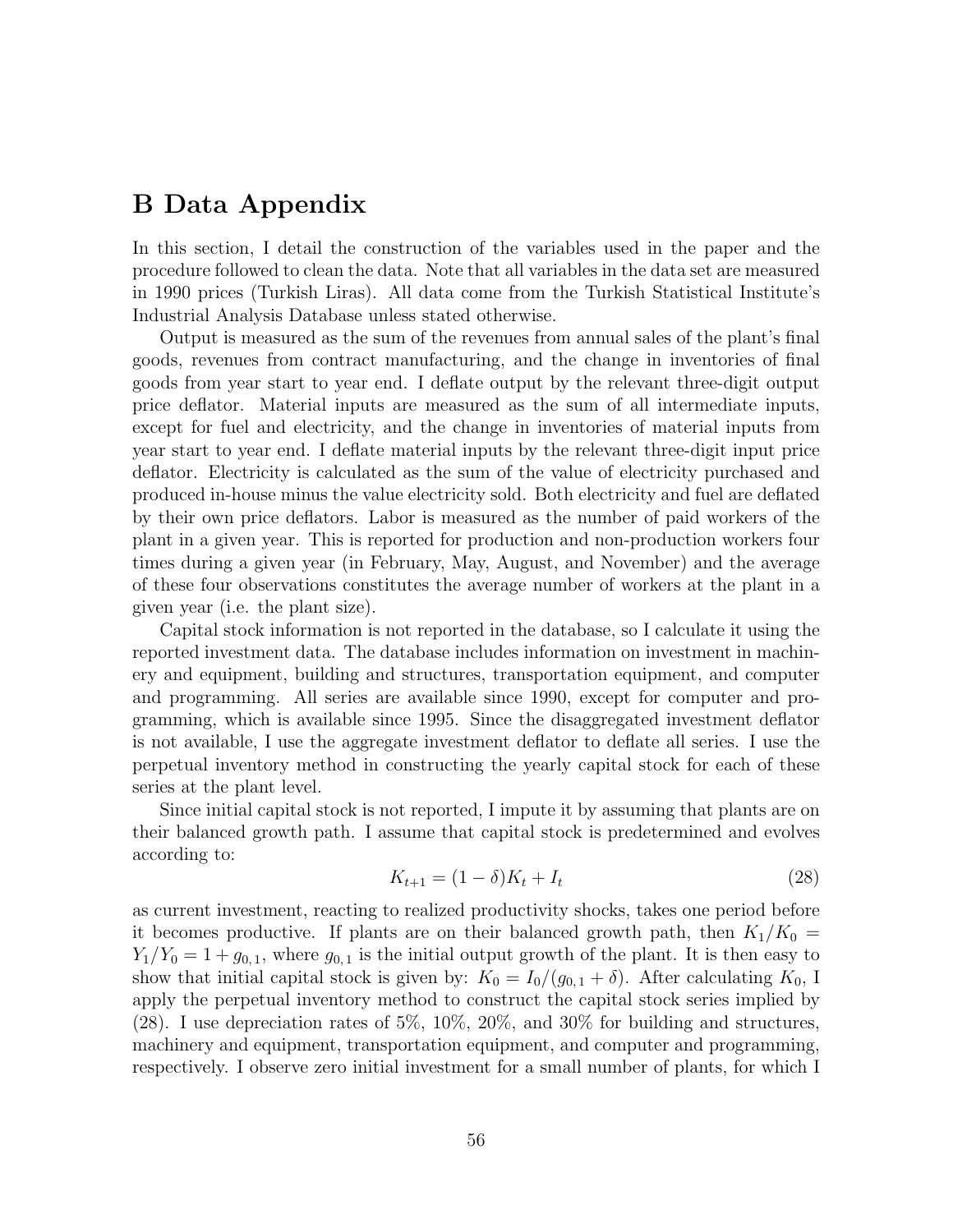# B Data Appendix

In this section, I detail the construction of the variables used in the paper and the procedure followed to clean the data. Note that all variables in the data set are measured in 1990 prices (Turkish Liras). All data come from the Turkish Statistical Institute's Industrial Analysis Database unless stated otherwise.

Output is measured as the sum of the revenues from annual sales of the plant's final goods, revenues from contract manufacturing, and the change in inventories of final goods from year start to year end. I deflate output by the relevant three-digit output price deflator. Material inputs are measured as the sum of all intermediate inputs, except for fuel and electricity, and the change in inventories of material inputs from year start to year end. I deflate material inputs by the relevant three-digit input price deflator. Electricity is calculated as the sum of the value of electricity purchased and produced in-house minus the value electricity sold. Both electricity and fuel are deflated by their own price deflators. Labor is measured as the number of paid workers of the plant in a given year. This is reported for production and non-production workers four times during a given year (in February, May, August, and November) and the average of these four observations constitutes the average number of workers at the plant in a given year (i.e. the plant size).

Capital stock information is not reported in the database, so I calculate it using the reported investment data. The database includes information on investment in machinery and equipment, building and structures, transportation equipment, and computer and programming. All series are available since 1990, except for computer and programming, which is available since 1995. Since the disaggregated investment deflator is not available, I use the aggregate investment deflator to deflate all series. I use the perpetual inventory method in constructing the yearly capital stock for each of these series at the plant level.

Since initial capital stock is not reported, I impute it by assuming that plants are on their balanced growth path. I assume that capital stock is predetermined and evolves according to:

$$K_{t+1} = (1 - \delta)K_t + I_t \tag{28}$$

as current investment, reacting to realized productivity shocks, takes one period before it becomes productive. If plants are on their balanced growth path, then $K_1/K_0 = Y_1/Y_0 = 1 + g_{0,1}$, where $g_{0,1}$ is the initial output growth of the plant. It is then easy to show that initial capital stock is given by: $K_0 = I_0/(g_{0,1} + \delta)$. After calculating $K_0$, I apply the perpetual inventory method to construct the capital stock series implied by (28). I use depreciation rates of 5%, 10%, 20%, and 30% for building and structures, machinery and equipment, transportation equipment, and computer and programming, respectively. I observe zero initial investment for a small number of plants, for which I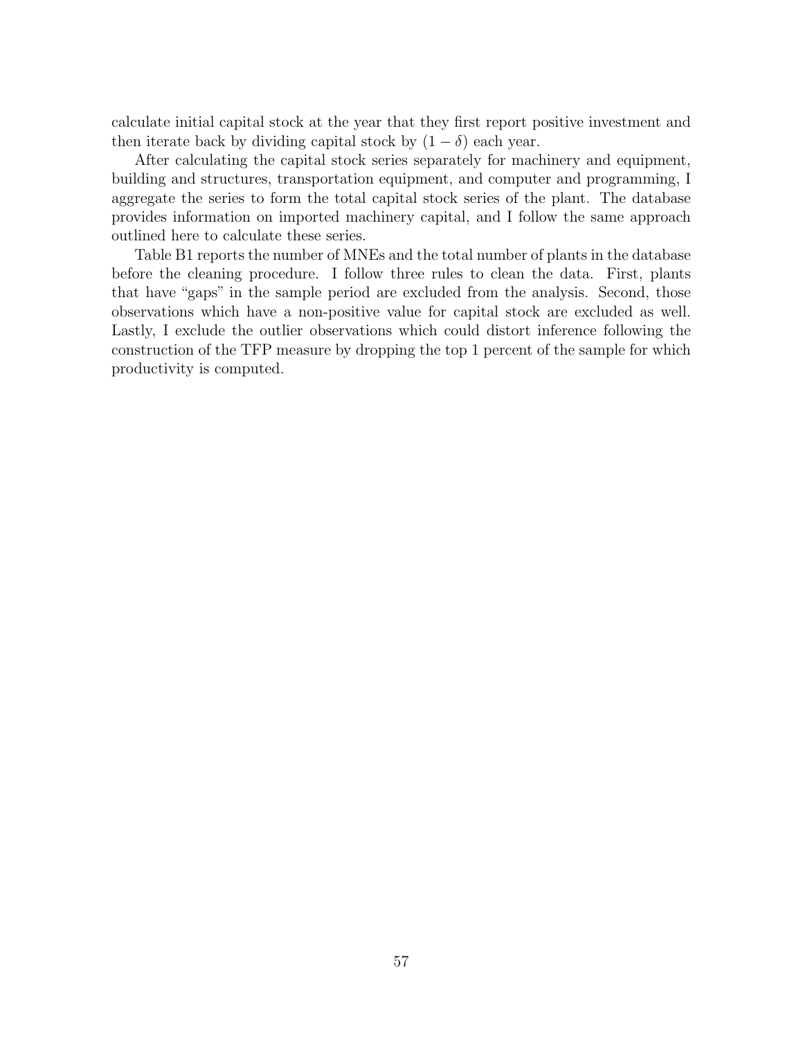calculate initial capital stock at the year that they first report positive investment and then iterate back by dividing capital stock by $(1 - \delta)$ each year.

After calculating the capital stock series separately for machinery and equipment, building and structures, transportation equipment, and computer and programming, I aggregate the series to form the total capital stock series of the plant. The database provides information on imported machinery capital, and I follow the same approach outlined here to calculate these series.

Table B1 reports the number of MNEs and the total number of plants in the database before the cleaning procedure. I follow three rules to clean the data. First, plants that have "gaps" in the sample period are excluded from the analysis. Second, those observations which have a non-positive value for capital stock are excluded as well. Lastly, I exclude the outlier observations which could distort inference following the construction of the TFP measure by dropping the top 1 percent of the sample for which productivity is computed.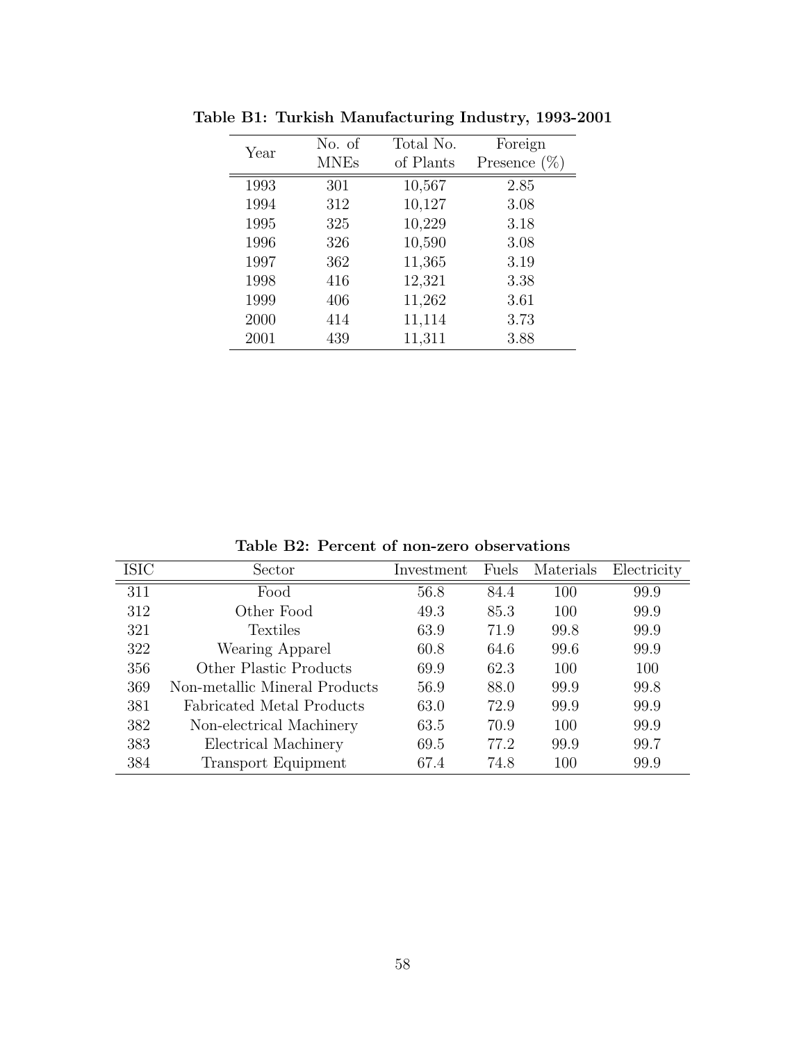**Table B1: Turkish Manufacturing Industry, 1993-2001**

| Year | No. of MNEs | Total No. of Plants | Foreign Presence (%) |
|---|---|---|---|
| 1993 | 301 | 10,567 | 2.85 |
| 1994 | 312 | 10,127 | 3.08 |
| 1995 | 325 | 10,229 | 3.18 |
| 1996 | 326 | 10,590 | 3.08 |
| 1997 | 362 | 11,365 | 3.19 |
| 1998 | 416 | 12,321 | 3.38 |
| 1999 | 406 | 11,262 | 3.61 |
| 2000 | 414 | 11,114 | 3.73 |
| 2001 | 439 | 11,311 | 3.88 |

**Table B2: Percent of non-zero observations**

| ISIC | Sector | Investment | Fuels | Materials | Electricity |
|---|---|---|---|---|---|
| 311 | Food | 56.8 | 84.4 | 100 | 99.9 |
| 312 | Other Food | 49.3 | 85.3 | 100 | 99.9 |
| 321 | Textiles | 63.9 | 71.9 | 99.8 | 99.9 |
| 322 | Wearing Apparel | 60.8 | 64.6 | 99.6 | 99.9 |
| 356 | Other Plastic Products | 69.9 | 62.3 | 100 | 100 |
| 369 | Non-metallic Mineral Products | 56.9 | 88.0 | 99.9 | 99.8 |
| 381 | Fabricated Metal Products | 63.0 | 72.9 | 99.9 | 99.9 |
| 382 | Non-electrical Machinery | 63.5 | 70.9 | 100 | 99.9 |
| 383 | Electrical Machinery | 69.5 | 77.2 | 99.9 | 99.7 |
| 384 | Transport Equipment | 67.4 | 74.8 | 100 | 99.9 |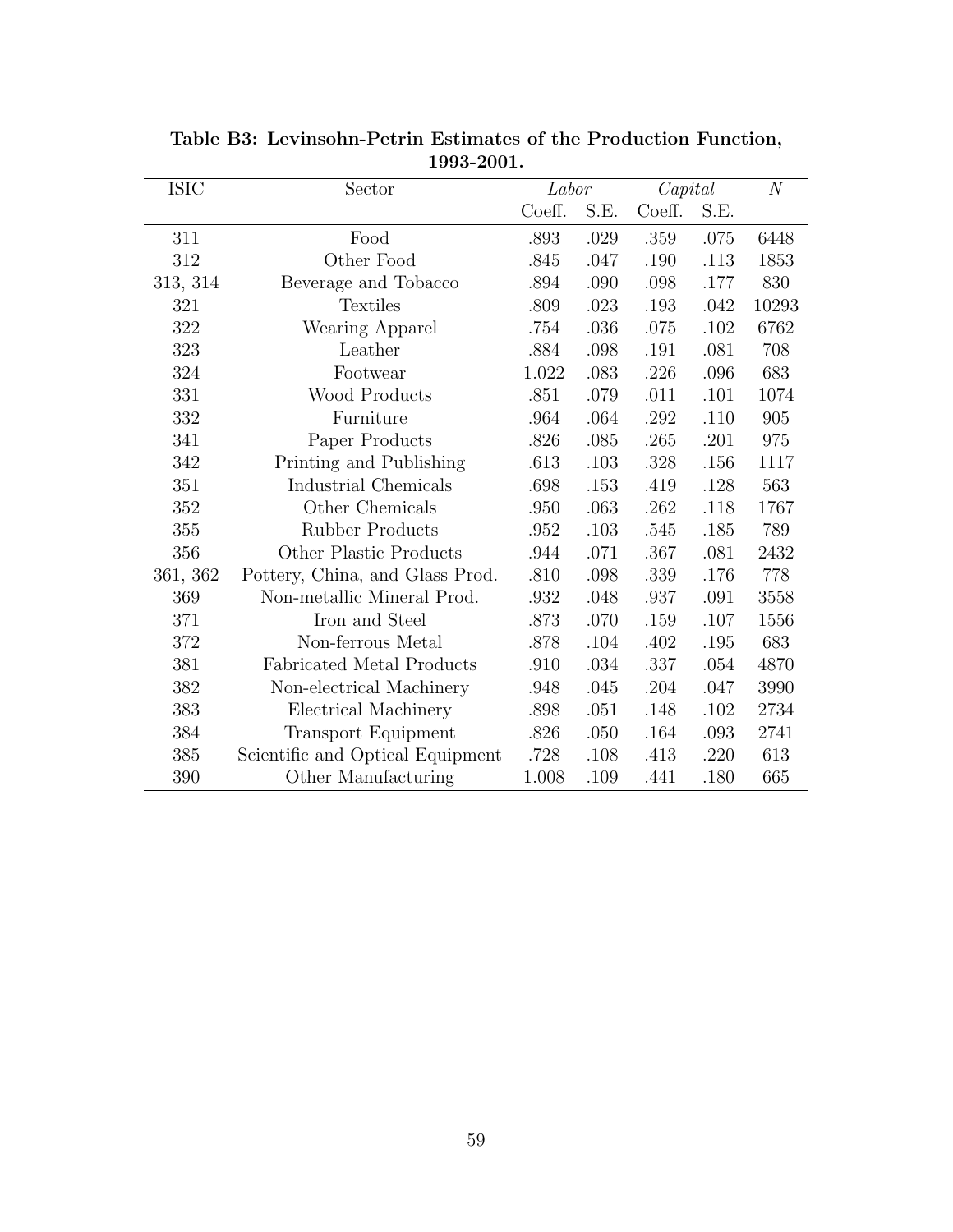**Table B3: Levinsohn-Petrin Estimates of the Production Function, 1993-2001.**

| ISIC | Sector | *Labor* | | *Capital* | | *N* |
|---|---|---|---|---|---|---|
| | | Coeff. | S.E. | Coeff. | S.E. | |
| 311 | Food | .893 | .029 | .359 | .075 | 6448 |
| 312 | Other Food | .845 | .047 | .190 | .113 | 1853 |
| 313, 314 | Beverage and Tobacco | .894 | .090 | .098 | .177 | 830 |
| 321 | Textiles | .809 | .023 | .193 | .042 | 10293 |
| 322 | Wearing Apparel | .754 | .036 | .075 | .102 | 6762 |
| 323 | Leather | .884 | .098 | .191 | .081 | 708 |
| 324 | Footwear | 1.022 | .083 | .226 | .096 | 683 |
| 331 | Wood Products | .851 | .079 | .011 | .101 | 1074 |
| 332 | Furniture | .964 | .064 | .292 | .110 | 905 |
| 341 | Paper Products | .826 | .085 | .265 | .201 | 975 |
| 342 | Printing and Publishing | .613 | .103 | .328 | .156 | 1117 |
| 351 | Industrial Chemicals | .698 | .153 | .419 | .128 | 563 |
| 352 | Other Chemicals | .950 | .063 | .262 | .118 | 1767 |
| 355 | Rubber Products | .952 | .103 | .545 | .185 | 789 |
| 356 | Other Plastic Products | .944 | .071 | .367 | .081 | 2432 |
| 361, 362 | Pottery, China, and Glass Prod. | .810 | .098 | .339 | .176 | 778 |
| 369 | Non-metallic Mineral Prod. | .932 | .048 | .937 | .091 | 3558 |
| 371 | Iron and Steel | .873 | .070 | .159 | .107 | 1556 |
| 372 | Non-ferrous Metal | .878 | .104 | .402 | .195 | 683 |
| 381 | Fabricated Metal Products | .910 | .034 | .337 | .054 | 4870 |
| 382 | Non-electrical Machinery | .948 | .045 | .204 | .047 | 3990 |
| 383 | Electrical Machinery | .898 | .051 | .148 | .102 | 2734 |
| 384 | Transport Equipment | .826 | .050 | .164 | .093 | 2741 |
| 385 | Scientific and Optical Equipment | .728 | .108 | .413 | .220 | 613 |
| 390 | Other Manufacturing | 1.008 | .109 | .441 | .180 | 665 |